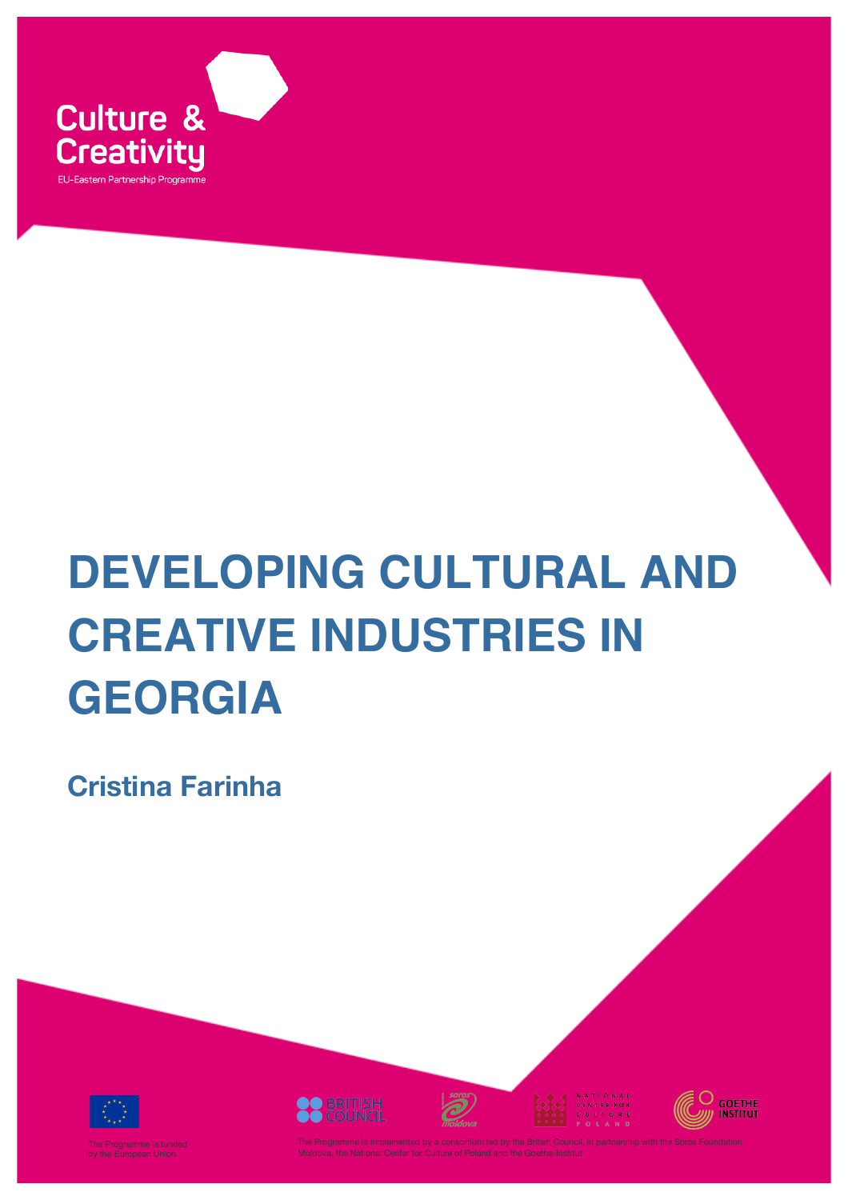Culture & Creativity

EU-Eastern Partnership Programme

# DEVELOPING CULTURAL AND CREATIVE INDUSTRIES IN GEORGIA

**Cristina Farinha**

The Programme is funded by the European Union

The Programme is implemented by a consortium led by the British Council, in partnership with the Soros Foundation Moldova, the National Center for Culture of Poland and the Goethe-Institut.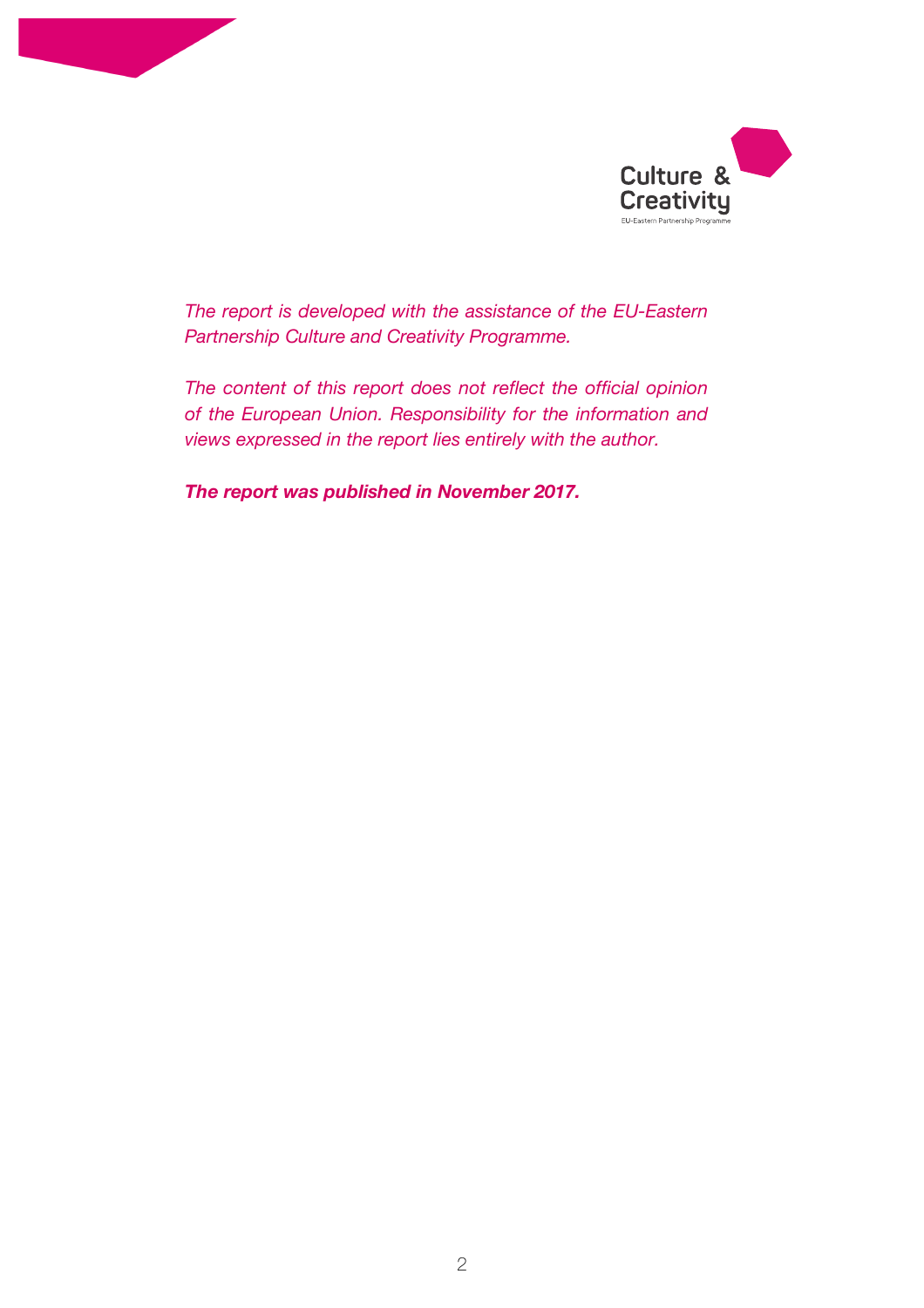Culture & Creativity
EU-Eastern Partnership Programme

*The report is developed with the assistance of the EU-Eastern Partnership Culture and Creativity Programme.*

*The content of this report does not reflect the official opinion of the European Union. Responsibility for the information and views expressed in the report lies entirely with the author.*

***The report was published in November 2017.***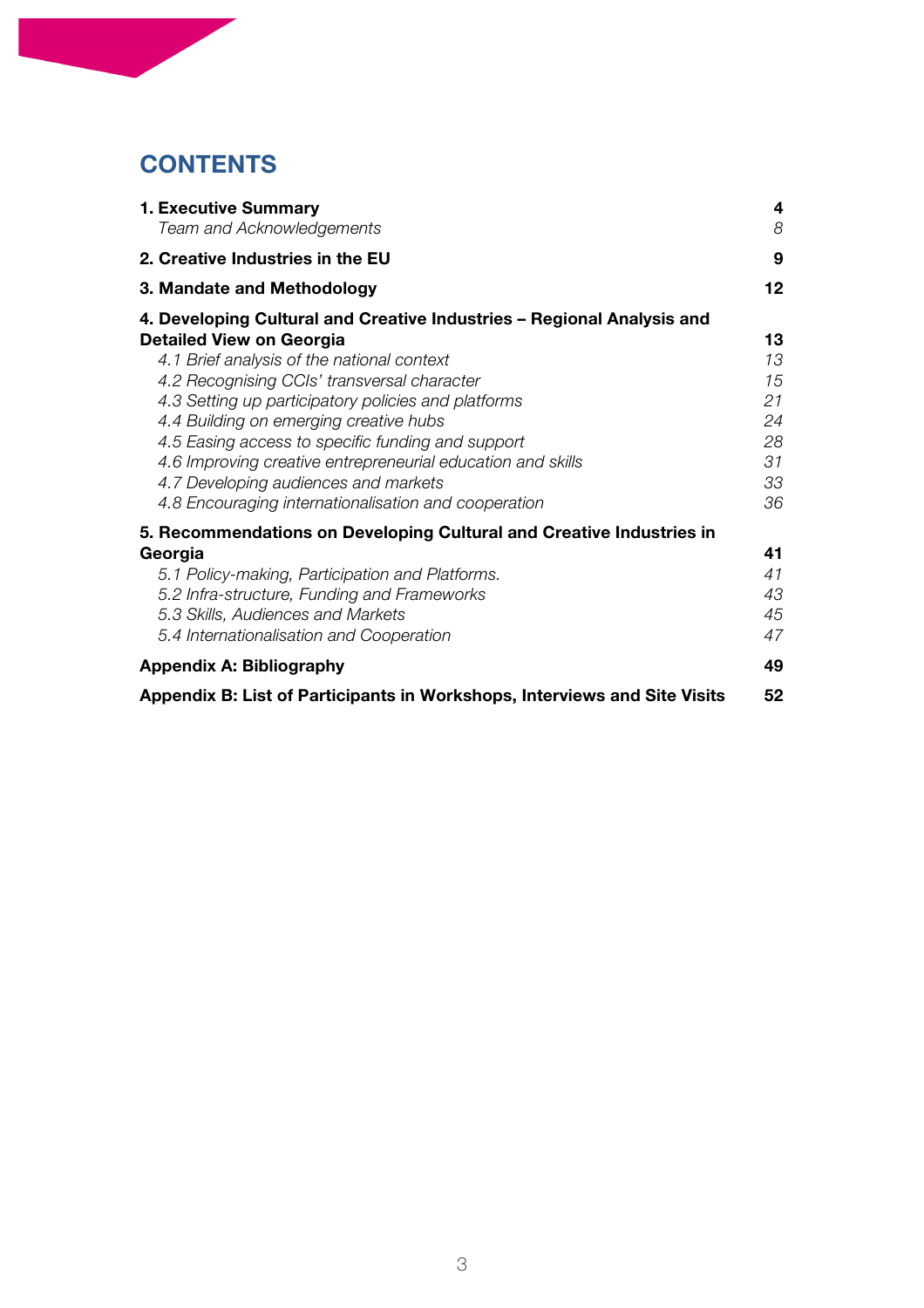# CONTENTS

| | |
|---|---|
| **1. Executive Summary** | **4** |
| *Team and Acknowledgements* | *8* |
| **2. Creative Industries in the EU** | **9** |
| **3. Mandate and Methodology** | **12** |
| **4. Developing Cultural and Creative Industries – Regional Analysis and Detailed View on Georgia** | **13** |
| *4.1 Brief analysis of the national context* | *13* |
| *4.2 Recognising CCIs' transversal character* | *15* |
| *4.3 Setting up participatory policies and platforms* | *21* |
| *4.4 Building on emerging creative hubs* | *24* |
| *4.5 Easing access to specific funding and support* | *28* |
| *4.6 Improving creative entrepreneurial education and skills* | *31* |
| *4.7 Developing audiences and markets* | *33* |
| *4.8 Encouraging internationalisation and cooperation* | *36* |
| **5. Recommendations on Developing Cultural and Creative Industries in Georgia** | **41** |
| *5.1 Policy-making, Participation and Platforms.* | *41* |
| *5.2 Infra-structure, Funding and Frameworks* | *43* |
| *5.3 Skills, Audiences and Markets* | *45* |
| *5.4 Internationalisation and Cooperation* | *47* |
| **Appendix A: Bibliography** | **49** |
| **Appendix B: List of Participants in Workshops, Interviews and Site Visits** | **52** |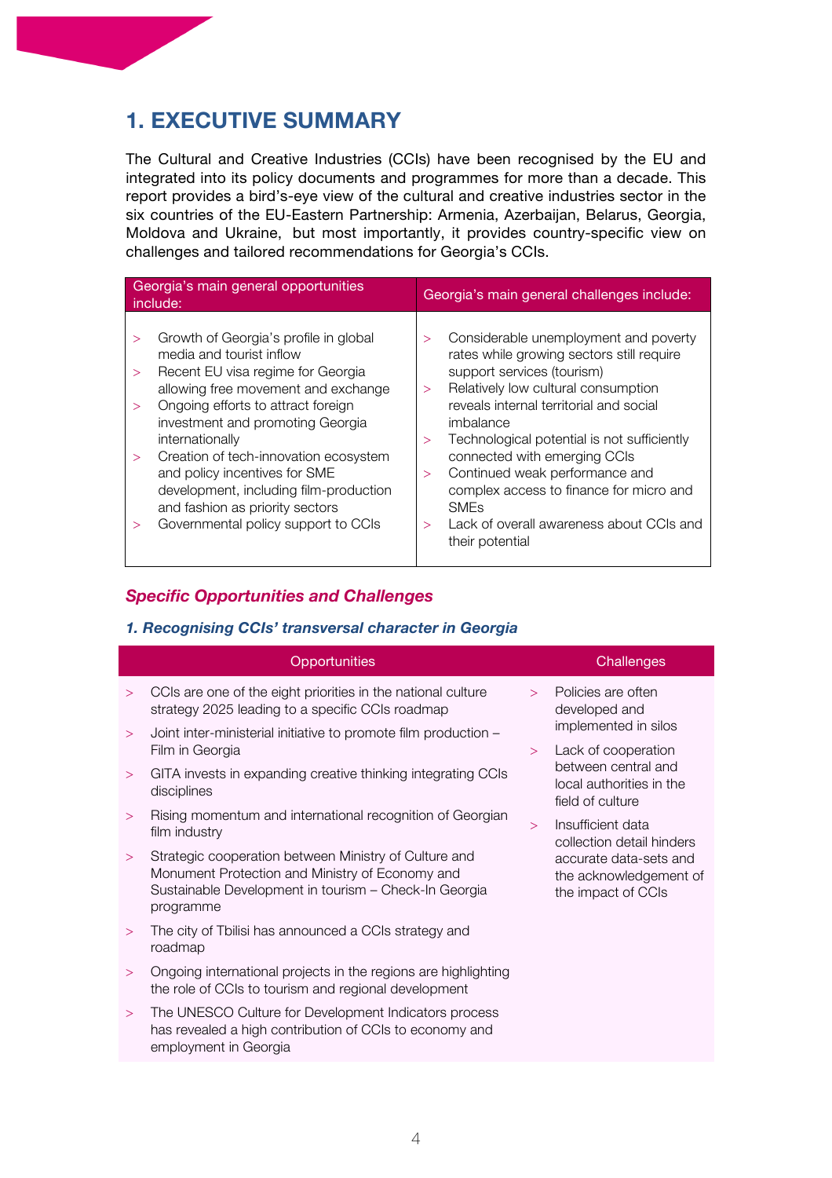# 1. EXECUTIVE SUMMARY

The Cultural and Creative Industries (CCIs) have been recognised by the EU and integrated into its policy documents and programmes for more than a decade. This report provides a bird's-eye view of the cultural and creative industries sector in the six countries of the EU-Eastern Partnership: Armenia, Azerbaijan, Belarus, Georgia, Moldova and Ukraine, but most importantly, it provides country-specific view on challenges and tailored recommendations for Georgia's CCIs.

| Georgia's main general opportunities include: | Georgia's main general challenges include: |
|---|---|
| > Growth of Georgia's profile in global media and tourist inflow<br>> Recent EU visa regime for Georgia allowing free movement and exchange<br>> Ongoing efforts to attract foreign investment and promoting Georgia internationally<br>> Creation of tech-innovation ecosystem and policy incentives for SME development, including film-production and fashion as priority sectors<br>> Governmental policy support to CCIs | > Considerable unemployment and poverty rates while growing sectors still require support services (tourism)<br>> Relatively low cultural consumption reveals internal territorial and social imbalance<br>> Technological potential is not sufficiently connected with emerging CCIs<br>> Continued weak performance and complex access to finance for micro and SMEs<br>> Lack of overall awareness about CCIs and their potential |

## *Specific Opportunities and Challenges*

### *1. Recognising CCIs' transversal character in Georgia*

| Opportunities | Challenges |
|---|---|
| > CCIs are one of the eight priorities in the national culture strategy 2025 leading to a specific CCIs roadmap<br>> Joint inter-ministerial initiative to promote film production – Film in Georgia<br>> GITA invests in expanding creative thinking integrating CCIs disciplines<br>> Rising momentum and international recognition of Georgian film industry<br>> Strategic cooperation between Ministry of Culture and Monument Protection and Ministry of Economy and Sustainable Development in tourism – Check-In Georgia programme<br>> The city of Tbilisi has announced a CCIs strategy and roadmap<br>> Ongoing international projects in the regions are highlighting the role of CCIs to tourism and regional development<br>> The UNESCO Culture for Development Indicators process has revealed a high contribution of CCIs to economy and employment in Georgia | > Policies are often developed and implemented in silos<br>> Lack of cooperation between central and local authorities in the field of culture<br>> Insufficient data collection detail hinders accurate data-sets and the acknowledgement of the impact of CCIs |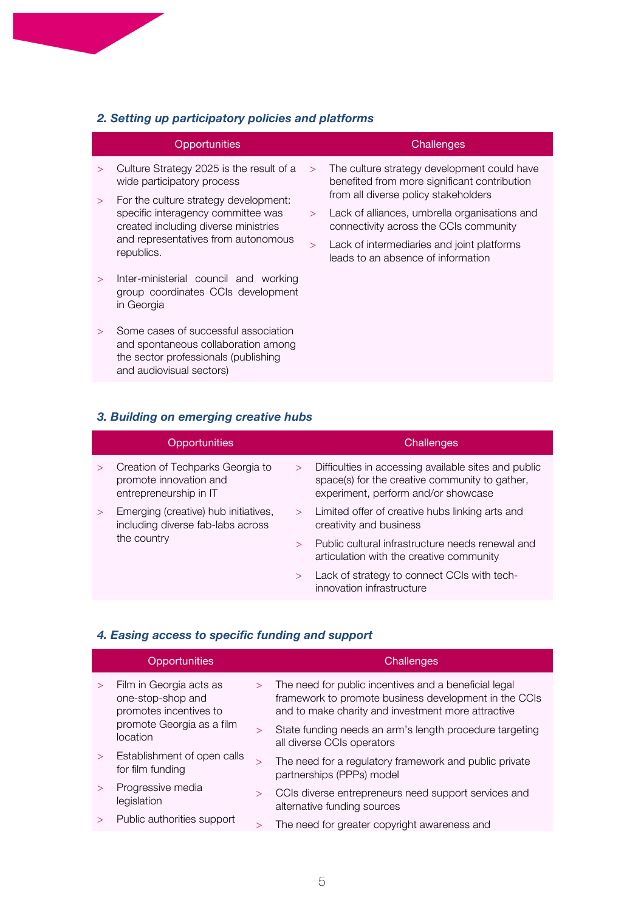### *2. Setting up participatory policies and platforms*

| Opportunities | Challenges |
|---|---|
| > Culture Strategy 2025 is the result of a wide participatory process<br>> For the culture strategy development: specific interagency committee was created including diverse ministries and representatives from autonomous republics.<br>> Inter-ministerial council and working group coordinates CCIs development in Georgia<br>> Some cases of successful association and spontaneous collaboration among the sector professionals (publishing and audiovisual sectors) | > The culture strategy development could have benefited from more significant contribution from all diverse policy stakeholders<br>> Lack of alliances, umbrella organisations and connectivity across the CCIs community<br>> Lack of intermediaries and joint platforms leads to an absence of information |

### *3. Building on emerging creative hubs*

| Opportunities | Challenges |
|---|---|
| > Creation of Techparks Georgia to promote innovation and entrepreneurship in IT<br>> Emerging (creative) hub initiatives, including diverse fab-labs across the country | > Difficulties in accessing available sites and public space(s) for the creative community to gather, experiment, perform and/or showcase<br>> Limited offer of creative hubs linking arts and creativity and business<br>> Public cultural infrastructure needs renewal and articulation with the creative community<br>> Lack of strategy to connect CCIs with tech-innovation infrastructure |

### *4. Easing access to specific funding and support*

| Opportunities | Challenges |
|---|---|
| > Film in Georgia acts as one-stop-shop and promotes incentives to promote Georgia as a film location<br>> Establishment of open calls for film funding<br>> Progressive media legislation<br>> Public authorities support | > The need for public incentives and a beneficial legal framework to promote business development in the CCIs and to make charity and investment more attractive<br>> State funding needs an arm's length procedure targeting all diverse CCIs operators<br>> The need for a regulatory framework and public private partnerships (PPPs) model<br>> CCIs diverse entrepreneurs need support services and alternative funding sources<br>> The need for greater copyright awareness and |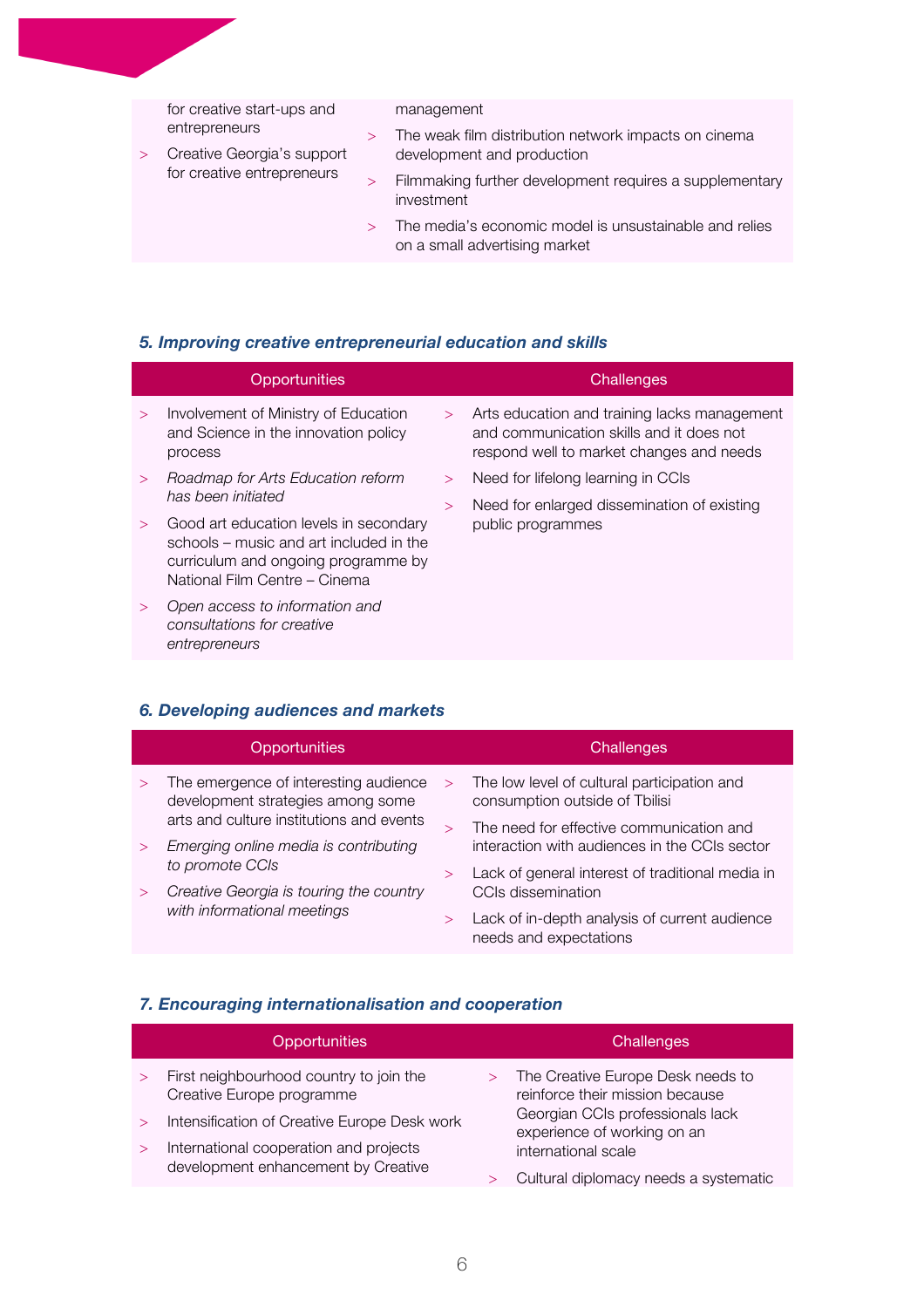| Opportunities | Challenges |
|---|---|
| > for creative start-ups and entrepreneurs<br>> Creative Georgia's support for creative entrepreneurs | > management<br>> The weak film distribution network impacts on cinema development and production<br>> Filmmaking further development requires a supplementary investment<br>> The media's economic model is unsustainable and relies on a small advertising market |

### *5. Improving creative entrepreneurial education and skills*

| Opportunities | Challenges |
|---|---|
| > Involvement of Ministry of Education and Science in the innovation policy process<br>> *Roadmap for Arts Education reform has been initiated*<br>> Good art education levels in secondary schools – music and art included in the curriculum and ongoing programme by National Film Centre – Cinema<br>> *Open access to information and consultations for creative entrepreneurs* | > Arts education and training lacks management and communication skills and it does not respond well to market changes and needs<br>> Need for lifelong learning in CCIs<br>> Need for enlarged dissemination of existing public programmes |

### *6. Developing audiences and markets*

| Opportunities | Challenges |
|---|---|
| > The emergence of interesting audience development strategies among some arts and culture institutions and events<br>> *Emerging online media is contributing to promote CCIs*<br>> *Creative Georgia is touring the country with informational meetings* | > The low level of cultural participation and consumption outside of Tbilisi<br>> The need for effective communication and interaction with audiences in the CCIs sector<br>> Lack of general interest of traditional media in CCIs dissemination<br>> Lack of in-depth analysis of current audience needs and expectations |

### *7. Encouraging internationalisation and cooperation*

| Opportunities | Challenges |
|---|---|
| > First neighbourhood country to join the Creative Europe programme<br>> Intensification of Creative Europe Desk work<br>> International cooperation and projects development enhancement by Creative | > The Creative Europe Desk needs to reinforce their mission because Georgian CCIs professionals lack experience of working on an international scale<br>> Cultural diplomacy needs a systematic |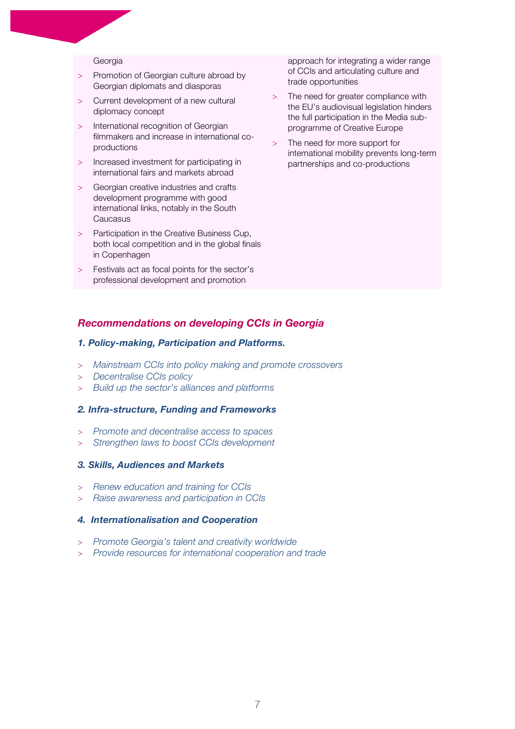Georgia

- Promotion of Georgian culture abroad by Georgian diplomats and diasporas
- Current development of a new cultural diplomacy concept
- International recognition of Georgian filmmakers and increase in international co-productions
- Increased investment for participating in international fairs and markets abroad
- Georgian creative industries and crafts development programme with good international links, notably in the South Caucasus
- Participation in the Creative Business Cup, both local competition and in the global finals in Copenhagen
- Festivals act as focal points for the sector's professional development and promotion

approach for integrating a wider range of CCIs and articulating culture and trade opportunities

- The need for greater compliance with the EU's audiovisual legislation hinders the full participation in the Media sub-programme of Creative Europe
- The need for more support for international mobility prevents long-term partnerships and co-productions

## *Recommendations on developing CCIs in Georgia*

### *1. Policy-making, Participation and Platforms.*

- *Mainstream CCIs into policy making and promote crossovers*
- *Decentralise CCIs policy*
- *Build up the sector's alliances and platforms*

### *2. Infra-structure, Funding and Frameworks*

- *Promote and decentralise access to spaces*
- *Strengthen laws to boost CCIs development*

### *3. Skills, Audiences and Markets*

- *Renew education and training for CCIs*
- *Raise awareness and participation in CCIs*

### *4. Internationalisation and Cooperation*

- *Promote Georgia's talent and creativity worldwide*
- *Provide resources for international cooperation and trade*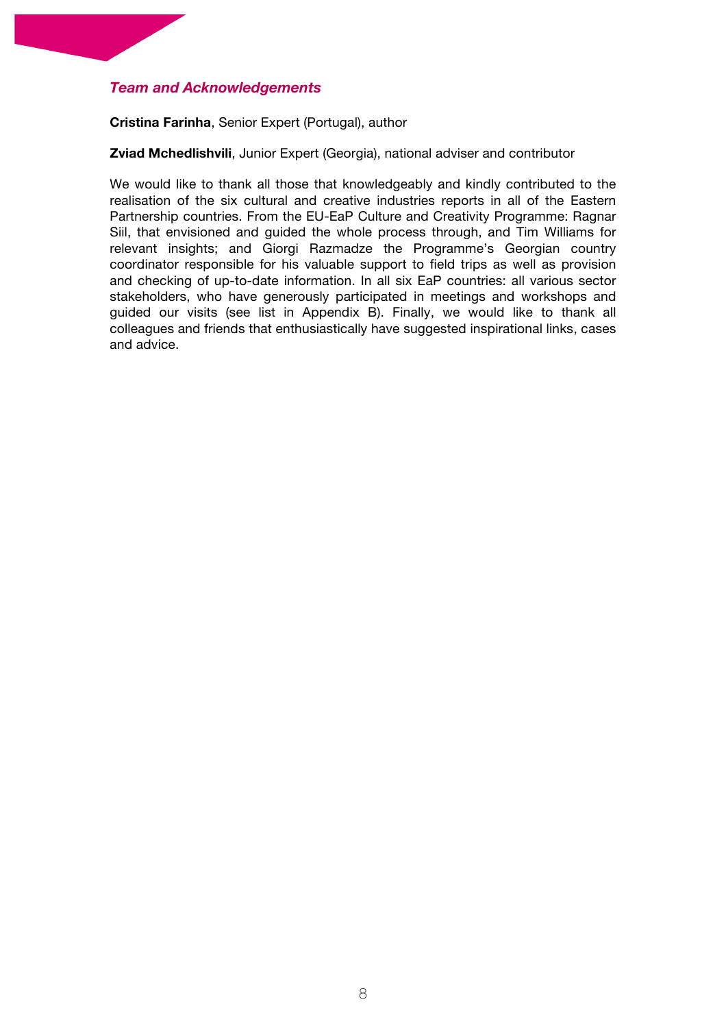## *Team and Acknowledgements*

**Cristina Farinha**, Senior Expert (Portugal), author

**Zviad Mchedlishvili**, Junior Expert (Georgia), national adviser and contributor

We would like to thank all those that knowledgeably and kindly contributed to the realisation of the six cultural and creative industries reports in all of the Eastern Partnership countries. From the EU-EaP Culture and Creativity Programme: Ragnar Siil, that envisioned and guided the whole process through, and Tim Williams for relevant insights; and Giorgi Razmadze the Programme's Georgian country coordinator responsible for his valuable support to field trips as well as provision and checking of up-to-date information. In all six EaP countries: all various sector stakeholders, who have generously participated in meetings and workshops and guided our visits (see list in Appendix B). Finally, we would like to thank all colleagues and friends that enthusiastically have suggested inspirational links, cases and advice.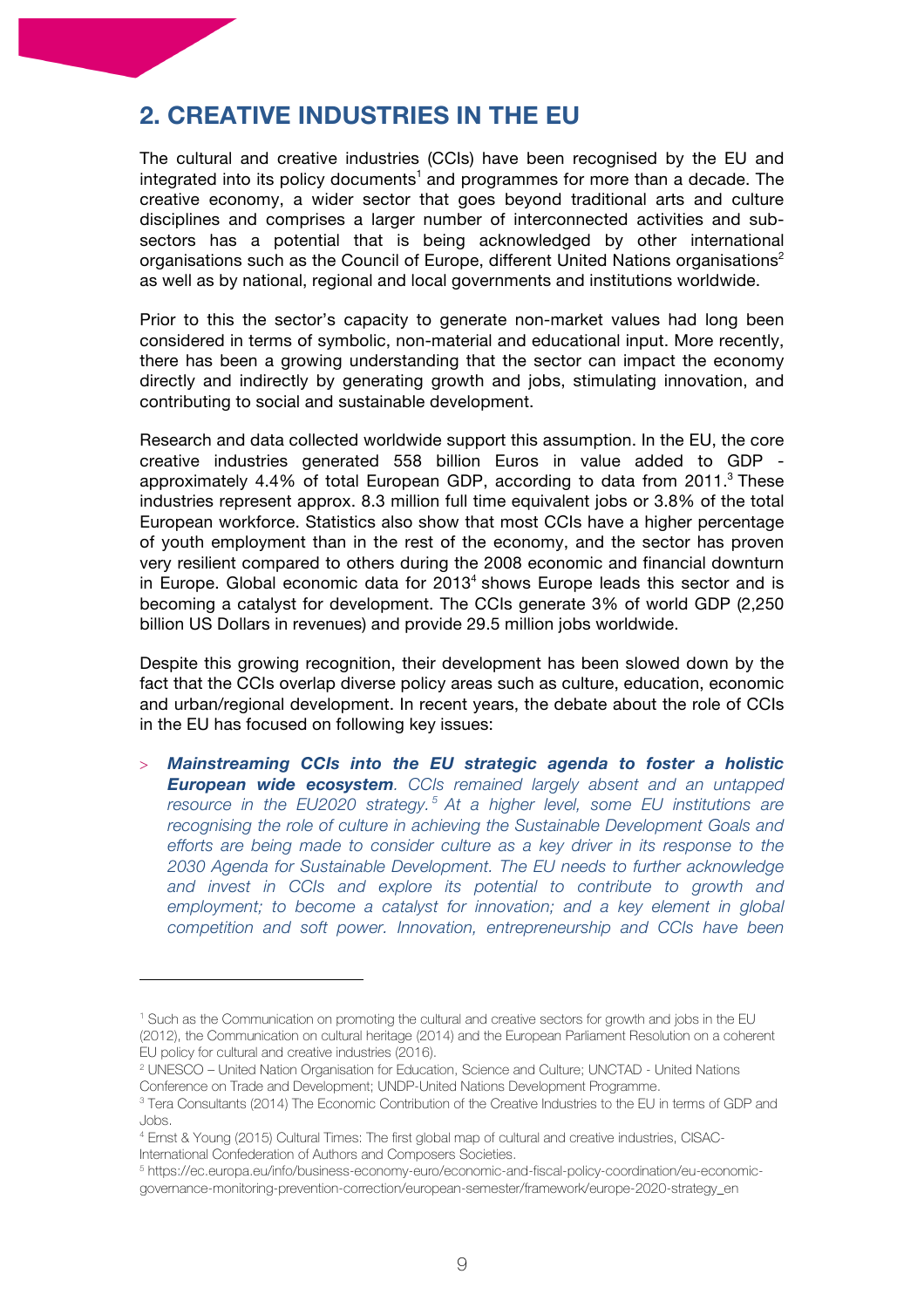## 2. CREATIVE INDUSTRIES IN THE EU

The cultural and creative industries (CCIs) have been recognised by the EU and integrated into its policy documents[1] and programmes for more than a decade. The creative economy, a wider sector that goes beyond traditional arts and culture disciplines and comprises a larger number of interconnected activities and sub-sectors has a potential that is being acknowledged by other international organisations such as the Council of Europe, different United Nations organisations[2] as well as by national, regional and local governments and institutions worldwide.

Prior to this the sector's capacity to generate non-market values had long been considered in terms of symbolic, non-material and educational input. More recently, there has been a growing understanding that the sector can impact the economy directly and indirectly by generating growth and jobs, stimulating innovation, and contributing to social and sustainable development.

Research and data collected worldwide support this assumption. In the EU, the core creative industries generated 558 billion Euros in value added to GDP - approximately 4.4% of total European GDP, according to data from 2011.[3] These industries represent approx. 8.3 million full time equivalent jobs or 3.8% of the total European workforce. Statistics also show that most CCIs have a higher percentage of youth employment than in the rest of the economy, and the sector has proven very resilient compared to others during the 2008 economic and financial downturn in Europe. Global economic data for 2013[4] shows Europe leads this sector and is becoming a catalyst for development. The CCIs generate 3% of world GDP (2,250 billion US Dollars in revenues) and provide 29.5 million jobs worldwide.

Despite this growing recognition, their development has been slowed down by the fact that the CCIs overlap diverse policy areas such as culture, education, economic and urban/regional development. In recent years, the debate about the role of CCIs in the EU has focused on following key issues:

- ***Mainstreaming CCIs into the EU strategic agenda to foster a holistic European wide ecosystem****. CCIs remained largely absent and an untapped resource in the EU2020 strategy.[5] At a higher level, some EU institutions are recognising the role of culture in achieving the Sustainable Development Goals and efforts are being made to consider culture as a key driver in its response to the 2030 Agenda for Sustainable Development. The EU needs to further acknowledge and invest in CCIs and explore its potential to contribute to growth and employment; to become a catalyst for innovation; and a key element in global competition and soft power. Innovation, entrepreneurship and CCIs have been*

---

[1] Such as the Communication on promoting the cultural and creative sectors for growth and jobs in the EU (2012), the Communication on cultural heritage (2014) and the European Parliament Resolution on a coherent EU policy for cultural and creative industries (2016).

[2] UNESCO – United Nation Organisation for Education, Science and Culture; UNCTAD - United Nations Conference on Trade and Development; UNDP-United Nations Development Programme.

[3] Tera Consultants (2014) The Economic Contribution of the Creative Industries to the EU in terms of GDP and Jobs.

[4] Ernst & Young (2015) Cultural Times: The first global map of cultural and creative industries, CISAC-International Confederation of Authors and Composers Societies.

[5] https://ec.europa.eu/info/business-economy-euro/economic-and-fiscal-policy-coordination/eu-economic-governance-monitoring-prevention-correction/european-semester/framework/europe-2020-strategy_en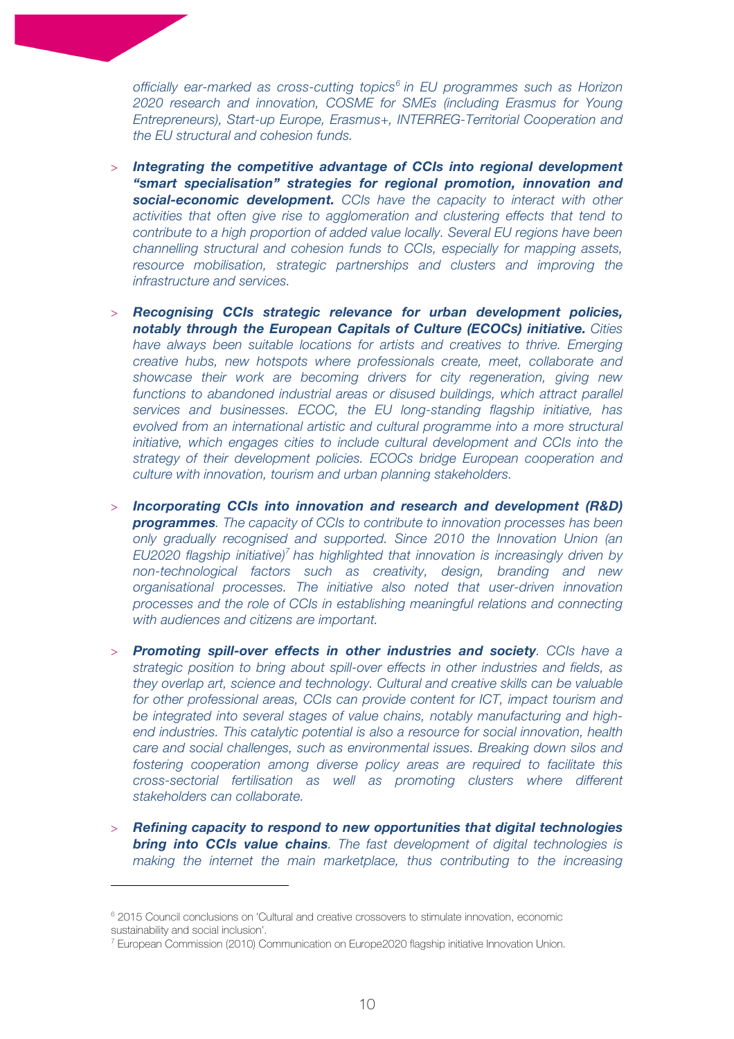*officially ear-marked as cross-cutting topics[6] in EU programmes such as Horizon 2020 research and innovation, COSME for SMEs (including Erasmus for Young Entrepreneurs), Start-up Europe, Erasmus+, INTERREG-Territorial Cooperation and the EU structural and cohesion funds.*

- ***Integrating the competitive advantage of CCIs into regional development "smart specialisation" strategies for regional promotion, innovation and social-economic development.*** *CCIs have the capacity to interact with other activities that often give rise to agglomeration and clustering effects that tend to contribute to a high proportion of added value locally. Several EU regions have been channelling structural and cohesion funds to CCIs, especially for mapping assets, resource mobilisation, strategic partnerships and clusters and improving the infrastructure and services.*

- ***Recognising CCIs strategic relevance for urban development policies, notably through the European Capitals of Culture (ECOCs) initiative.*** *Cities have always been suitable locations for artists and creatives to thrive. Emerging creative hubs, new hotspots where professionals create, meet, collaborate and showcase their work are becoming drivers for city regeneration, giving new functions to abandoned industrial areas or disused buildings, which attract parallel services and businesses. ECOC, the EU long-standing flagship initiative, has evolved from an international artistic and cultural programme into a more structural initiative, which engages cities to include cultural development and CCIs into the strategy of their development policies. ECOCs bridge European cooperation and culture with innovation, tourism and urban planning stakeholders.*

- ***Incorporating CCIs into innovation and research and development (R&D) programmes****. The capacity of CCIs to contribute to innovation processes has been only gradually recognised and supported. Since 2010 the Innovation Union (an EU2020 flagship initiative)[7] has highlighted that innovation is increasingly driven by non-technological factors such as creativity, design, branding and new organisational processes. The initiative also noted that user-driven innovation processes and the role of CCIs in establishing meaningful relations and connecting with audiences and citizens are important.*

- ***Promoting spill-over effects in other industries and society****. CCIs have a strategic position to bring about spill-over effects in other industries and fields, as they overlap art, science and technology. Cultural and creative skills can be valuable for other professional areas, CCIs can provide content for ICT, impact tourism and be integrated into several stages of value chains, notably manufacturing and high-end industries. This catalytic potential is also a resource for social innovation, health care and social challenges, such as environmental issues. Breaking down silos and fostering cooperation among diverse policy areas are required to facilitate this cross-sectorial fertilisation as well as promoting clusters where different stakeholders can collaborate.*

- ***Refining capacity to respond to new opportunities that digital technologies bring into CCIs value chains****. The fast development of digital technologies is making the internet the main marketplace, thus contributing to the increasing*

---

[6] 2015 Council conclusions on 'Cultural and creative crossovers to stimulate innovation, economic sustainability and social inclusion'.

[7] European Commission (2010) Communication on Europe2020 flagship initiative Innovation Union.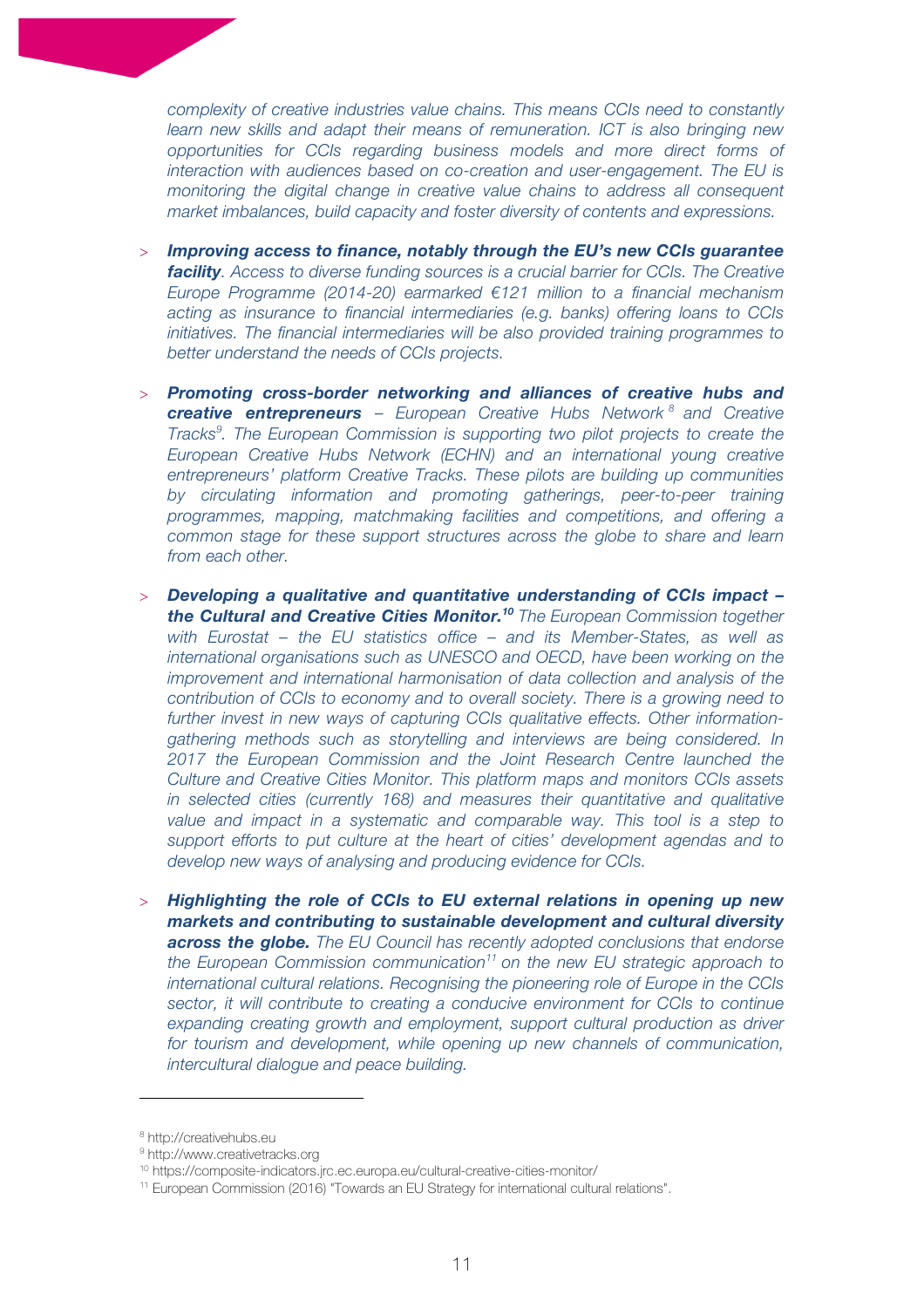*complexity of creative industries value chains. This means CCIs need to constantly learn new skills and adapt their means of remuneration. ICT is also bringing new opportunities for CCIs regarding business models and more direct forms of interaction with audiences based on co-creation and user-engagement. The EU is monitoring the digital change in creative value chains to address all consequent market imbalances, build capacity and foster diversity of contents and expressions.*

- ***Improving access to finance, notably through the EU's new CCIs guarantee facility****. Access to diverse funding sources is a crucial barrier for CCIs. The Creative Europe Programme (2014-20) earmarked €121 million to a financial mechanism acting as insurance to financial intermediaries (e.g. banks) offering loans to CCIs initiatives. The financial intermediaries will be also provided training programmes to better understand the needs of CCIs projects.*

- ***Promoting cross-border networking and alliances of creative hubs and creative entrepreneurs*** *– European Creative Hubs Network*[8] *and Creative Tracks*[9]*. The European Commission is supporting two pilot projects to create the European Creative Hubs Network (ECHN) and an international young creative entrepreneurs' platform Creative Tracks. These pilots are building up communities by circulating information and promoting gatherings, peer-to-peer training programmes, mapping, matchmaking facilities and competitions, and offering a common stage for these support structures across the globe to share and learn from each other.*

- ***Developing a qualitative and quantitative understanding of CCIs impact – the Cultural and Creative Cities Monitor.***[10] *The European Commission together with Eurostat – the EU statistics office – and its Member-States, as well as international organisations such as UNESCO and OECD, have been working on the improvement and international harmonisation of data collection and analysis of the contribution of CCIs to economy and to overall society. There is a growing need to further invest in new ways of capturing CCIs qualitative effects. Other information-gathering methods such as storytelling and interviews are being considered. In 2017 the European Commission and the Joint Research Centre launched the Culture and Creative Cities Monitor. This platform maps and monitors CCIs assets in selected cities (currently 168) and measures their quantitative and qualitative value and impact in a systematic and comparable way. This tool is a step to support efforts to put culture at the heart of cities' development agendas and to develop new ways of analysing and producing evidence for CCIs.*

- ***Highlighting the role of CCIs to EU external relations in opening up new markets and contributing to sustainable development and cultural diversity across the globe.*** *The EU Council has recently adopted conclusions that endorse the European Commission communication*[11] *on the new EU strategic approach to international cultural relations. Recognising the pioneering role of Europe in the CCIs sector, it will contribute to creating a conducive environment for CCIs to continue expanding creating growth and employment, support cultural production as driver for tourism and development, while opening up new channels of communication, intercultural dialogue and peace building.*

---

[8] http://creativehubs.eu

[9] http://www.creativetracks.org

[10] https://composite-indicators.jrc.ec.europa.eu/cultural-creative-cities-monitor/

[11] European Commission (2016) "Towards an EU Strategy for international cultural relations".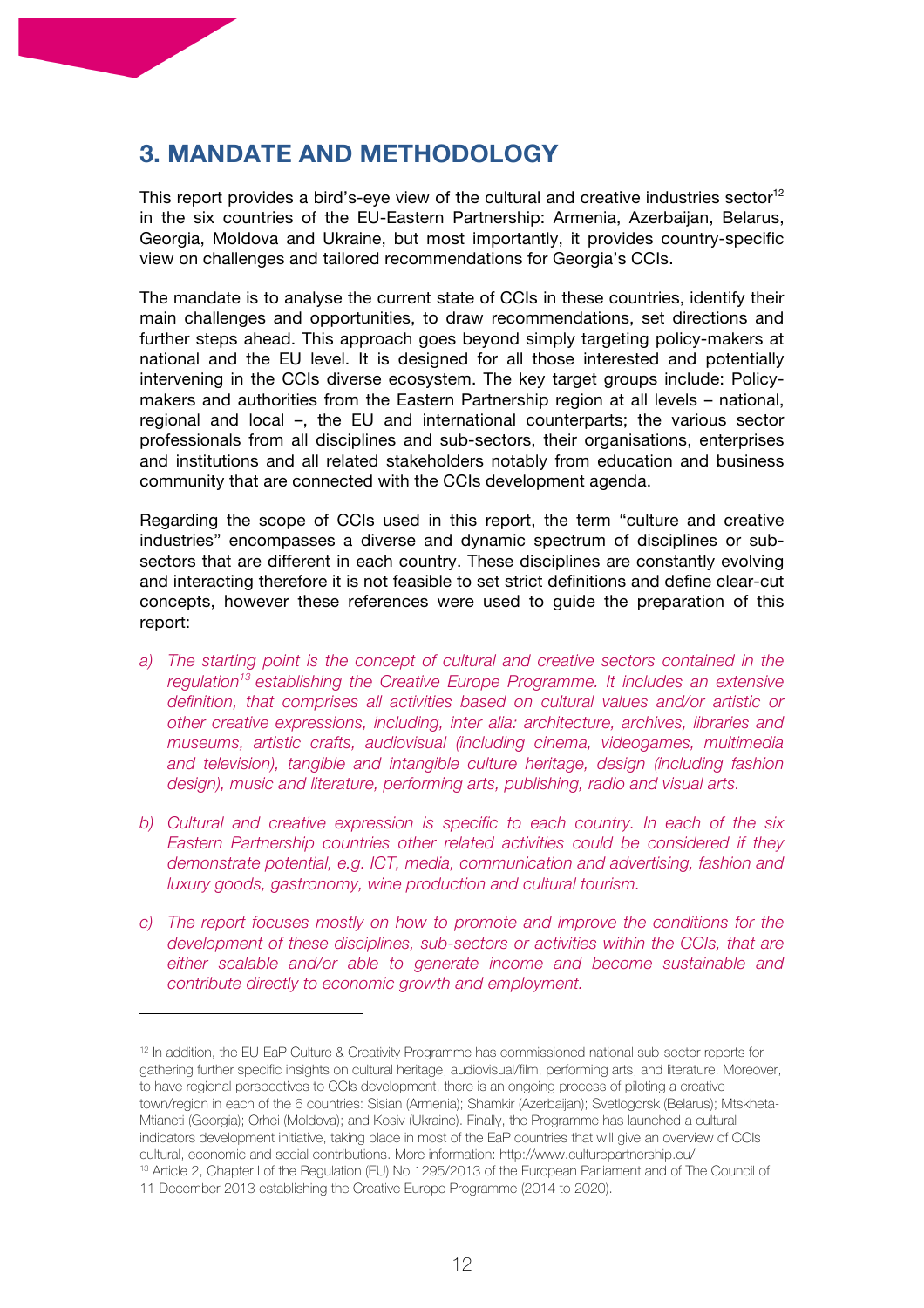## 3. MANDATE AND METHODOLOGY

This report provides a bird's-eye view of the cultural and creative industries sector[12] in the six countries of the EU-Eastern Partnership: Armenia, Azerbaijan, Belarus, Georgia, Moldova and Ukraine, but most importantly, it provides country-specific view on challenges and tailored recommendations for Georgia's CCIs.

The mandate is to analyse the current state of CCIs in these countries, identify their main challenges and opportunities, to draw recommendations, set directions and further steps ahead. This approach goes beyond simply targeting policy-makers at national and the EU level. It is designed for all those interested and potentially intervening in the CCIs diverse ecosystem. The key target groups include: Policy-makers and authorities from the Eastern Partnership region at all levels – national, regional and local –, the EU and international counterparts; the various sector professionals from all disciplines and sub-sectors, their organisations, enterprises and institutions and all related stakeholders notably from education and business community that are connected with the CCIs development agenda.

Regarding the scope of CCIs used in this report, the term "culture and creative industries" encompasses a diverse and dynamic spectrum of disciplines or sub-sectors that are different in each country. These disciplines are constantly evolving and interacting therefore it is not feasible to set strict definitions and define clear-cut concepts, however these references were used to guide the preparation of this report:

a) *The starting point is the concept of cultural and creative sectors contained in the regulation[13] establishing the Creative Europe Programme. It includes an extensive definition, that comprises all activities based on cultural values and/or artistic or other creative expressions, including, inter alia: architecture, archives, libraries and museums, artistic crafts, audiovisual (including cinema, videogames, multimedia and television), tangible and intangible culture heritage, design (including fashion design), music and literature, performing arts, publishing, radio and visual arts.*

b) *Cultural and creative expression is specific to each country. In each of the six Eastern Partnership countries other related activities could be considered if they demonstrate potential, e.g. ICT, media, communication and advertising, fashion and luxury goods, gastronomy, wine production and cultural tourism.*

c) *The report focuses mostly on how to promote and improve the conditions for the development of these disciplines, sub-sectors or activities within the CCIs, that are either scalable and/or able to generate income and become sustainable and contribute directly to economic growth and employment.*

---

[12] In addition, the EU-EaP Culture & Creativity Programme has commissioned national sub-sector reports for gathering further specific insights on cultural heritage, audiovisual/film, performing arts, and literature. Moreover, to have regional perspectives to CCIs development, there is an ongoing process of piloting a creative town/region in each of the 6 countries: Sisian (Armenia); Shamkir (Azerbaijan); Svetlogorsk (Belarus); Mtskheta-Mtianeti (Georgia); Orhei (Moldova); and Kosiv (Ukraine). Finally, the Programme has launched a cultural indicators development initiative, taking place in most of the EaP countries that will give an overview of CCIs cultural, economic and social contributions. More information: http://www.culturepartnership.eu/

[13] Article 2, Chapter I of the Regulation (EU) No 1295/2013 of the European Parliament and of The Council of 11 December 2013 establishing the Creative Europe Programme (2014 to 2020).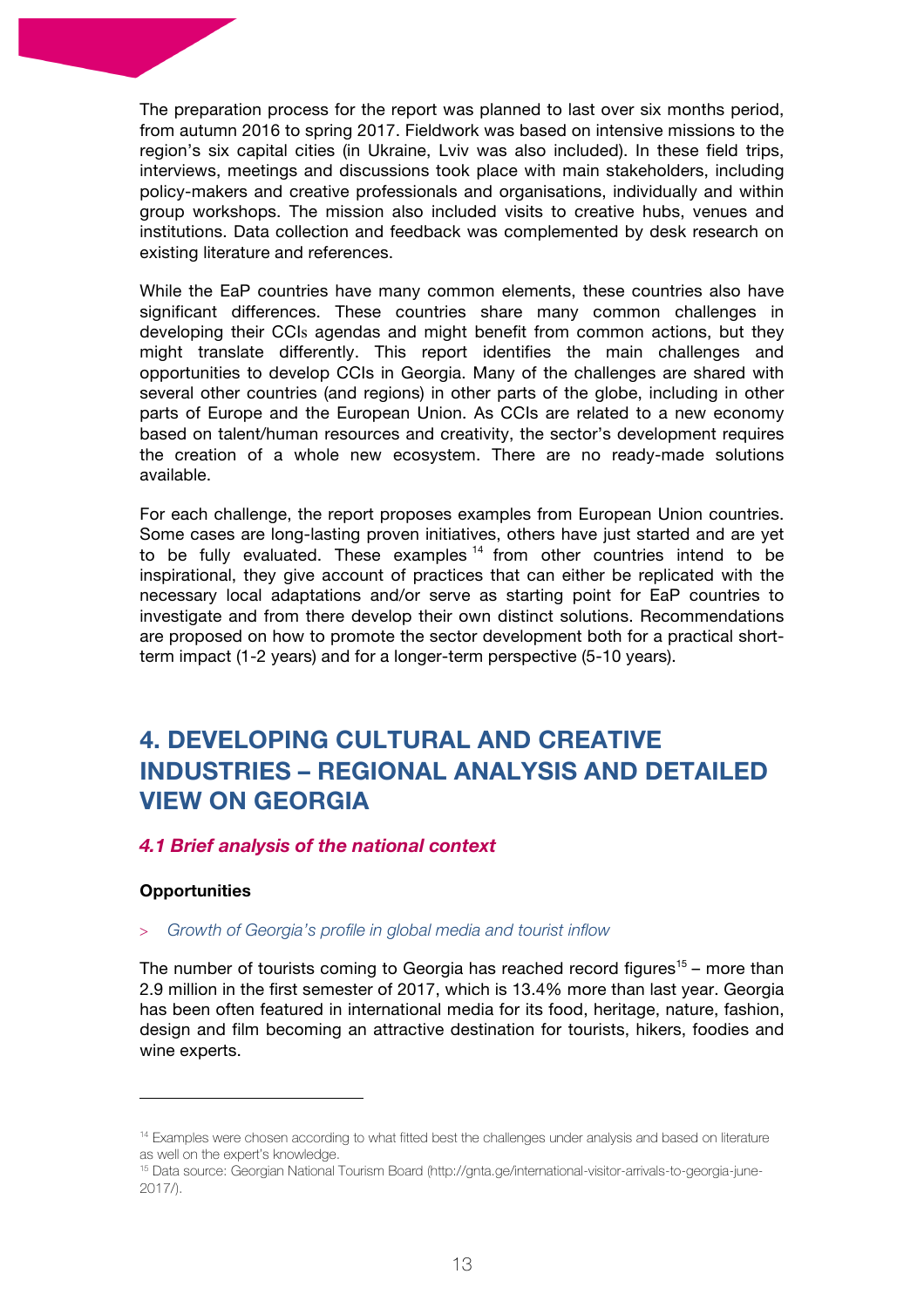The preparation process for the report was planned to last over six months period, from autumn 2016 to spring 2017. Fieldwork was based on intensive missions to the region's six capital cities (in Ukraine, Lviv was also included). In these field trips, interviews, meetings and discussions took place with main stakeholders, including policy-makers and creative professionals and organisations, individually and within group workshops. The mission also included visits to creative hubs, venues and institutions. Data collection and feedback was complemented by desk research on existing literature and references.

While the EaP countries have many common elements, these countries also have significant differences. These countries share many common challenges in developing their CCIs agendas and might benefit from common actions, but they might translate differently. This report identifies the main challenges and opportunities to develop CCIs in Georgia. Many of the challenges are shared with several other countries (and regions) in other parts of the globe, including in other parts of Europe and the European Union. As CCIs are related to a new economy based on talent/human resources and creativity, the sector's development requires the creation of a whole new ecosystem. There are no ready-made solutions available.

For each challenge, the report proposes examples from European Union countries. Some cases are long-lasting proven initiatives, others have just started and are yet to be fully evaluated. These examples [14] from other countries intend to be inspirational, they give account of practices that can either be replicated with the necessary local adaptations and/or serve as starting point for EaP countries to investigate and from there develop their own distinct solutions. Recommendations are proposed on how to promote the sector development both for a practical short-term impact (1-2 years) and for a longer-term perspective (5-10 years).

# 4. DEVELOPING CULTURAL AND CREATIVE INDUSTRIES – REGIONAL ANALYSIS AND DETAILED VIEW ON GEORGIA

## *4.1 Brief analysis of the national context*

**Opportunities**

> *Growth of Georgia's profile in global media and tourist inflow*

The number of tourists coming to Georgia has reached record figures[15] – more than 2.9 million in the first semester of 2017, which is 13.4% more than last year. Georgia has been often featured in international media for its food, heritage, nature, fashion, design and film becoming an attractive destination for tourists, hikers, foodies and wine experts.

---

[14] Examples were chosen according to what fitted best the challenges under analysis and based on literature as well on the expert's knowledge.

[15] Data source: Georgian National Tourism Board (http://gnta.ge/international-visitor-arrivals-to-georgia-june-2017/).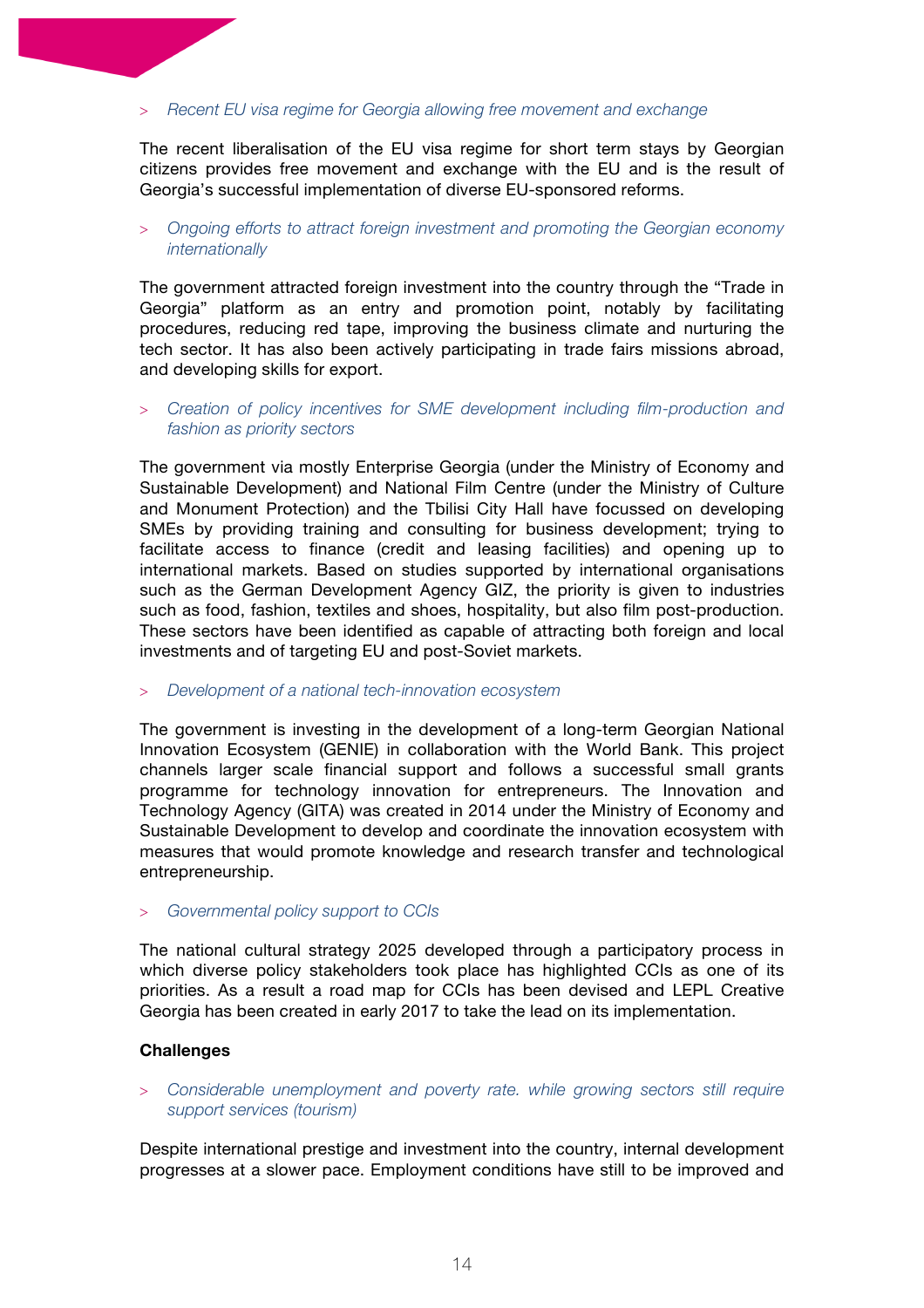> *Recent EU visa regime for Georgia allowing free movement and exchange*

The recent liberalisation of the EU visa regime for short term stays by Georgian citizens provides free movement and exchange with the EU and is the result of Georgia's successful implementation of diverse EU-sponsored reforms.

> *Ongoing efforts to attract foreign investment and promoting the Georgian economy internationally*

The government attracted foreign investment into the country through the "Trade in Georgia" platform as an entry and promotion point, notably by facilitating procedures, reducing red tape, improving the business climate and nurturing the tech sector. It has also been actively participating in trade fairs missions abroad, and developing skills for export.

> *Creation of policy incentives for SME development including film-production and fashion as priority sectors*

The government via mostly Enterprise Georgia (under the Ministry of Economy and Sustainable Development) and National Film Centre (under the Ministry of Culture and Monument Protection) and the Tbilisi City Hall have focussed on developing SMEs by providing training and consulting for business development; trying to facilitate access to finance (credit and leasing facilities) and opening up to international markets. Based on studies supported by international organisations such as the German Development Agency GIZ, the priority is given to industries such as food, fashion, textiles and shoes, hospitality, but also film post-production. These sectors have been identified as capable of attracting both foreign and local investments and of targeting EU and post-Soviet markets.

> *Development of a national tech-innovation ecosystem*

The government is investing in the development of a long-term Georgian National Innovation Ecosystem (GENIE) in collaboration with the World Bank. This project channels larger scale financial support and follows a successful small grants programme for technology innovation for entrepreneurs. The Innovation and Technology Agency (GITA) was created in 2014 under the Ministry of Economy and Sustainable Development to develop and coordinate the innovation ecosystem with measures that would promote knowledge and research transfer and technological entrepreneurship.

> *Governmental policy support to CCIs*

The national cultural strategy 2025 developed through a participatory process in which diverse policy stakeholders took place has highlighted CCIs as one of its priorities. As a result a road map for CCIs has been devised and LEPL Creative Georgia has been created in early 2017 to take the lead on its implementation.

**Challenges**

> *Considerable unemployment and poverty rate. while growing sectors still require support services (tourism)*

Despite international prestige and investment into the country, internal development progresses at a slower pace. Employment conditions have still to be improved and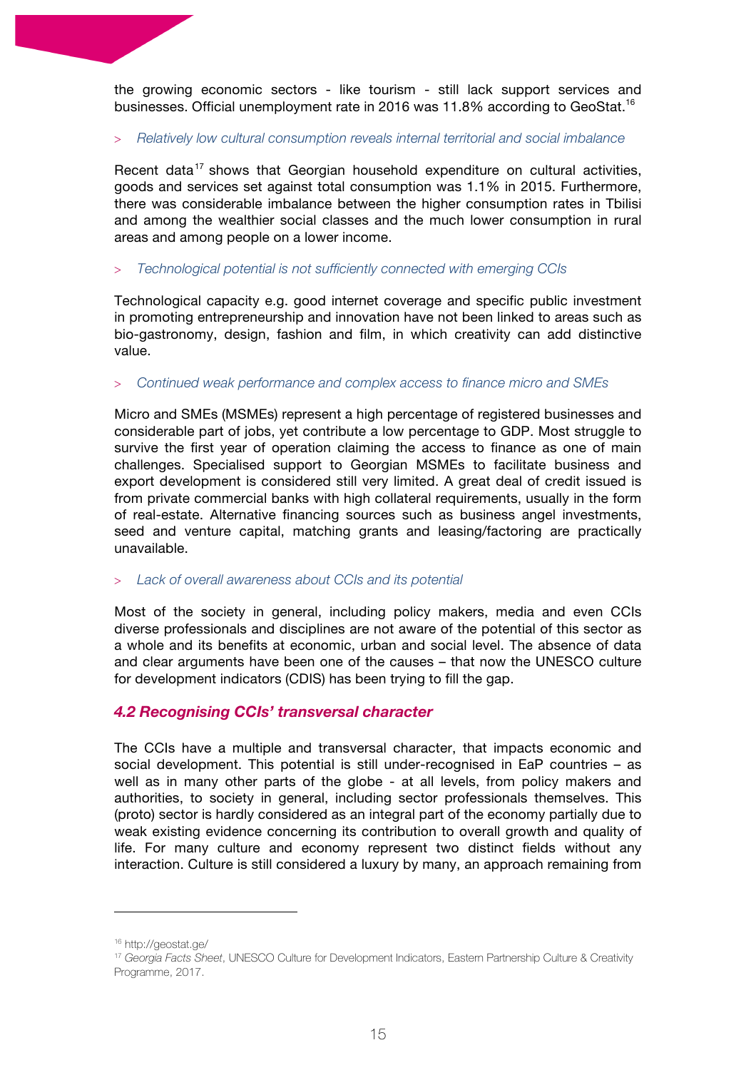the growing economic sectors - like tourism - still lack support services and businesses. Official unemployment rate in 2016 was 11.8% according to GeoStat.[16]

> *Relatively low cultural consumption reveals internal territorial and social imbalance*

Recent data[17] shows that Georgian household expenditure on cultural activities, goods and services set against total consumption was 1.1% in 2015. Furthermore, there was considerable imbalance between the higher consumption rates in Tbilisi and among the wealthier social classes and the much lower consumption in rural areas and among people on a lower income.

> *Technological potential is not sufficiently connected with emerging CCIs*

Technological capacity e.g. good internet coverage and specific public investment in promoting entrepreneurship and innovation have not been linked to areas such as bio-gastronomy, design, fashion and film, in which creativity can add distinctive value.

> *Continued weak performance and complex access to finance micro and SMEs*

Micro and SMEs (MSMEs) represent a high percentage of registered businesses and considerable part of jobs, yet contribute a low percentage to GDP. Most struggle to survive the first year of operation claiming the access to finance as one of main challenges. Specialised support to Georgian MSMEs to facilitate business and export development is considered still very limited. A great deal of credit issued is from private commercial banks with high collateral requirements, usually in the form of real-estate. Alternative financing sources such as business angel investments, seed and venture capital, matching grants and leasing/factoring are practically unavailable.

> *Lack of overall awareness about CCIs and its potential*

Most of the society in general, including policy makers, media and even CCIs diverse professionals and disciplines are not aware of the potential of this sector as a whole and its benefits at economic, urban and social level. The absence of data and clear arguments have been one of the causes – that now the UNESCO culture for development indicators (CDIS) has been trying to fill the gap.

### *4.2 Recognising CCIs' transversal character*

The CCIs have a multiple and transversal character, that impacts economic and social development. This potential is still under-recognised in EaP countries – as well as in many other parts of the globe - at all levels, from policy makers and authorities, to society in general, including sector professionals themselves. This (proto) sector is hardly considered as an integral part of the economy partially due to weak existing evidence concerning its contribution to overall growth and quality of life. For many culture and economy represent two distinct fields without any interaction. Culture is still considered a luxury by many, an approach remaining from

---

[16] http://geostat.ge/

[17] *Georgia Facts Sheet*, UNESCO Culture for Development Indicators, Eastern Partnership Culture & Creativity Programme, 2017.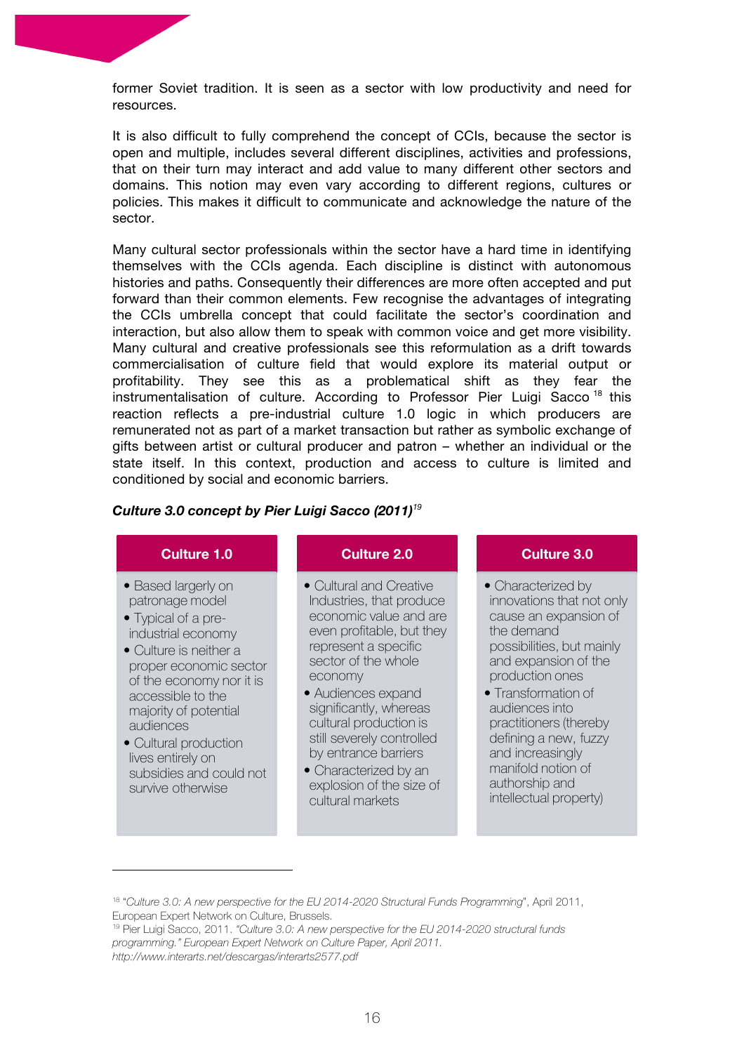former Soviet tradition. It is seen as a sector with low productivity and need for resources.

It is also difficult to fully comprehend the concept of CCIs, because the sector is open and multiple, includes several different disciplines, activities and professions, that on their turn may interact and add value to many different other sectors and domains. This notion may even vary according to different regions, cultures or policies. This makes it difficult to communicate and acknowledge the nature of the sector.

Many cultural sector professionals within the sector have a hard time in identifying themselves with the CCIs agenda. Each discipline is distinct with autonomous histories and paths. Consequently their differences are more often accepted and put forward than their common elements. Few recognise the advantages of integrating the CCIs umbrella concept that could facilitate the sector's coordination and interaction, but also allow them to speak with common voice and get more visibility. Many cultural and creative professionals see this reformulation as a drift towards commercialisation of culture field that would explore its material output or profitability. They see this as a problematical shift as they fear the instrumentalisation of culture. According to Professor Pier Luigi Sacco [18] this reaction reflects a pre-industrial culture 1.0 logic in which producers are remunerated not as part of a market transaction but rather as symbolic exchange of gifts between artist or cultural producer and patron – whether an individual or the state itself. In this context, production and access to culture is limited and conditioned by social and economic barriers.

***Culture 3.0 concept by Pier Luigi Sacco (2011)***[19]

| Culture 1.0 | Culture 2.0 | Culture 3.0 |
|---|---|---|
| • Based largely on patronage model<br>• Typical of a pre-industrial economy<br>• Culture is neither a proper economic sector of the economy nor it is accessible to the majority of potential audiences<br>• Cultural production lives entirely on subsidies and could not survive otherwise | • Cultural and Creative Industries, that produce economic value and are even profitable, but they represent a specific sector of the whole economy<br>• Audiences expand significantly, whereas cultural production is still severely controlled by entrance barriers<br>• Characterized by an explosion of the size of cultural markets | • Characterized by innovations that not only cause an expansion of the demand possibilities, but mainly and expansion of the production ones<br>• Transformation of audiences into practitioners (thereby defining a new, fuzzy and increasingly manifold notion of authorship and intellectual property) |

---

[18] "*Culture 3.0: A new perspective for the EU 2014-2020 Structural Funds Programming*", April 2011, European Expert Network on Culture, Brussels.

[19] Pier Luigi Sacco, 2011. *"Culture 3.0: A new perspective for the EU 2014-2020 structural funds programming." European Expert Network on Culture Paper, April 2011. http://www.interarts.net/descargas/interarts2577.pdf*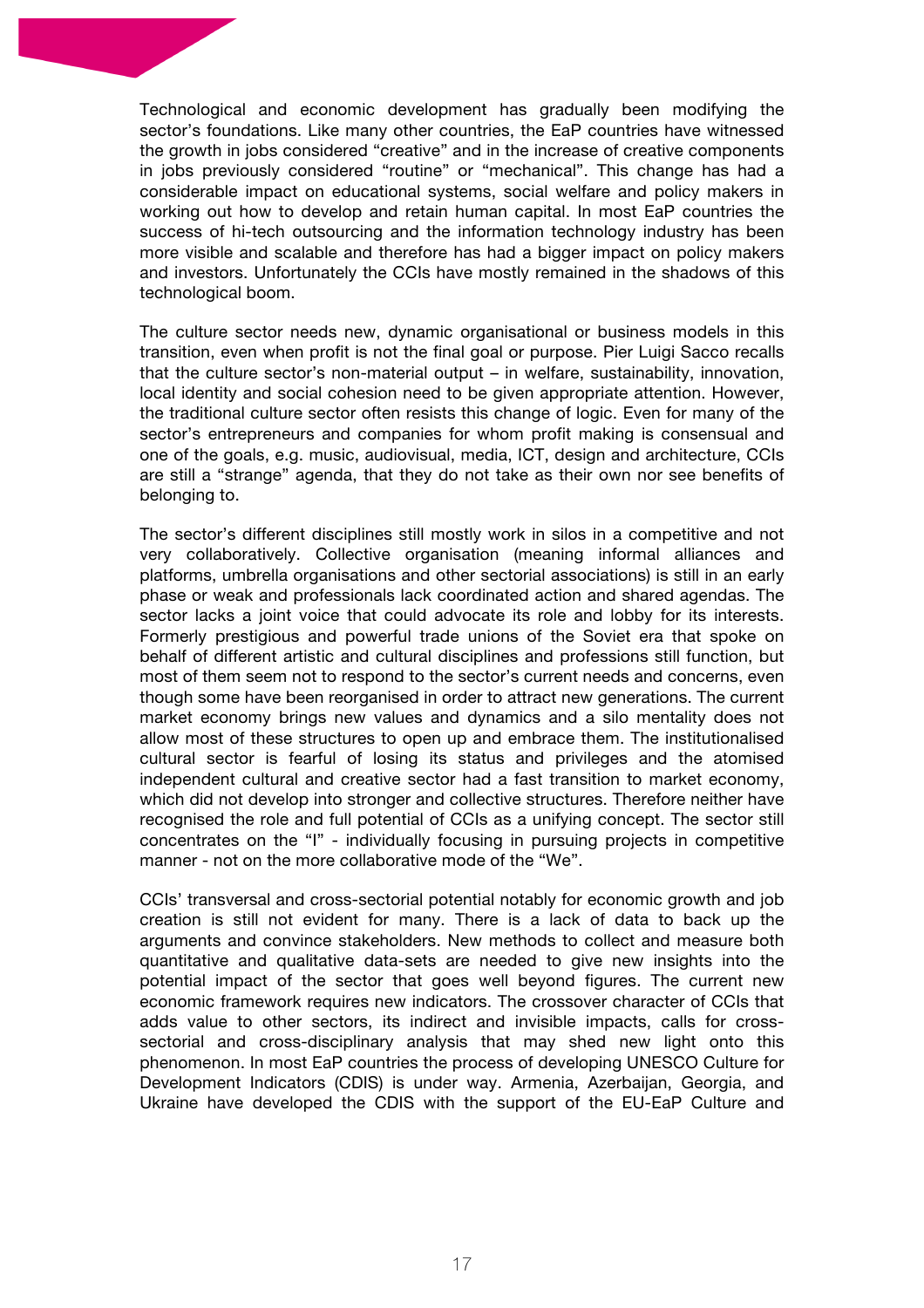Technological and economic development has gradually been modifying the sector's foundations. Like many other countries, the EaP countries have witnessed the growth in jobs considered "creative" and in the increase of creative components in jobs previously considered "routine" or "mechanical". This change has had a considerable impact on educational systems, social welfare and policy makers in working out how to develop and retain human capital. In most EaP countries the success of hi-tech outsourcing and the information technology industry has been more visible and scalable and therefore has had a bigger impact on policy makers and investors. Unfortunately the CCIs have mostly remained in the shadows of this technological boom.

The culture sector needs new, dynamic organisational or business models in this transition, even when profit is not the final goal or purpose. Pier Luigi Sacco recalls that the culture sector's non-material output – in welfare, sustainability, innovation, local identity and social cohesion need to be given appropriate attention. However, the traditional culture sector often resists this change of logic. Even for many of the sector's entrepreneurs and companies for whom profit making is consensual and one of the goals, e.g. music, audiovisual, media, ICT, design and architecture, CCIs are still a "strange" agenda, that they do not take as their own nor see benefits of belonging to.

The sector's different disciplines still mostly work in silos in a competitive and not very collaboratively. Collective organisation (meaning informal alliances and platforms, umbrella organisations and other sectorial associations) is still in an early phase or weak and professionals lack coordinated action and shared agendas. The sector lacks a joint voice that could advocate its role and lobby for its interests. Formerly prestigious and powerful trade unions of the Soviet era that spoke on behalf of different artistic and cultural disciplines and professions still function, but most of them seem not to respond to the sector's current needs and concerns, even though some have been reorganised in order to attract new generations. The current market economy brings new values and dynamics and a silo mentality does not allow most of these structures to open up and embrace them. The institutionalised cultural sector is fearful of losing its status and privileges and the atomised independent cultural and creative sector had a fast transition to market economy, which did not develop into stronger and collective structures. Therefore neither have recognised the role and full potential of CCIs as a unifying concept. The sector still concentrates on the "I" - individually focusing in pursuing projects in competitive manner - not on the more collaborative mode of the "We".

CCIs' transversal and cross-sectorial potential notably for economic growth and job creation is still not evident for many. There is a lack of data to back up the arguments and convince stakeholders. New methods to collect and measure both quantitative and qualitative data-sets are needed to give new insights into the potential impact of the sector that goes well beyond figures. The current new economic framework requires new indicators. The crossover character of CCIs that adds value to other sectors, its indirect and invisible impacts, calls for cross-sectorial and cross-disciplinary analysis that may shed new light onto this phenomenon. In most EaP countries the process of developing UNESCO Culture for Development Indicators (CDIS) is under way. Armenia, Azerbaijan, Georgia, and Ukraine have developed the CDIS with the support of the EU-EaP Culture and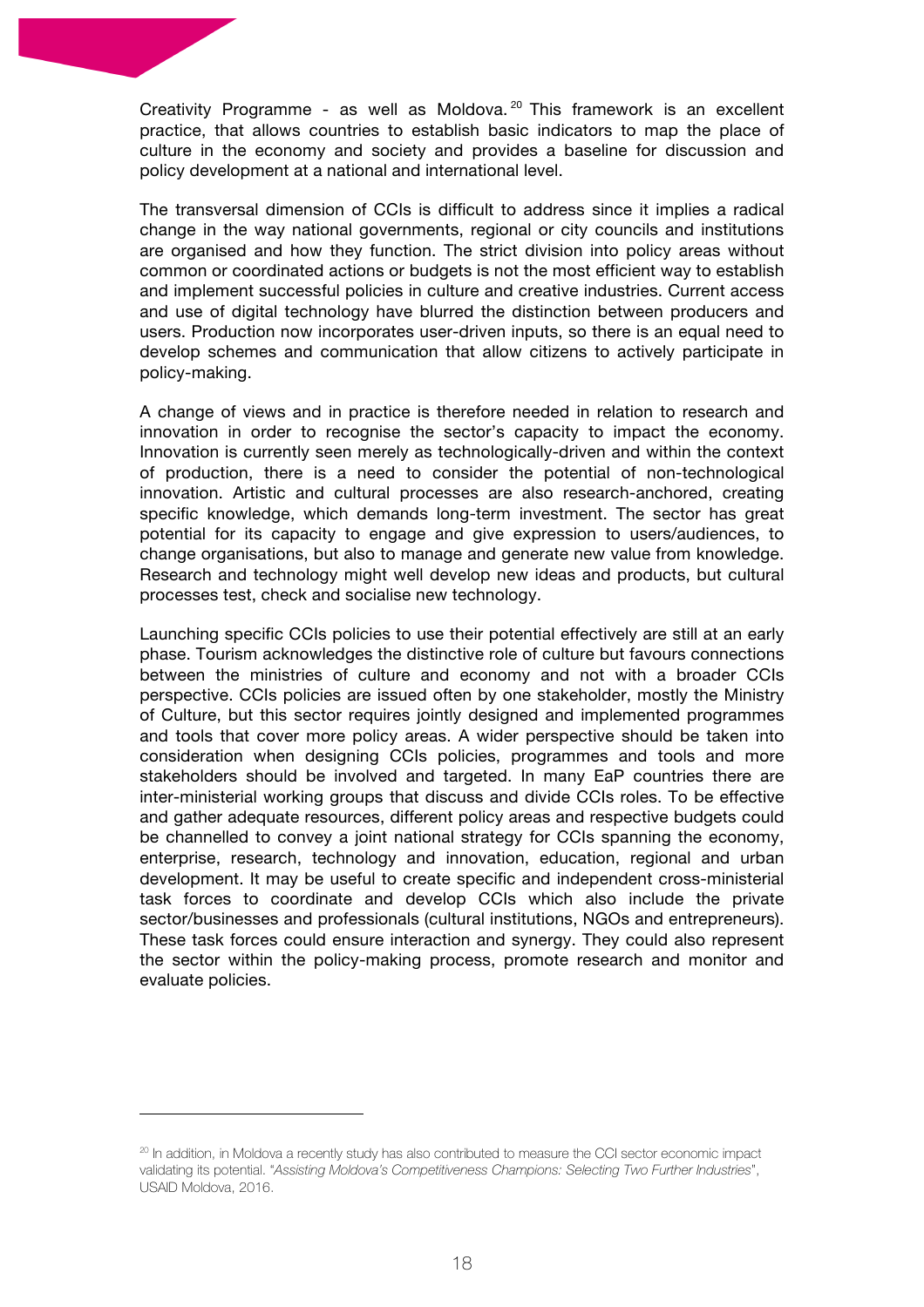Creativity Programme - as well as Moldova.[20] This framework is an excellent practice, that allows countries to establish basic indicators to map the place of culture in the economy and society and provides a baseline for discussion and policy development at a national and international level.

The transversal dimension of CCIs is difficult to address since it implies a radical change in the way national governments, regional or city councils and institutions are organised and how they function. The strict division into policy areas without common or coordinated actions or budgets is not the most efficient way to establish and implement successful policies in culture and creative industries. Current access and use of digital technology have blurred the distinction between producers and users. Production now incorporates user-driven inputs, so there is an equal need to develop schemes and communication that allow citizens to actively participate in policy-making.

A change of views and in practice is therefore needed in relation to research and innovation in order to recognise the sector's capacity to impact the economy. Innovation is currently seen merely as technologically-driven and within the context of production, there is a need to consider the potential of non-technological innovation. Artistic and cultural processes are also research-anchored, creating specific knowledge, which demands long-term investment. The sector has great potential for its capacity to engage and give expression to users/audiences, to change organisations, but also to manage and generate new value from knowledge. Research and technology might well develop new ideas and products, but cultural processes test, check and socialise new technology.

Launching specific CCIs policies to use their potential effectively are still at an early phase. Tourism acknowledges the distinctive role of culture but favours connections between the ministries of culture and economy and not with a broader CCIs perspective. CCIs policies are issued often by one stakeholder, mostly the Ministry of Culture, but this sector requires jointly designed and implemented programmes and tools that cover more policy areas. A wider perspective should be taken into consideration when designing CCIs policies, programmes and tools and more stakeholders should be involved and targeted. In many EaP countries there are inter-ministerial working groups that discuss and divide CCIs roles. To be effective and gather adequate resources, different policy areas and respective budgets could be channelled to convey a joint national strategy for CCIs spanning the economy, enterprise, research, technology and innovation, education, regional and urban development. It may be useful to create specific and independent cross-ministerial task forces to coordinate and develop CCIs which also include the private sector/businesses and professionals (cultural institutions, NGOs and entrepreneurs). These task forces could ensure interaction and synergy. They could also represent the sector within the policy-making process, promote research and monitor and evaluate policies.

---

[20] In addition, in Moldova a recently study has also contributed to measure the CCI sector economic impact validating its potential. "*Assisting Moldova's Competitiveness Champions: Selecting Two Further Industries*", USAID Moldova, 2016.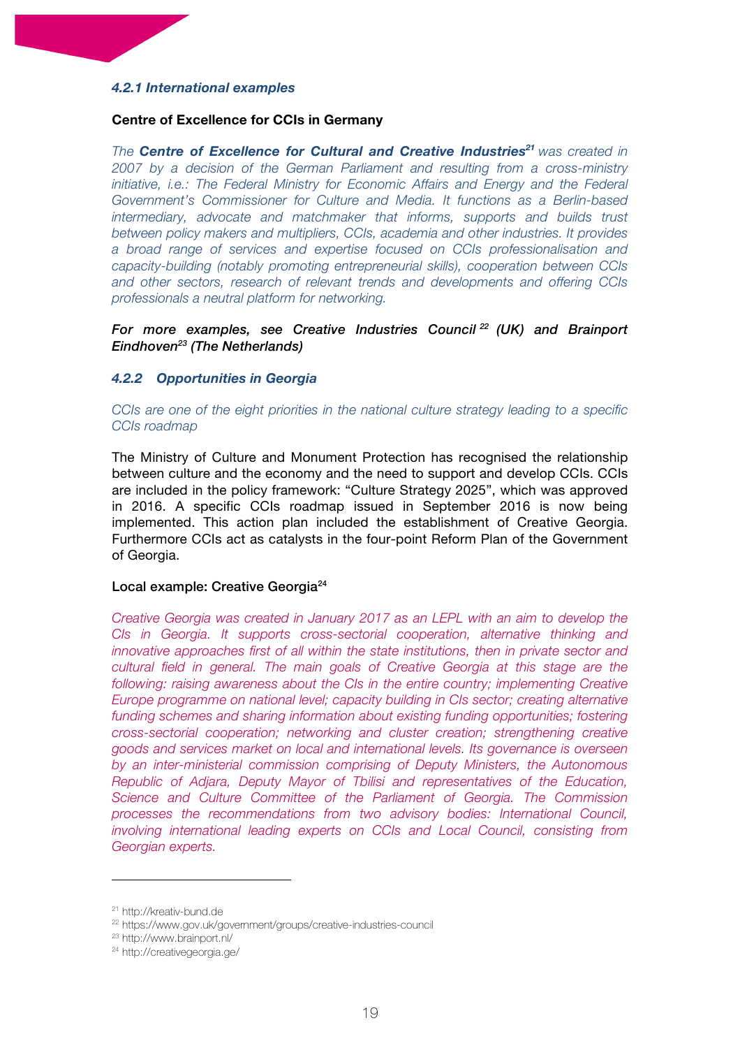### *4.2.1 International examples*

**Centre of Excellence for CCIs in Germany**

*The **Centre of Excellence for Cultural and Creative Industries**[21] was created in 2007 by a decision of the German Parliament and resulting from a cross-ministry initiative, i.e.: The Federal Ministry for Economic Affairs and Energy and the Federal Government's Commissioner for Culture and Media. It functions as a Berlin-based intermediary, advocate and matchmaker that informs, supports and builds trust between policy makers and multipliers, CCIs, academia and other industries. It provides a broad range of services and expertise focused on CCIs professionalisation and capacity-building (notably promoting entrepreneurial skills), cooperation between CCIs and other sectors, research of relevant trends and developments and offering CCIs professionals a neutral platform for networking.*

***For more examples, see Creative Industries Council[22] (UK) and Brainport Eindhoven[23] (The Netherlands)***

### *4.2.2 Opportunities in Georgia*

*CCIs are one of the eight priorities in the national culture strategy leading to a specific CCIs roadmap*

The Ministry of Culture and Monument Protection has recognised the relationship between culture and the economy and the need to support and develop CCIs. CCIs are included in the policy framework: "Culture Strategy 2025", which was approved in 2016. A specific CCIs roadmap issued in September 2016 is now being implemented. This action plan included the establishment of Creative Georgia. Furthermore CCIs act as catalysts in the four-point Reform Plan of the Government of Georgia.

**Local example: Creative Georgia[24]**

*Creative Georgia was created in January 2017 as an LEPL with an aim to develop the CIs in Georgia. It supports cross-sectorial cooperation, alternative thinking and innovative approaches first of all within the state institutions, then in private sector and cultural field in general. The main goals of Creative Georgia at this stage are the following: raising awareness about the CIs in the entire country; implementing Creative Europe programme on national level; capacity building in CIs sector; creating alternative funding schemes and sharing information about existing funding opportunities; fostering cross-sectorial cooperation; networking and cluster creation; strengthening creative goods and services market on local and international levels. Its governance is overseen by an inter-ministerial commission comprising of Deputy Ministers, the Autonomous Republic of Adjara, Deputy Mayor of Tbilisi and representatives of the Education, Science and Culture Committee of the Parliament of Georgia. The Commission processes the recommendations from two advisory bodies: International Council, involving international leading experts on CCIs and Local Council, consisting from Georgian experts.*

---

[21] http://kreativ-bund.de
[22] https://www.gov.uk/government/groups/creative-industries-council
[23] http://www.brainport.nl/
[24] http://creativegeorgia.ge/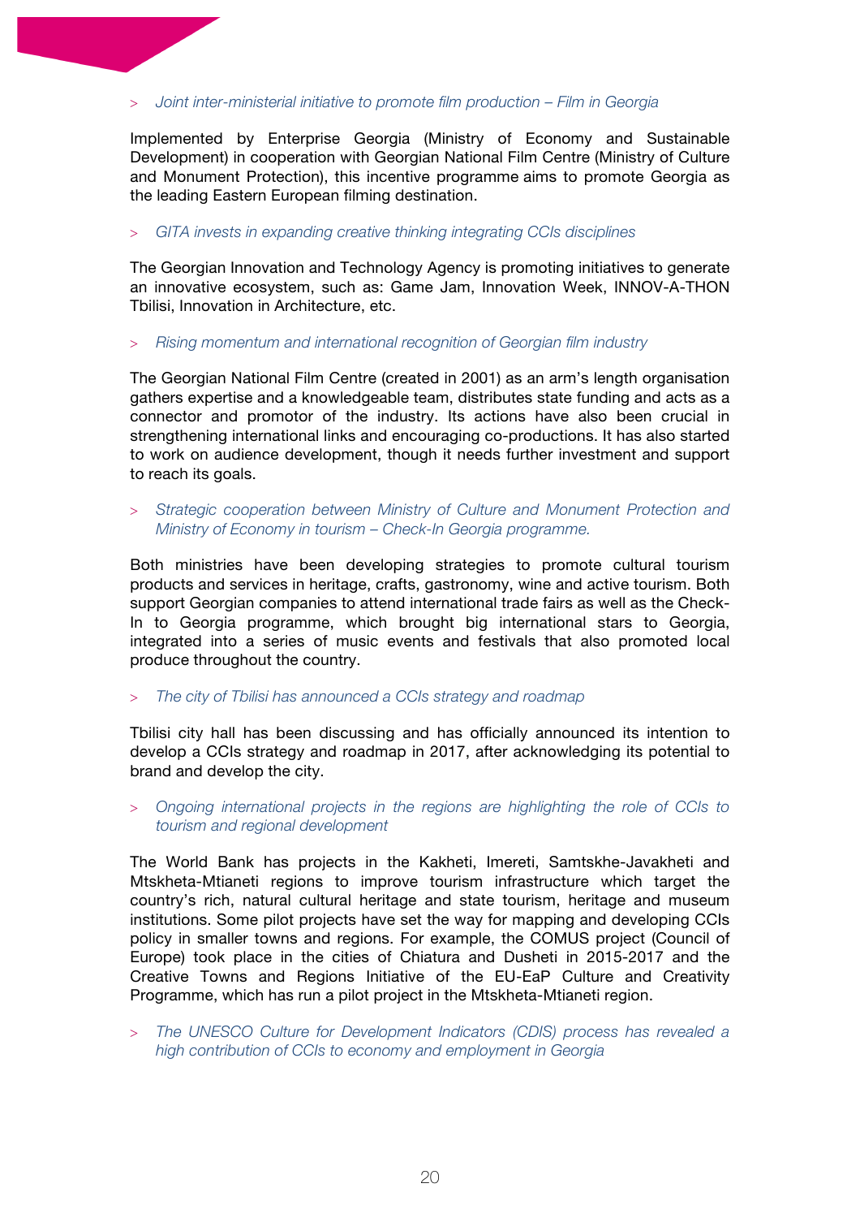> *Joint inter-ministerial initiative to promote film production – Film in Georgia*

Implemented by Enterprise Georgia (Ministry of Economy and Sustainable Development) in cooperation with Georgian National Film Centre (Ministry of Culture and Monument Protection), this incentive programme aims to promote Georgia as the leading Eastern European filming destination.

> *GITA invests in expanding creative thinking integrating CCIs disciplines*

The Georgian Innovation and Technology Agency is promoting initiatives to generate an innovative ecosystem, such as: Game Jam, Innovation Week, INNOV-A-THON Tbilisi, Innovation in Architecture, etc.

> *Rising momentum and international recognition of Georgian film industry*

The Georgian National Film Centre (created in 2001) as an arm's length organisation gathers expertise and a knowledgeable team, distributes state funding and acts as a connector and promotor of the industry. Its actions have also been crucial in strengthening international links and encouraging co-productions. It has also started to work on audience development, though it needs further investment and support to reach its goals.

> *Strategic cooperation between Ministry of Culture and Monument Protection and Ministry of Economy in tourism – Check-In Georgia programme.*

Both ministries have been developing strategies to promote cultural tourism products and services in heritage, crafts, gastronomy, wine and active tourism. Both support Georgian companies to attend international trade fairs as well as the Check-In to Georgia programme, which brought big international stars to Georgia, integrated into a series of music events and festivals that also promoted local produce throughout the country.

> *The city of Tbilisi has announced a CCIs strategy and roadmap*

Tbilisi city hall has been discussing and has officially announced its intention to develop a CCIs strategy and roadmap in 2017, after acknowledging its potential to brand and develop the city.

> *Ongoing international projects in the regions are highlighting the role of CCIs to tourism and regional development*

The World Bank has projects in the Kakheti, Imereti, Samtskhe-Javakheti and Mtskheta-Mtianeti regions to improve tourism infrastructure which target the country's rich, natural cultural heritage and state tourism, heritage and museum institutions. Some pilot projects have set the way for mapping and developing CCIs policy in smaller towns and regions. For example, the COMUS project (Council of Europe) took place in the cities of Chiatura and Dusheti in 2015-2017 and the Creative Towns and Regions Initiative of the EU-EaP Culture and Creativity Programme, which has run a pilot project in the Mtskheta-Mtianeti region.

> *The UNESCO Culture for Development Indicators (CDIS) process has revealed a high contribution of CCIs to economy and employment in Georgia*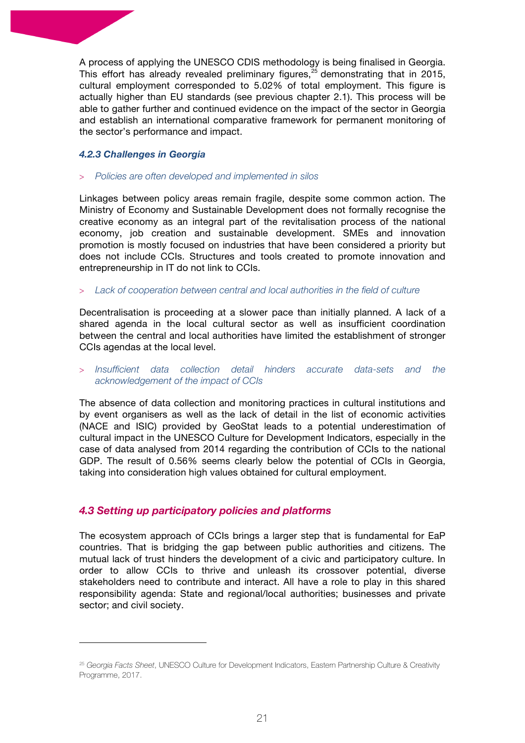A process of applying the UNESCO CDIS methodology is being finalised in Georgia. This effort has already revealed preliminary figures,[25] demonstrating that in 2015, cultural employment corresponded to 5.02% of total employment. This figure is actually higher than EU standards (see previous chapter 2.1). This process will be able to gather further and continued evidence on the impact of the sector in Georgia and establish an international comparative framework for permanent monitoring of the sector's performance and impact.

#### *4.2.3 Challenges in Georgia*

> *Policies are often developed and implemented in silos*

Linkages between policy areas remain fragile, despite some common action. The Ministry of Economy and Sustainable Development does not formally recognise the creative economy as an integral part of the revitalisation process of the national economy, job creation and sustainable development. SMEs and innovation promotion is mostly focused on industries that have been considered a priority but does not include CCIs. Structures and tools created to promote innovation and entrepreneurship in IT do not link to CCIs.

> *Lack of cooperation between central and local authorities in the field of culture*

Decentralisation is proceeding at a slower pace than initially planned. A lack of a shared agenda in the local cultural sector as well as insufficient coordination between the central and local authorities have limited the establishment of stronger CCIs agendas at the local level.

> *Insufficient data collection detail hinders accurate data-sets and the acknowledgement of the impact of CCIs*

The absence of data collection and monitoring practices in cultural institutions and by event organisers as well as the lack of detail in the list of economic activities (NACE and ISIC) provided by GeoStat leads to a potential underestimation of cultural impact in the UNESCO Culture for Development Indicators, especially in the case of data analysed from 2014 regarding the contribution of CCIs to the national GDP. The result of 0.56% seems clearly below the potential of CCIs in Georgia, taking into consideration high values obtained for cultural employment.

### *4.3 Setting up participatory policies and platforms*

The ecosystem approach of CCIs brings a larger step that is fundamental for EaP countries. That is bridging the gap between public authorities and citizens. The mutual lack of trust hinders the development of a civic and participatory culture. In order to allow CCIs to thrive and unleash its crossover potential, diverse stakeholders need to contribute and interact. All have a role to play in this shared responsibility agenda: State and regional/local authorities; businesses and private sector; and civil society.

---

[25] *Georgia Facts Sheet*, UNESCO Culture for Development Indicators, Eastern Partnership Culture & Creativity Programme, 2017.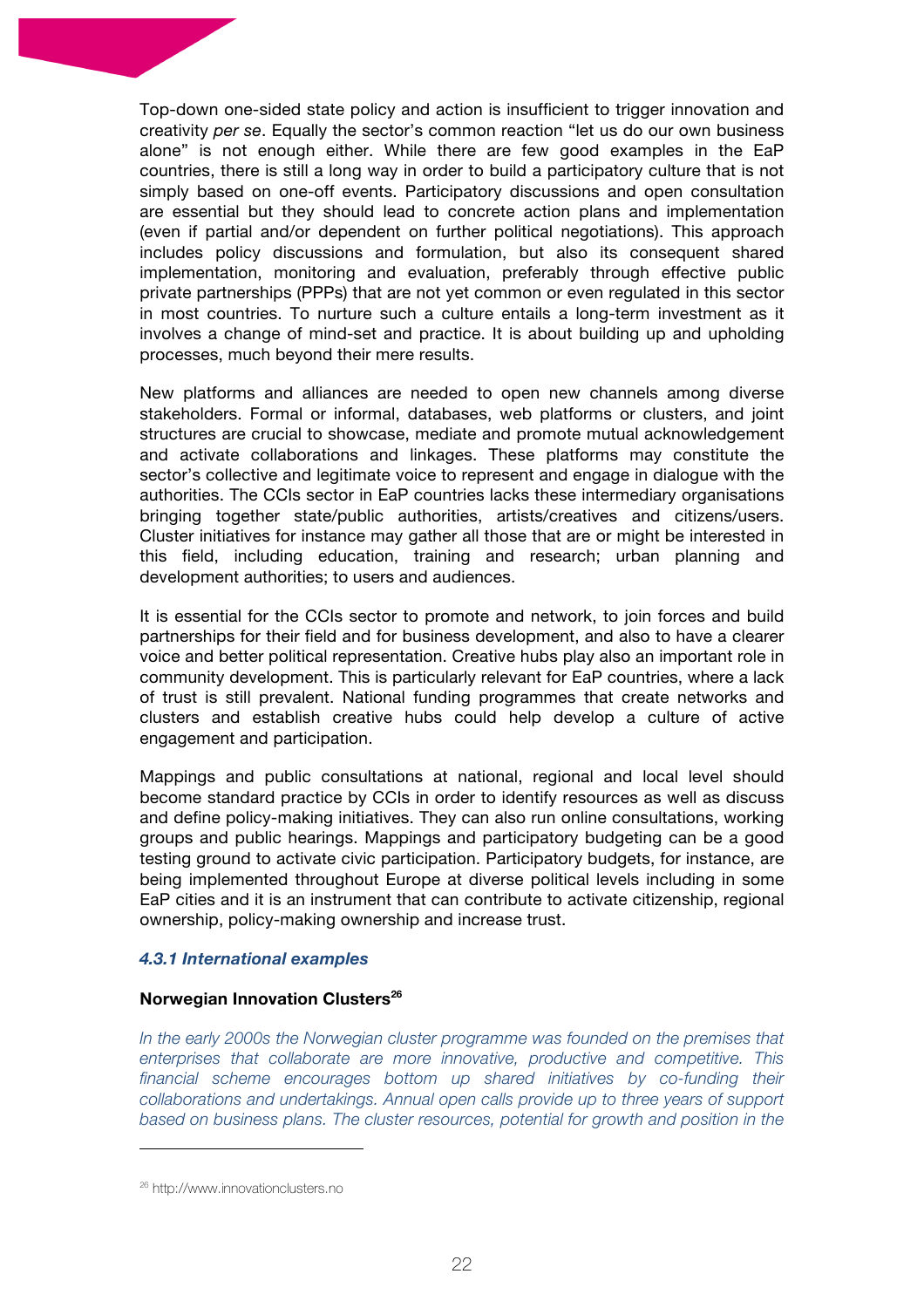Top-down one-sided state policy and action is insufficient to trigger innovation and creativity *per se*. Equally the sector's common reaction "let us do our own business alone" is not enough either. While there are few good examples in the EaP countries, there is still a long way in order to build a participatory culture that is not simply based on one-off events. Participatory discussions and open consultation are essential but they should lead to concrete action plans and implementation (even if partial and/or dependent on further political negotiations). This approach includes policy discussions and formulation, but also its consequent shared implementation, monitoring and evaluation, preferably through effective public private partnerships (PPPs) that are not yet common or even regulated in this sector in most countries. To nurture such a culture entails a long-term investment as it involves a change of mind-set and practice. It is about building up and upholding processes, much beyond their mere results.

New platforms and alliances are needed to open new channels among diverse stakeholders. Formal or informal, databases, web platforms or clusters, and joint structures are crucial to showcase, mediate and promote mutual acknowledgement and activate collaborations and linkages. These platforms may constitute the sector's collective and legitimate voice to represent and engage in dialogue with the authorities. The CCIs sector in EaP countries lacks these intermediary organisations bringing together state/public authorities, artists/creatives and citizens/users. Cluster initiatives for instance may gather all those that are or might be interested in this field, including education, training and research; urban planning and development authorities; to users and audiences.

It is essential for the CCIs sector to promote and network, to join forces and build partnerships for their field and for business development, and also to have a clearer voice and better political representation. Creative hubs play also an important role in community development. This is particularly relevant for EaP countries, where a lack of trust is still prevalent. National funding programmes that create networks and clusters and establish creative hubs could help develop a culture of active engagement and participation.

Mappings and public consultations at national, regional and local level should become standard practice by CCIs in order to identify resources as well as discuss and define policy-making initiatives. They can also run online consultations, working groups and public hearings. Mappings and participatory budgeting can be a good testing ground to activate civic participation. Participatory budgets, for instance, are being implemented throughout Europe at diverse political levels including in some EaP cities and it is an instrument that can contribute to activate citizenship, regional ownership, policy-making ownership and increase trust.

#### *4.3.1 International examples*

**Norwegian Innovation Clusters**[26]

*In the early 2000s the Norwegian cluster programme was founded on the premises that enterprises that collaborate are more innovative, productive and competitive. This financial scheme encourages bottom up shared initiatives by co-funding their collaborations and undertakings. Annual open calls provide up to three years of support based on business plans. The cluster resources, potential for growth and position in the*

---

[26] http://www.innovationclusters.no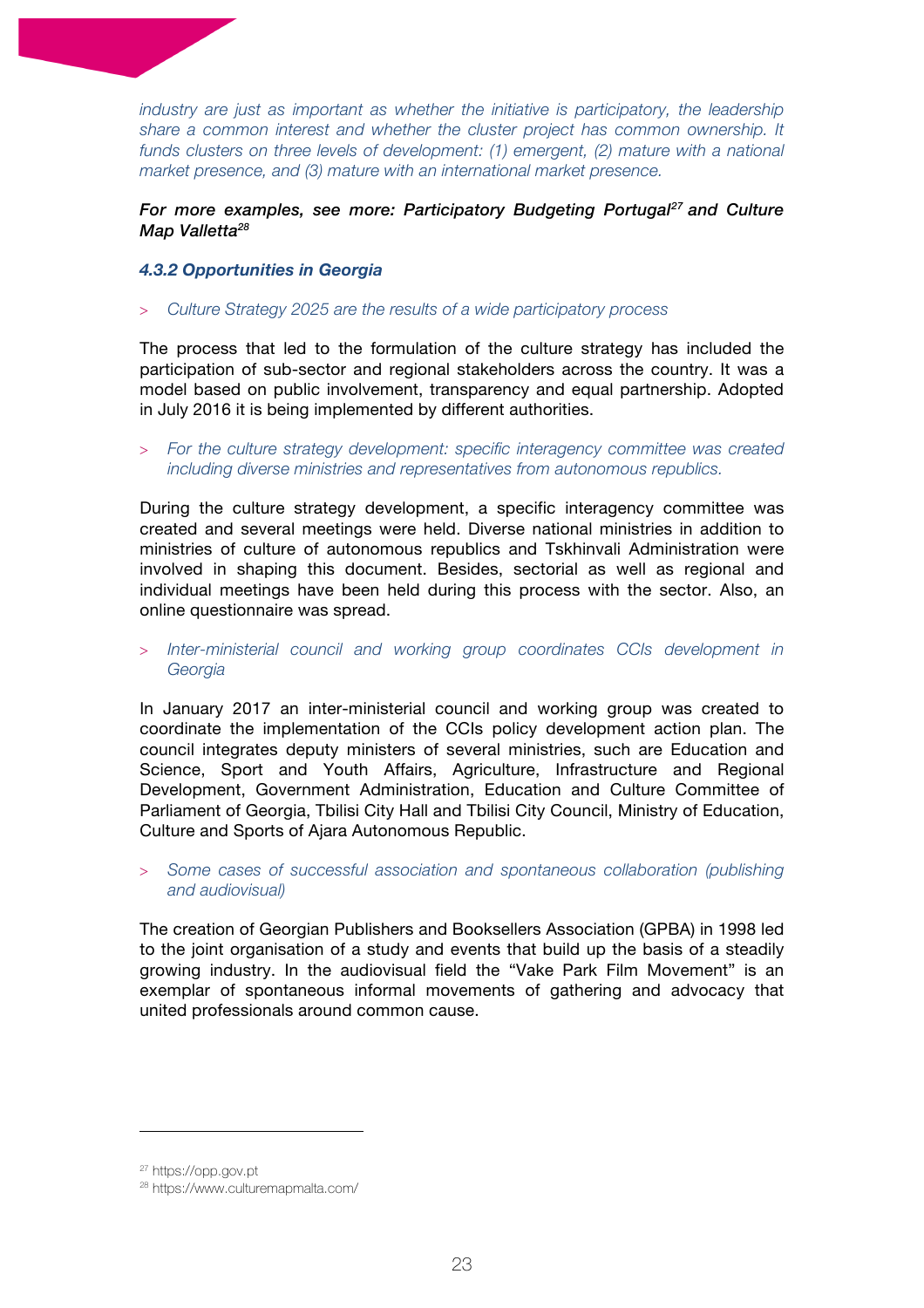*industry are just as important as whether the initiative is participatory, the leadership share a common interest and whether the cluster project has common ownership. It funds clusters on three levels of development: (1) emergent, (2) mature with a national market presence, and (3) mature with an international market presence.*

***For more examples, see more: Participatory Budgeting Portugal[27] and Culture Map Valletta[28]***

#### *4.3.2 Opportunities in Georgia*

> *Culture Strategy 2025 are the results of a wide participatory process*

The process that led to the formulation of the culture strategy has included the participation of sub-sector and regional stakeholders across the country. It was a model based on public involvement, transparency and equal partnership. Adopted in July 2016 it is being implemented by different authorities.

> *For the culture strategy development: specific interagency committee was created including diverse ministries and representatives from autonomous republics.*

During the culture strategy development, a specific interagency committee was created and several meetings were held. Diverse national ministries in addition to ministries of culture of autonomous republics and Tskhinvali Administration were involved in shaping this document. Besides, sectorial as well as regional and individual meetings have been held during this process with the sector. Also, an online questionnaire was spread.

> *Inter-ministerial council and working group coordinates CCIs development in Georgia*

In January 2017 an inter-ministerial council and working group was created to coordinate the implementation of the CCIs policy development action plan. The council integrates deputy ministers of several ministries, such are Education and Science, Sport and Youth Affairs, Agriculture, Infrastructure and Regional Development, Government Administration, Education and Culture Committee of Parliament of Georgia, Tbilisi City Hall and Tbilisi City Council, Ministry of Education, Culture and Sports of Ajara Autonomous Republic.

> *Some cases of successful association and spontaneous collaboration (publishing and audiovisual)*

The creation of Georgian Publishers and Booksellers Association (GPBA) in 1998 led to the joint organisation of a study and events that build up the basis of a steadily growing industry. In the audiovisual field the "Vake Park Film Movement" is an exemplar of spontaneous informal movements of gathering and advocacy that united professionals around common cause.

---

[27] https://opp.gov.pt

[28] https://www.culturemapmalta.com/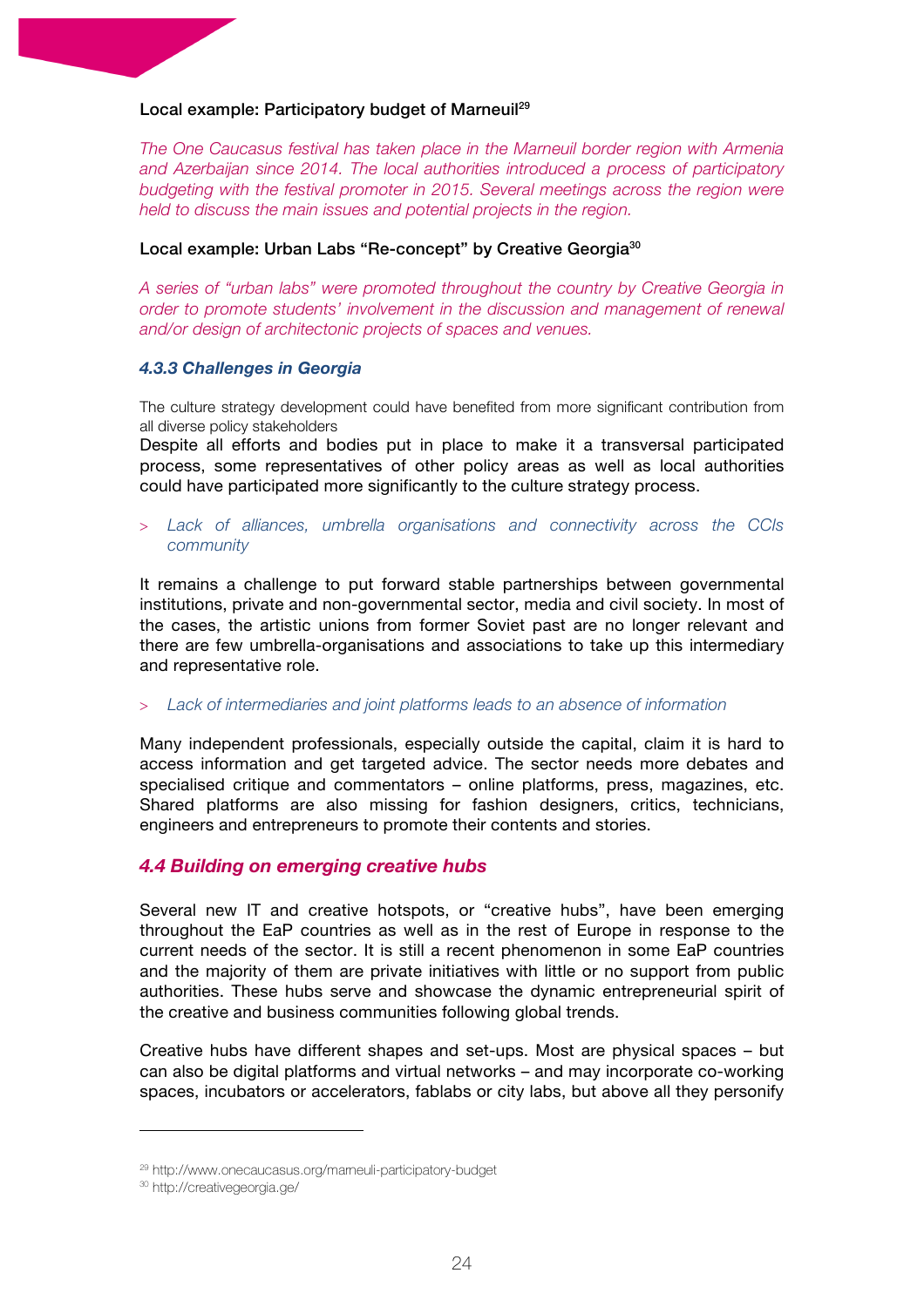**Local example: Participatory budget of Marneuil**[29]

*The One Caucasus festival has taken place in the Marneuil border region with Armenia and Azerbaijan since 2014. The local authorities introduced a process of participatory budgeting with the festival promoter in 2015. Several meetings across the region were held to discuss the main issues and potential projects in the region.*

**Local example: Urban Labs "Re-concept" by Creative Georgia**[30]

*A series of "urban labs" were promoted throughout the country by Creative Georgia in order to promote students' involvement in the discussion and management of renewal and/or design of architectonic projects of spaces and venues.*

### *4.3.3 Challenges in Georgia*

The culture strategy development could have benefited from more significant contribution from all diverse policy stakeholders

Despite all efforts and bodies put in place to make it a transversal participated process, some representatives of other policy areas as well as local authorities could have participated more significantly to the culture strategy process.

> *Lack of alliances, umbrella organisations and connectivity across the CCIs community*

It remains a challenge to put forward stable partnerships between governmental institutions, private and non-governmental sector, media and civil society. In most of the cases, the artistic unions from former Soviet past are no longer relevant and there are few umbrella-organisations and associations to take up this intermediary and representative role.

> *Lack of intermediaries and joint platforms leads to an absence of information*

Many independent professionals, especially outside the capital, claim it is hard to access information and get targeted advice. The sector needs more debates and specialised critique and commentators – online platforms, press, magazines, etc. Shared platforms are also missing for fashion designers, critics, technicians, engineers and entrepreneurs to promote their contents and stories.

## *4.4 Building on emerging creative hubs*

Several new IT and creative hotspots, or "creative hubs", have been emerging throughout the EaP countries as well as in the rest of Europe in response to the current needs of the sector. It is still a recent phenomenon in some EaP countries and the majority of them are private initiatives with little or no support from public authorities. These hubs serve and showcase the dynamic entrepreneurial spirit of the creative and business communities following global trends.

Creative hubs have different shapes and set-ups. Most are physical spaces – but can also be digital platforms and virtual networks – and may incorporate co-working spaces, incubators or accelerators, fablabs or city labs, but above all they personify

---

[29] http://www.onecaucasus.org/marneuli-participatory-budget

[30] http://creativegeorgia.ge/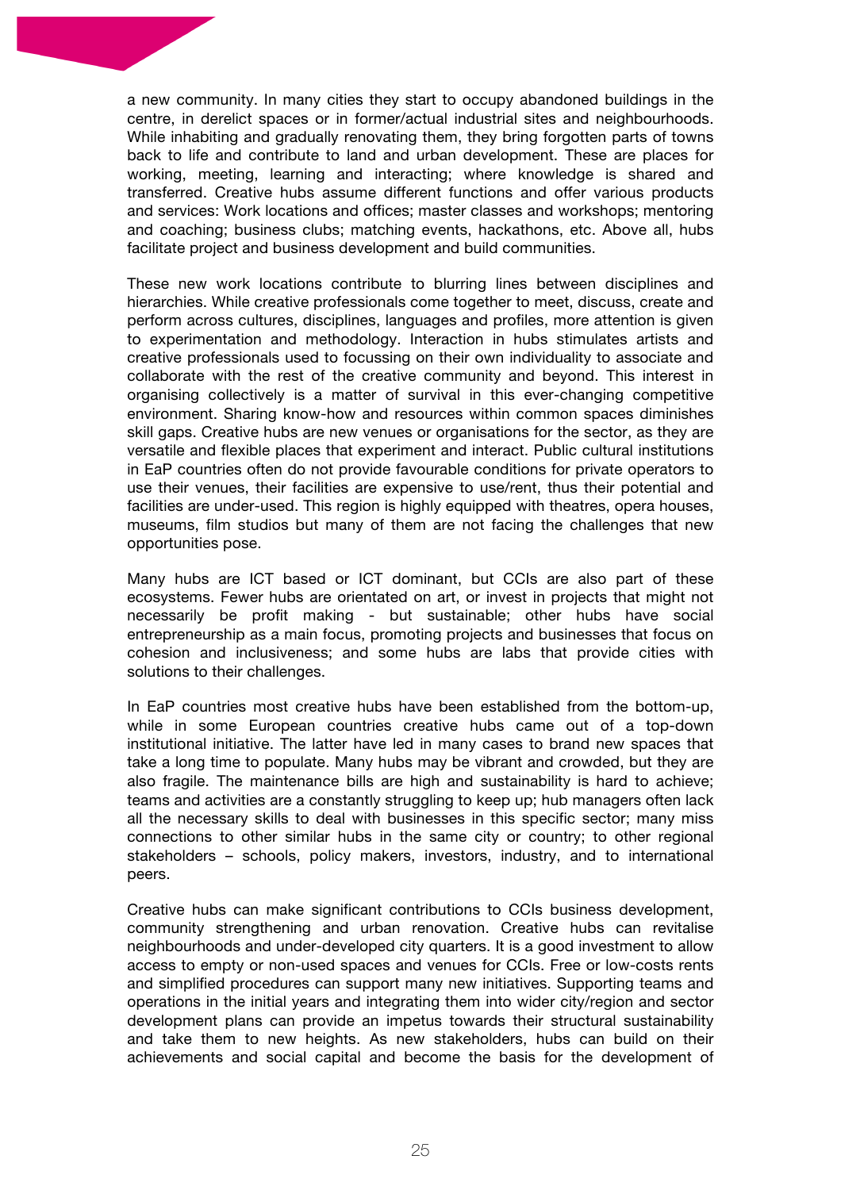a new community. In many cities they start to occupy abandoned buildings in the centre, in derelict spaces or in former/actual industrial sites and neighbourhoods. While inhabiting and gradually renovating them, they bring forgotten parts of towns back to life and contribute to land and urban development. These are places for working, meeting, learning and interacting; where knowledge is shared and transferred. Creative hubs assume different functions and offer various products and services: Work locations and offices; master classes and workshops; mentoring and coaching; business clubs; matching events, hackathons, etc. Above all, hubs facilitate project and business development and build communities.

These new work locations contribute to blurring lines between disciplines and hierarchies. While creative professionals come together to meet, discuss, create and perform across cultures, disciplines, languages and profiles, more attention is given to experimentation and methodology. Interaction in hubs stimulates artists and creative professionals used to focussing on their own individuality to associate and collaborate with the rest of the creative community and beyond. This interest in organising collectively is a matter of survival in this ever-changing competitive environment. Sharing know-how and resources within common spaces diminishes skill gaps. Creative hubs are new venues or organisations for the sector, as they are versatile and flexible places that experiment and interact. Public cultural institutions in EaP countries often do not provide favourable conditions for private operators to use their venues, their facilities are expensive to use/rent, thus their potential and facilities are under-used. This region is highly equipped with theatres, opera houses, museums, film studios but many of them are not facing the challenges that new opportunities pose.

Many hubs are ICT based or ICT dominant, but CCIs are also part of these ecosystems. Fewer hubs are orientated on art, or invest in projects that might not necessarily be profit making - but sustainable; other hubs have social entrepreneurship as a main focus, promoting projects and businesses that focus on cohesion and inclusiveness; and some hubs are labs that provide cities with solutions to their challenges.

In EaP countries most creative hubs have been established from the bottom-up, while in some European countries creative hubs came out of a top-down institutional initiative. The latter have led in many cases to brand new spaces that take a long time to populate. Many hubs may be vibrant and crowded, but they are also fragile. The maintenance bills are high and sustainability is hard to achieve; teams and activities are a constantly struggling to keep up; hub managers often lack all the necessary skills to deal with businesses in this specific sector; many miss connections to other similar hubs in the same city or country; to other regional stakeholders – schools, policy makers, investors, industry, and to international peers.

Creative hubs can make significant contributions to CCIs business development, community strengthening and urban renovation. Creative hubs can revitalise neighbourhoods and under-developed city quarters. It is a good investment to allow access to empty or non-used spaces and venues for CCIs. Free or low-costs rents and simplified procedures can support many new initiatives. Supporting teams and operations in the initial years and integrating them into wider city/region and sector development plans can provide an impetus towards their structural sustainability and take them to new heights. As new stakeholders, hubs can build on their achievements and social capital and become the basis for the development of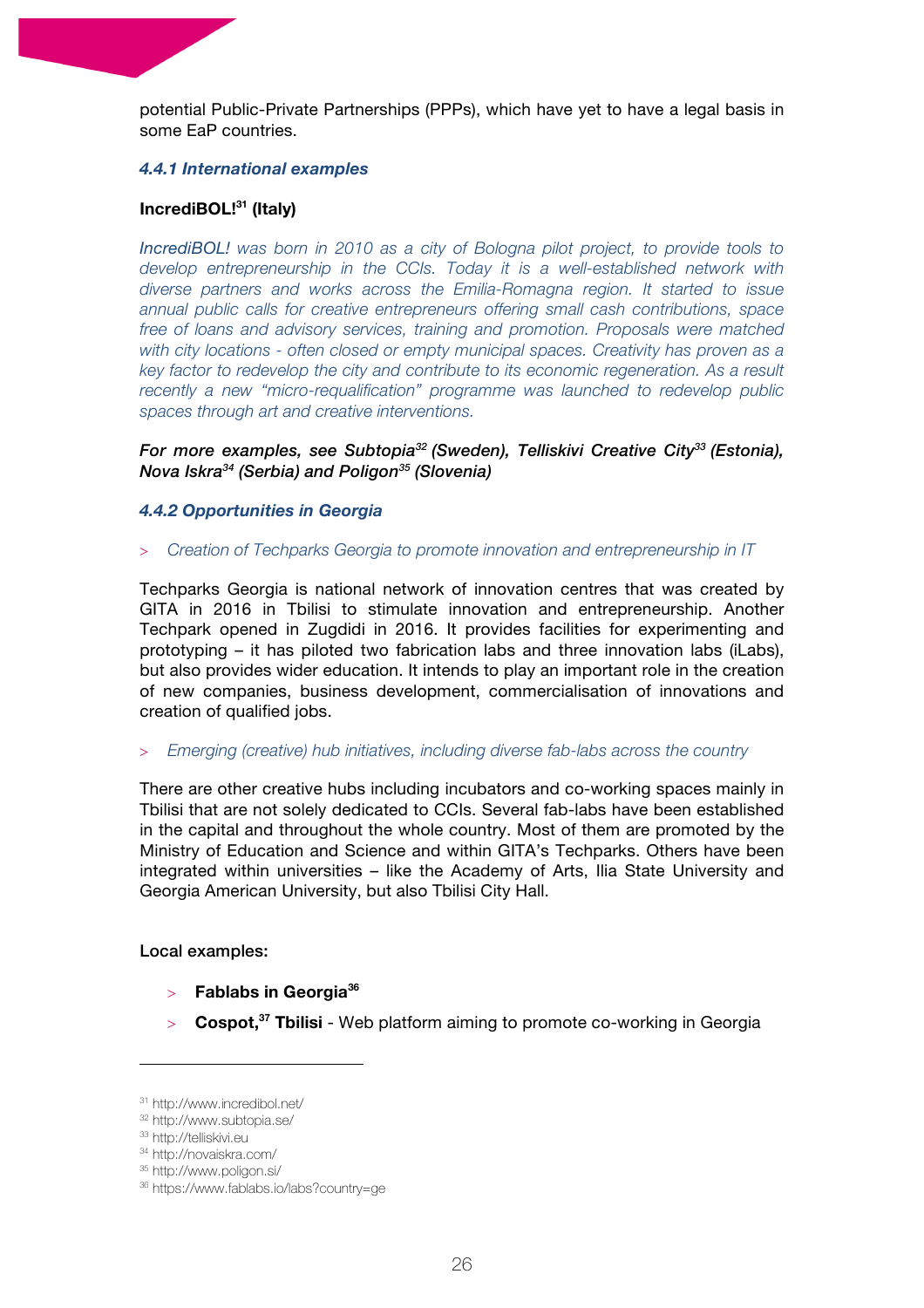potential Public-Private Partnerships (PPPs), which have yet to have a legal basis in some EaP countries.

#### *4.4.1 International examples*

**IncrediBOL![31] (Italy)**

*IncrediBOL! was born in 2010 as a city of Bologna pilot project, to provide tools to develop entrepreneurship in the CCIs. Today it is a well-established network with diverse partners and works across the Emilia-Romagna region. It started to issue annual public calls for creative entrepreneurs offering small cash contributions, space free of loans and advisory services, training and promotion. Proposals were matched with city locations - often closed or empty municipal spaces. Creativity has proven as a key factor to redevelop the city and contribute to its economic regeneration. As a result recently a new "micro-requalification" programme was launched to redevelop public spaces through art and creative interventions.*

***For more examples, see Subtopia[32] (Sweden), Telliskivi Creative City[33] (Estonia), Nova Iskra[34] (Serbia) and Poligon[35] (Slovenia)***

#### *4.4.2 Opportunities in Georgia*

> *Creation of Techparks Georgia to promote innovation and entrepreneurship in IT*

Techparks Georgia is national network of innovation centres that was created by GITA in 2016 in Tbilisi to stimulate innovation and entrepreneurship. Another Techpark opened in Zugdidi in 2016. It provides facilities for experimenting and prototyping – it has piloted two fabrication labs and three innovation labs (iLabs), but also provides wider education. It intends to play an important role in the creation of new companies, business development, commercialisation of innovations and creation of qualified jobs.

> *Emerging (creative) hub initiatives, including diverse fab-labs across the country*

There are other creative hubs including incubators and co-working spaces mainly in Tbilisi that are not solely dedicated to CCIs. Several fab-labs have been established in the capital and throughout the whole country. Most of them are promoted by the Ministry of Education and Science and within GITA's Techparks. Others have been integrated within universities – like the Academy of Arts, Ilia State University and Georgia American University, but also Tbilisi City Hall.

Local examples:

- **Fablabs in Georgia[36]**
- **Cospot,[37] Tbilisi** - Web platform aiming to promote co-working in Georgia

---

[31] http://www.incredibol.net/
[32] http://www.subtopia.se/
[33] http://telliskivi.eu
[34] http://novaiskra.com/
[35] http://www.poligon.si/
[36] https://www.fablabs.io/labs?country=ge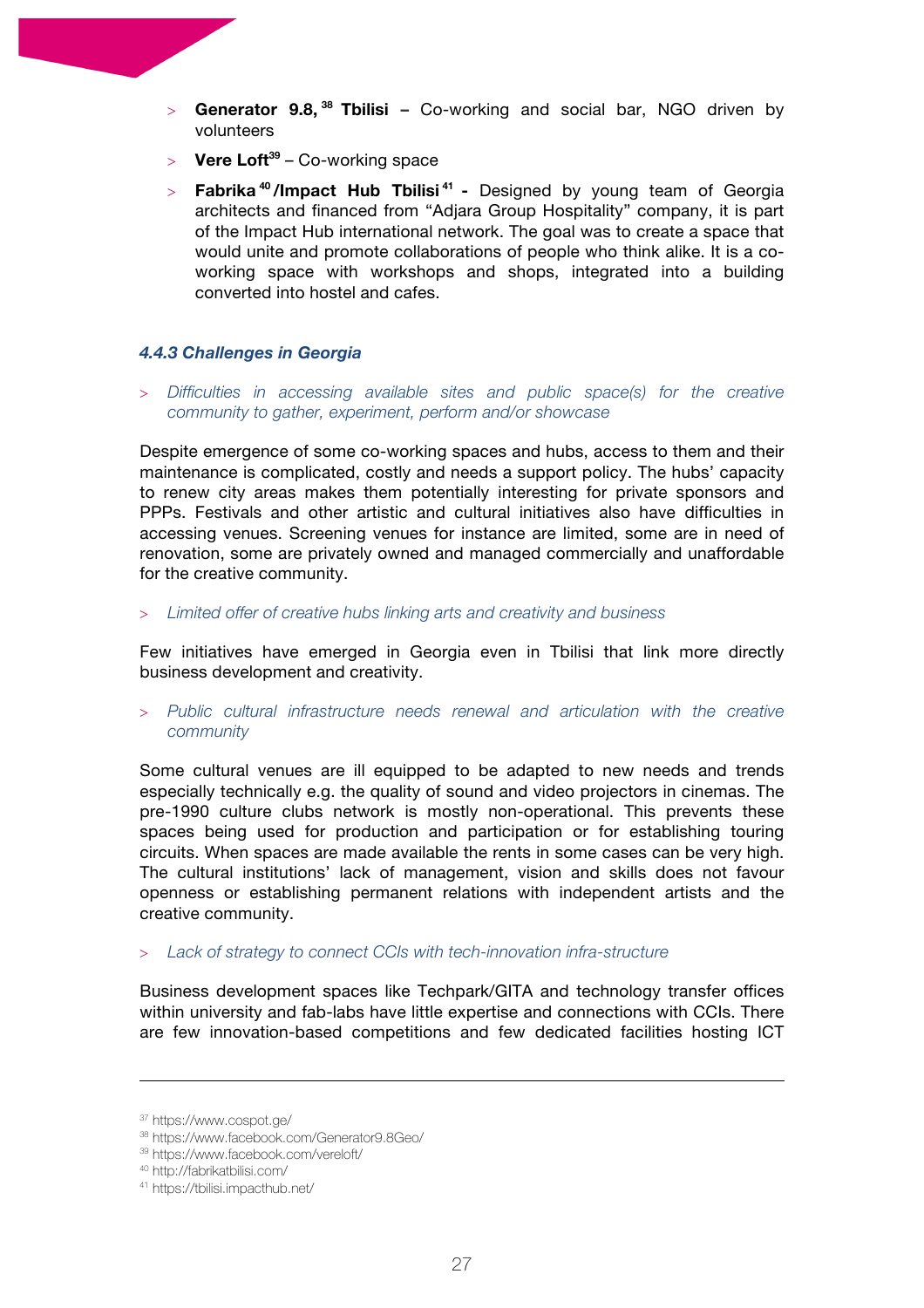- **Generator 9.8,**[38] **Tbilisi** – Co-working and social bar, NGO driven by volunteers
- **Vere Loft**[39] – Co-working space
- **Fabrika**[40] **/Impact Hub Tbilisi**[41] **-** Designed by young team of Georgia architects and financed from "Adjara Group Hospitality" company, it is part of the Impact Hub international network. The goal was to create a space that would unite and promote collaborations of people who think alike. It is a co-working space with workshops and shops, integrated into a building converted into hostel and cafes.

### *4.4.3 Challenges in Georgia*

- *Difficulties in accessing available sites and public space(s) for the creative community to gather, experiment, perform and/or showcase*

Despite emergence of some co-working spaces and hubs, access to them and their maintenance is complicated, costly and needs a support policy. The hubs' capacity to renew city areas makes them potentially interesting for private sponsors and PPPs. Festivals and other artistic and cultural initiatives also have difficulties in accessing venues. Screening venues for instance are limited, some are in need of renovation, some are privately owned and managed commercially and unaffordable for the creative community.

- *Limited offer of creative hubs linking arts and creativity and business*

Few initiatives have emerged in Georgia even in Tbilisi that link more directly business development and creativity.

- *Public cultural infrastructure needs renewal and articulation with the creative community*

Some cultural venues are ill equipped to be adapted to new needs and trends especially technically e.g. the quality of sound and video projectors in cinemas. The pre-1990 culture clubs network is mostly non-operational. This prevents these spaces being used for production and participation or for establishing touring circuits. When spaces are made available the rents in some cases can be very high. The cultural institutions' lack of management, vision and skills does not favour openness or establishing permanent relations with independent artists and the creative community.

- *Lack of strategy to connect CCIs with tech-innovation infra-structure*

Business development spaces like Techpark/GITA and technology transfer offices within university and fab-labs have little expertise and connections with CCIs. There are few innovation-based competitions and few dedicated facilities hosting ICT

---

[37] https://www.cospot.ge/
[38] https://www.facebook.com/Generator9.8Geo/
[39] https://www.facebook.com/vereloft/
[40] http://fabrikatbilisi.com/
[41] https://tbilisi.impacthub.net/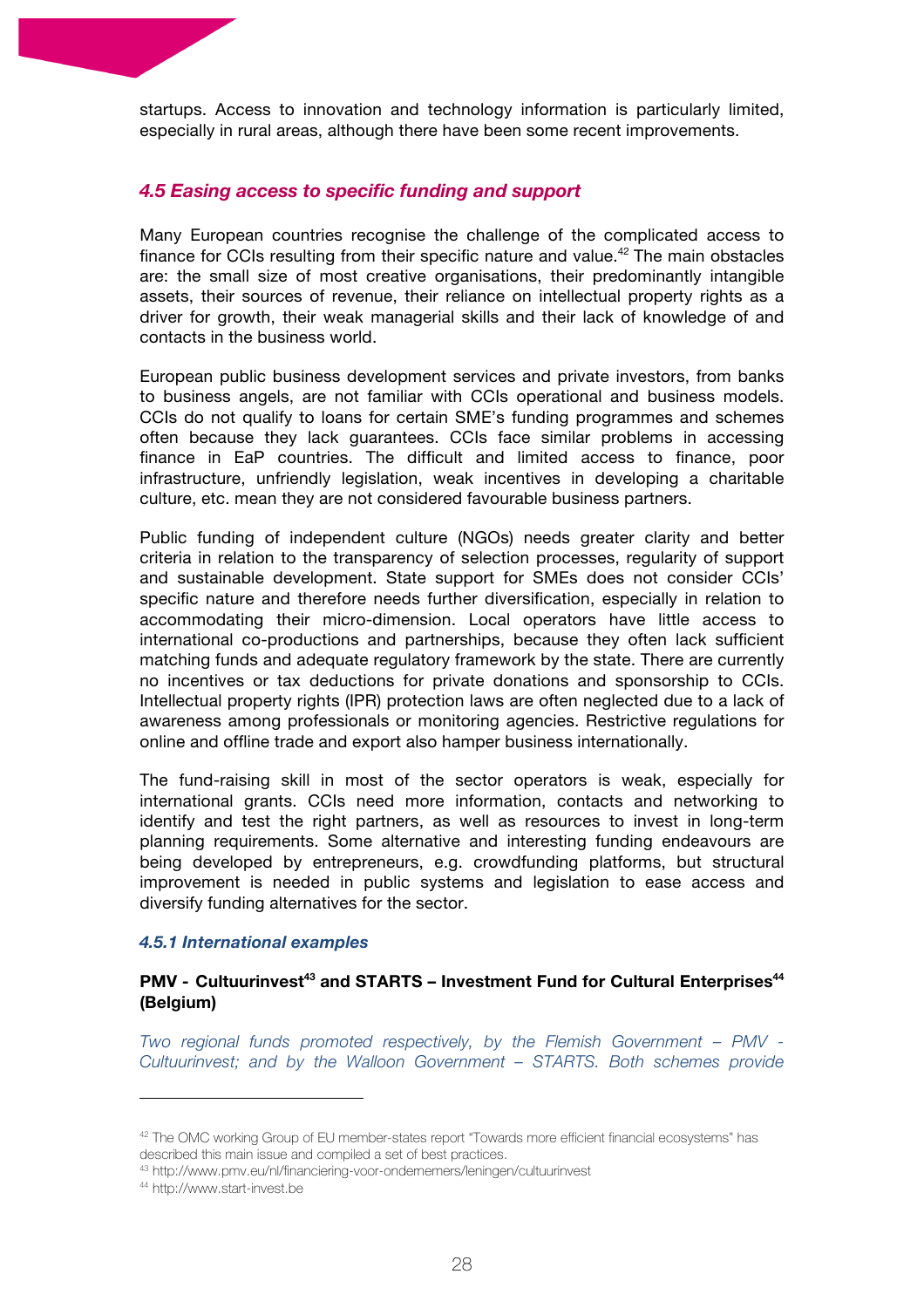startups. Access to innovation and technology information is particularly limited, especially in rural areas, although there have been some recent improvements.

### *4.5 Easing access to specific funding and support*

Many European countries recognise the challenge of the complicated access to finance for CCIs resulting from their specific nature and value.[42] The main obstacles are: the small size of most creative organisations, their predominantly intangible assets, their sources of revenue, their reliance on intellectual property rights as a driver for growth, their weak managerial skills and their lack of knowledge of and contacts in the business world.

European public business development services and private investors, from banks to business angels, are not familiar with CCIs operational and business models. CCIs do not qualify to loans for certain SME's funding programmes and schemes often because they lack guarantees. CCIs face similar problems in accessing finance in EaP countries. The difficult and limited access to finance, poor infrastructure, unfriendly legislation, weak incentives in developing a charitable culture, etc. mean they are not considered favourable business partners.

Public funding of independent culture (NGOs) needs greater clarity and better criteria in relation to the transparency of selection processes, regularity of support and sustainable development. State support for SMEs does not consider CCIs' specific nature and therefore needs further diversification, especially in relation to accommodating their micro-dimension. Local operators have little access to international co-productions and partnerships, because they often lack sufficient matching funds and adequate regulatory framework by the state. There are currently no incentives or tax deductions for private donations and sponsorship to CCIs. Intellectual property rights (IPR) protection laws are often neglected due to a lack of awareness among professionals or monitoring agencies. Restrictive regulations for online and offline trade and export also hamper business internationally.

The fund-raising skill in most of the sector operators is weak, especially for international grants. CCIs need more information, contacts and networking to identify and test the right partners, as well as resources to invest in long-term planning requirements. Some alternative and interesting funding endeavours are being developed by entrepreneurs, e.g. crowdfunding platforms, but structural improvement is needed in public systems and legislation to ease access and diversify funding alternatives for the sector.

#### *4.5.1 International examples*

**PMV - Cultuurinvest[43] and STARTS – Investment Fund for Cultural Enterprises[44] (Belgium)**

*Two regional funds promoted respectively, by the Flemish Government – PMV - Cultuurinvest; and by the Walloon Government – STARTS. Both schemes provide*

---

[42] The OMC working Group of EU member-states report "Towards more efficient financial ecosystems" has described this main issue and compiled a set of best practices.

[43] http://www.pmv.eu/nl/financiering-voor-ondernemers/leningen/cultuurinvest

[44] http://www.start-invest.be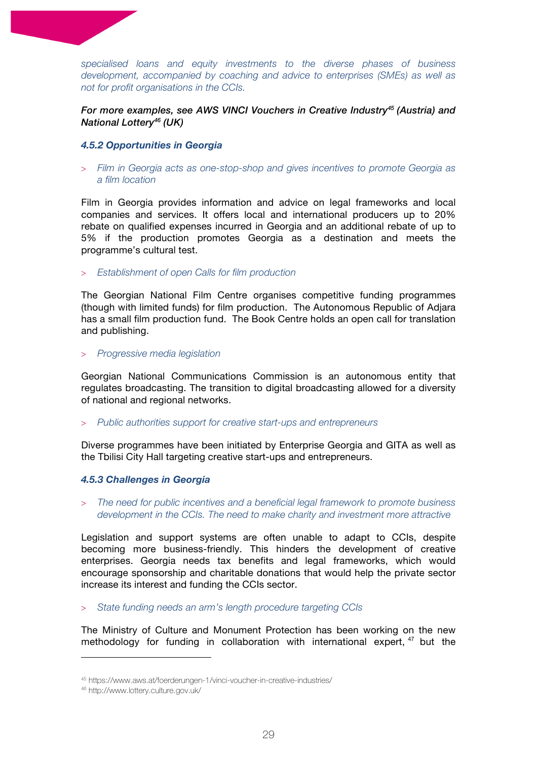*specialised loans and equity investments to the diverse phases of business development, accompanied by coaching and advice to enterprises (SMEs) as well as not for profit organisations in the CCIs.*

***For more examples, see AWS VINCI Vouchers in Creative Industry[45] (Austria) and National Lottery[46] (UK)***

#### *4.5.2 Opportunities in Georgia*

> *Film in Georgia acts as one-stop-shop and gives incentives to promote Georgia as a film location*

Film in Georgia provides information and advice on legal frameworks and local companies and services. It offers local and international producers up to 20% rebate on qualified expenses incurred in Georgia and an additional rebate of up to 5% if the production promotes Georgia as a destination and meets the programme's cultural test.

> *Establishment of open Calls for film production*

The Georgian National Film Centre organises competitive funding programmes (though with limited funds) for film production. The Autonomous Republic of Adjara has a small film production fund. The Book Centre holds an open call for translation and publishing.

> *Progressive media legislation*

Georgian National Communications Commission is an autonomous entity that regulates broadcasting. The transition to digital broadcasting allowed for a diversity of national and regional networks.

> *Public authorities support for creative start-ups and entrepreneurs*

Diverse programmes have been initiated by Enterprise Georgia and GITA as well as the Tbilisi City Hall targeting creative start-ups and entrepreneurs.

#### *4.5.3 Challenges in Georgia*

> *The need for public incentives and a beneficial legal framework to promote business development in the CCIs. The need to make charity and investment more attractive*

Legislation and support systems are often unable to adapt to CCIs, despite becoming more business-friendly. This hinders the development of creative enterprises. Georgia needs tax benefits and legal frameworks, which would encourage sponsorship and charitable donations that would help the private sector increase its interest and funding the CCIs sector.

> *State funding needs an arm's length procedure targeting CCIs*

The Ministry of Culture and Monument Protection has been working on the new methodology for funding in collaboration with international expert, [47] but the

---

[45] https://www.aws.at/foerderungen-1/vinci-voucher-in-creative-industries/
[46] http://www.lottery.culture.gov.uk/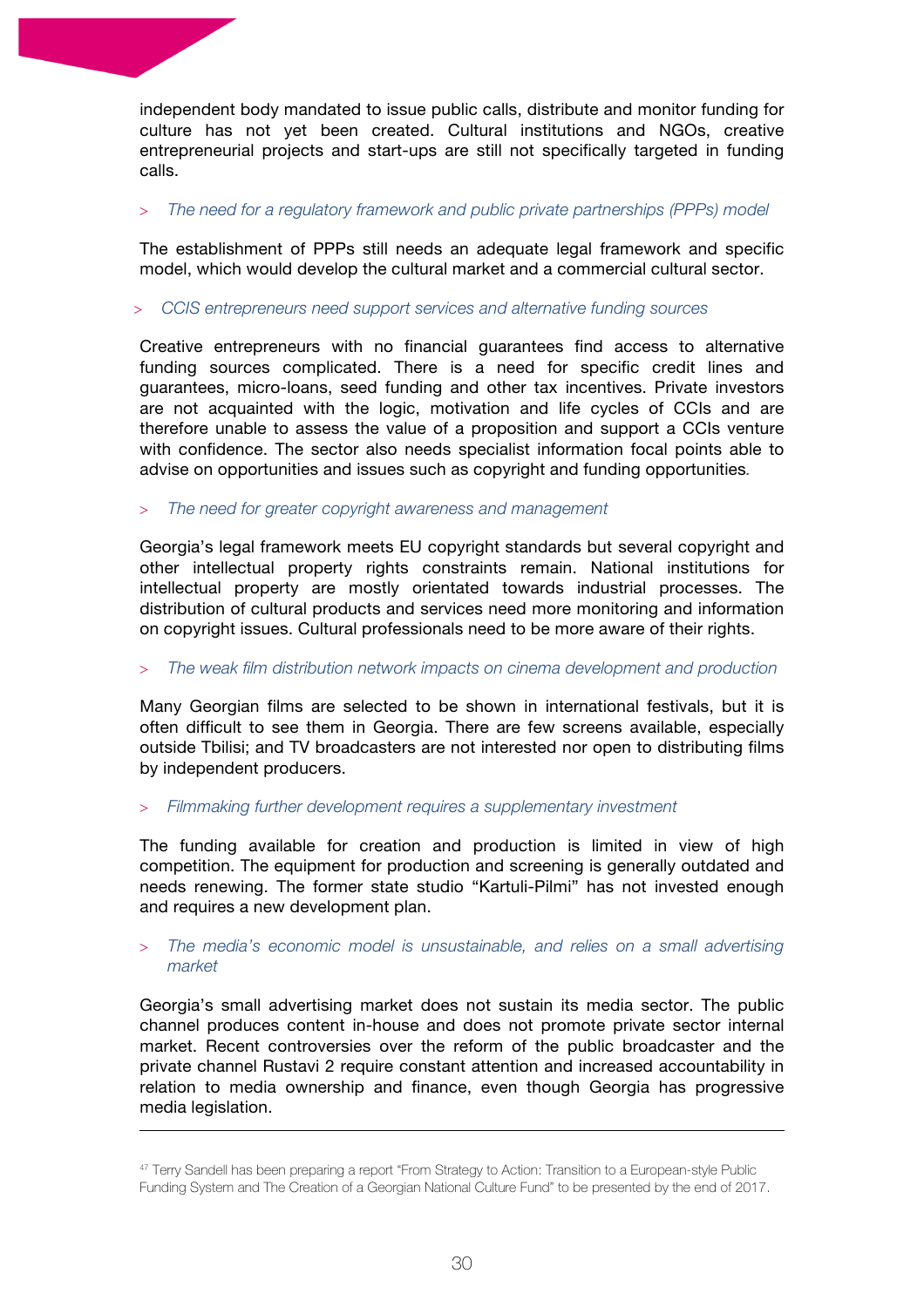independent body mandated to issue public calls, distribute and monitor funding for culture has not yet been created. Cultural institutions and NGOs, creative entrepreneurial projects and start-ups are still not specifically targeted in funding calls.

> *The need for a regulatory framework and public private partnerships (PPPs) model*

The establishment of PPPs still needs an adequate legal framework and specific model, which would develop the cultural market and a commercial cultural sector.

> *CCIS entrepreneurs need support services and alternative funding sources*

Creative entrepreneurs with no financial guarantees find access to alternative funding sources complicated. There is a need for specific credit lines and guarantees, micro-loans, seed funding and other tax incentives. Private investors are not acquainted with the logic, motivation and life cycles of CCIs and are therefore unable to assess the value of a proposition and support a CCIs venture with confidence. The sector also needs specialist information focal points able to advise on opportunities and issues such as copyright and funding opportunities.

> *The need for greater copyright awareness and management*

Georgia's legal framework meets EU copyright standards but several copyright and other intellectual property rights constraints remain. National institutions for intellectual property are mostly orientated towards industrial processes. The distribution of cultural products and services need more monitoring and information on copyright issues. Cultural professionals need to be more aware of their rights.

> *The weak film distribution network impacts on cinema development and production*

Many Georgian films are selected to be shown in international festivals, but it is often difficult to see them in Georgia. There are few screens available, especially outside Tbilisi; and TV broadcasters are not interested nor open to distributing films by independent producers.

> *Filmmaking further development requires a supplementary investment*

The funding available for creation and production is limited in view of high competition. The equipment for production and screening is generally outdated and needs renewing. The former state studio "Kartuli-Pilmi" has not invested enough and requires a new development plan.

> *The media's economic model is unsustainable, and relies on a small advertising market*

Georgia's small advertising market does not sustain its media sector. The public channel produces content in-house and does not promote private sector internal market. Recent controversies over the reform of the public broadcaster and the private channel Rustavi 2 require constant attention and increased accountability in relation to media ownership and finance, even though Georgia has progressive media legislation.

---

[47] Terry Sandell has been preparing a report "From Strategy to Action: Transition to a European-style Public Funding System and The Creation of a Georgian National Culture Fund" to be presented by the end of 2017.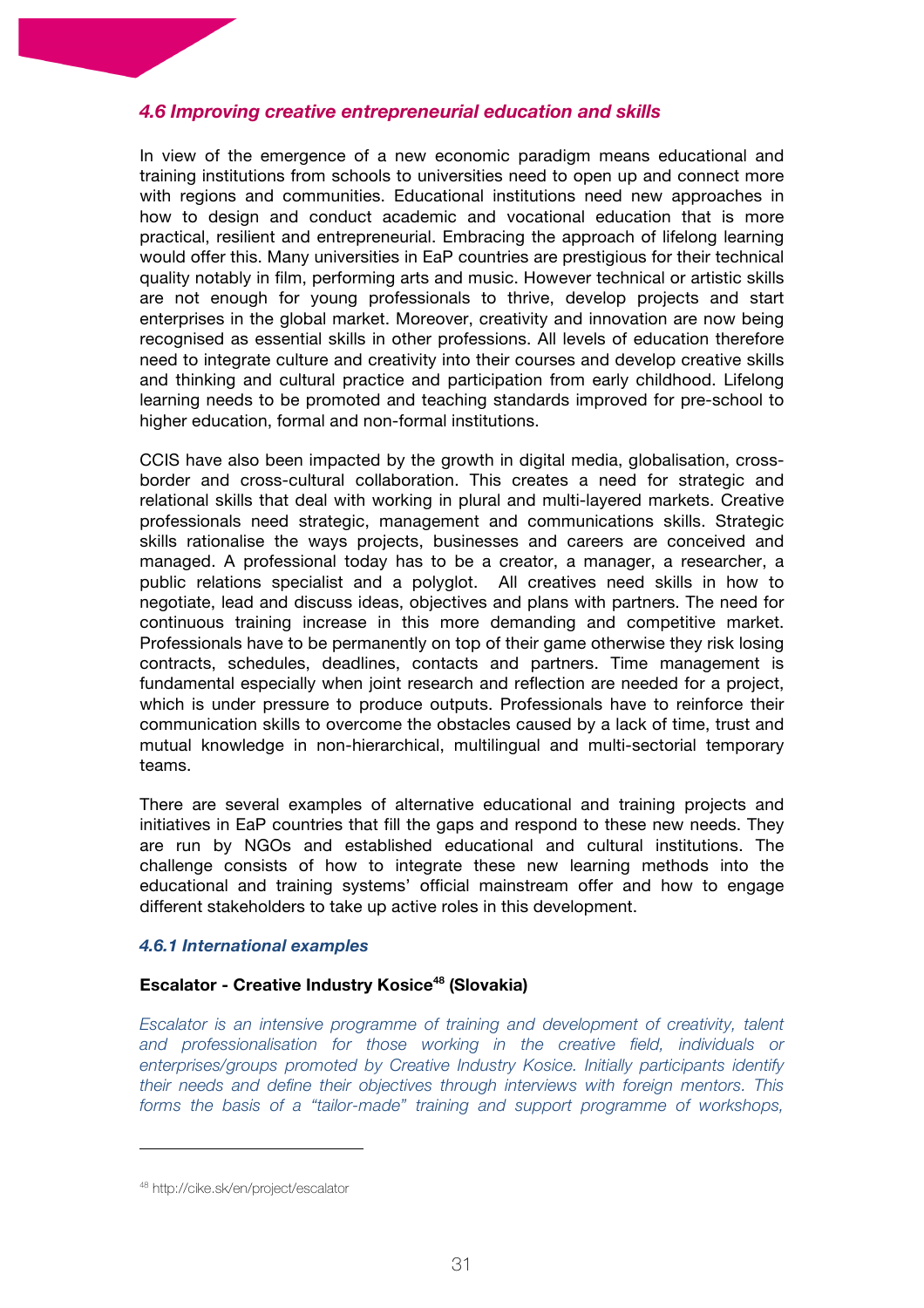## *4.6 Improving creative entrepreneurial education and skills*

In view of the emergence of a new economic paradigm means educational and training institutions from schools to universities need to open up and connect more with regions and communities. Educational institutions need new approaches in how to design and conduct academic and vocational education that is more practical, resilient and entrepreneurial. Embracing the approach of lifelong learning would offer this. Many universities in EaP countries are prestigious for their technical quality notably in film, performing arts and music. However technical or artistic skills are not enough for young professionals to thrive, develop projects and start enterprises in the global market. Moreover, creativity and innovation are now being recognised as essential skills in other professions. All levels of education therefore need to integrate culture and creativity into their courses and develop creative skills and thinking and cultural practice and participation from early childhood. Lifelong learning needs to be promoted and teaching standards improved for pre-school to higher education, formal and non-formal institutions.

CCIS have also been impacted by the growth in digital media, globalisation, cross-border and cross-cultural collaboration. This creates a need for strategic and relational skills that deal with working in plural and multi-layered markets. Creative professionals need strategic, management and communications skills. Strategic skills rationalise the ways projects, businesses and careers are conceived and managed. A professional today has to be a creator, a manager, a researcher, a public relations specialist and a polyglot. All creatives need skills in how to negotiate, lead and discuss ideas, objectives and plans with partners. The need for continuous training increase in this more demanding and competitive market. Professionals have to be permanently on top of their game otherwise they risk losing contracts, schedules, deadlines, contacts and partners. Time management is fundamental especially when joint research and reflection are needed for a project, which is under pressure to produce outputs. Professionals have to reinforce their communication skills to overcome the obstacles caused by a lack of time, trust and mutual knowledge in non-hierarchical, multilingual and multi-sectorial temporary teams.

There are several examples of alternative educational and training projects and initiatives in EaP countries that fill the gaps and respond to these new needs. They are run by NGOs and established educational and cultural institutions. The challenge consists of how to integrate these new learning methods into the educational and training systems' official mainstream offer and how to engage different stakeholders to take up active roles in this development.

### *4.6.1 International examples*

**Escalator - Creative Industry Kosice[48] (Slovakia)**

*Escalator is an intensive programme of training and development of creativity, talent and professionalisation for those working in the creative field, individuals or enterprises/groups promoted by Creative Industry Kosice. Initially participants identify their needs and define their objectives through interviews with foreign mentors. This forms the basis of a "tailor-made" training and support programme of workshops,*

---

[48] http://cike.sk/en/project/escalator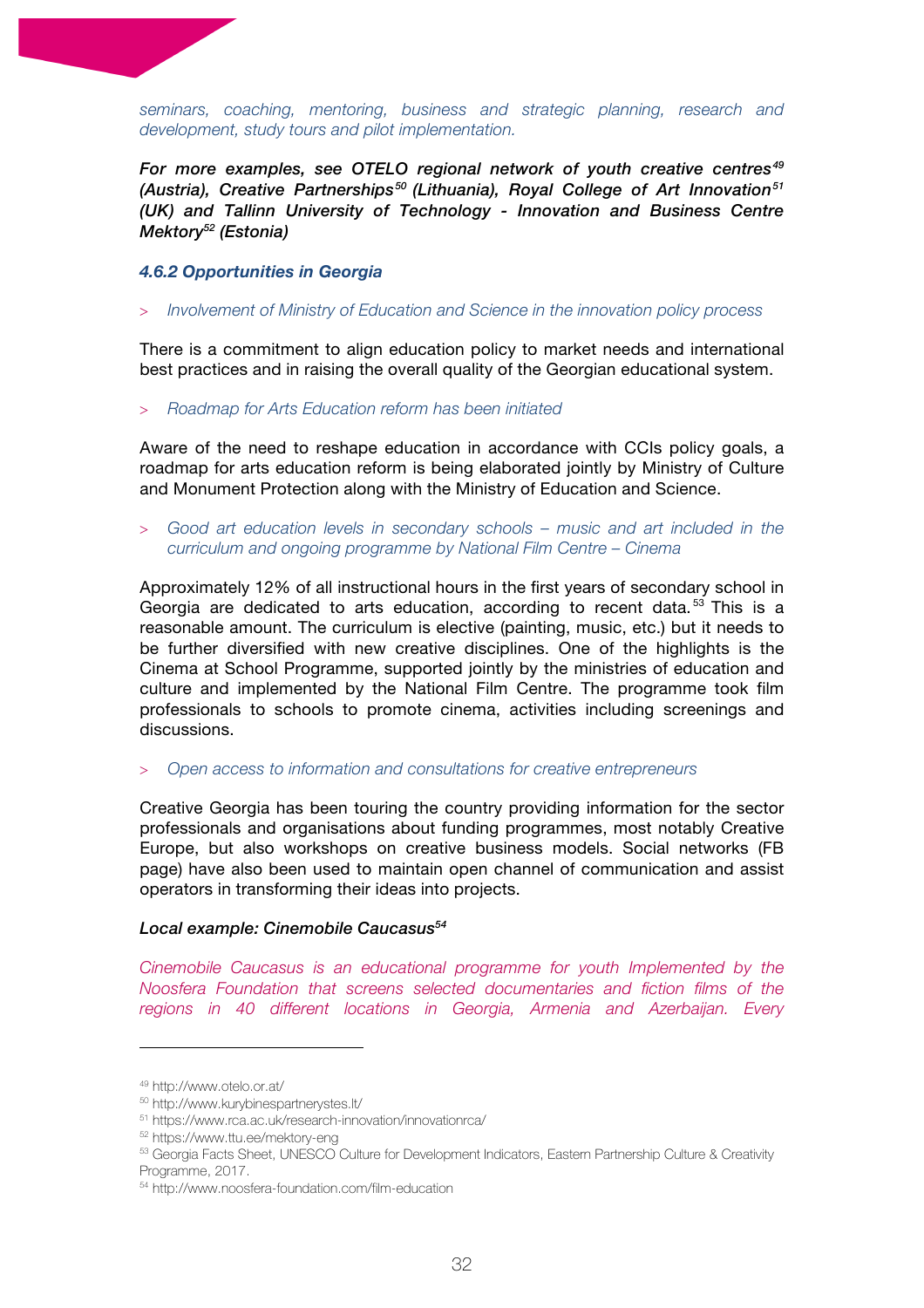*seminars, coaching, mentoring, business and strategic planning, research and development, study tours and pilot implementation.*

***For more examples, see OTELO regional network of youth creative centres[49] (Austria), Creative Partnerships[50] (Lithuania), Royal College of Art Innovation[51] (UK) and Tallinn University of Technology - Innovation and Business Centre Mektory[52] (Estonia)***

#### *4.6.2 Opportunities in Georgia*

> *Involvement of Ministry of Education and Science in the innovation policy process*

There is a commitment to align education policy to market needs and international best practices and in raising the overall quality of the Georgian educational system.

> *Roadmap for Arts Education reform has been initiated*

Aware of the need to reshape education in accordance with CCIs policy goals, a roadmap for arts education reform is being elaborated jointly by Ministry of Culture and Monument Protection along with the Ministry of Education and Science.

> *Good art education levels in secondary schools – music and art included in the curriculum and ongoing programme by National Film Centre – Cinema*

Approximately 12% of all instructional hours in the first years of secondary school in Georgia are dedicated to arts education, according to recent data.[53] This is a reasonable amount. The curriculum is elective (painting, music, etc.) but it needs to be further diversified with new creative disciplines. One of the highlights is the Cinema at School Programme, supported jointly by the ministries of education and culture and implemented by the National Film Centre. The programme took film professionals to schools to promote cinema, activities including screenings and discussions.

> *Open access to information and consultations for creative entrepreneurs*

Creative Georgia has been touring the country providing information for the sector professionals and organisations about funding programmes, most notably Creative Europe, but also workshops on creative business models. Social networks (FB page) have also been used to maintain open channel of communication and assist operators in transforming their ideas into projects.

***Local example: Cinemobile Caucasus[54]***

*Cinemobile Caucasus is an educational programme for youth Implemented by the Noosfera Foundation that screens selected documentaries and fiction films of the regions in 40 different locations in Georgia, Armenia and Azerbaijan. Every*

---

[49] http://www.otelo.or.at/

[50] http://www.kurybinespartnerystes.lt/

[51] https://www.rca.ac.uk/research-innovation/innovationrca/

[52] https://www.ttu.ee/mektory-eng

[53] Georgia Facts Sheet, UNESCO Culture for Development Indicators, Eastern Partnership Culture & Creativity Programme, 2017.

[54] http://www.noosfera-foundation.com/film-education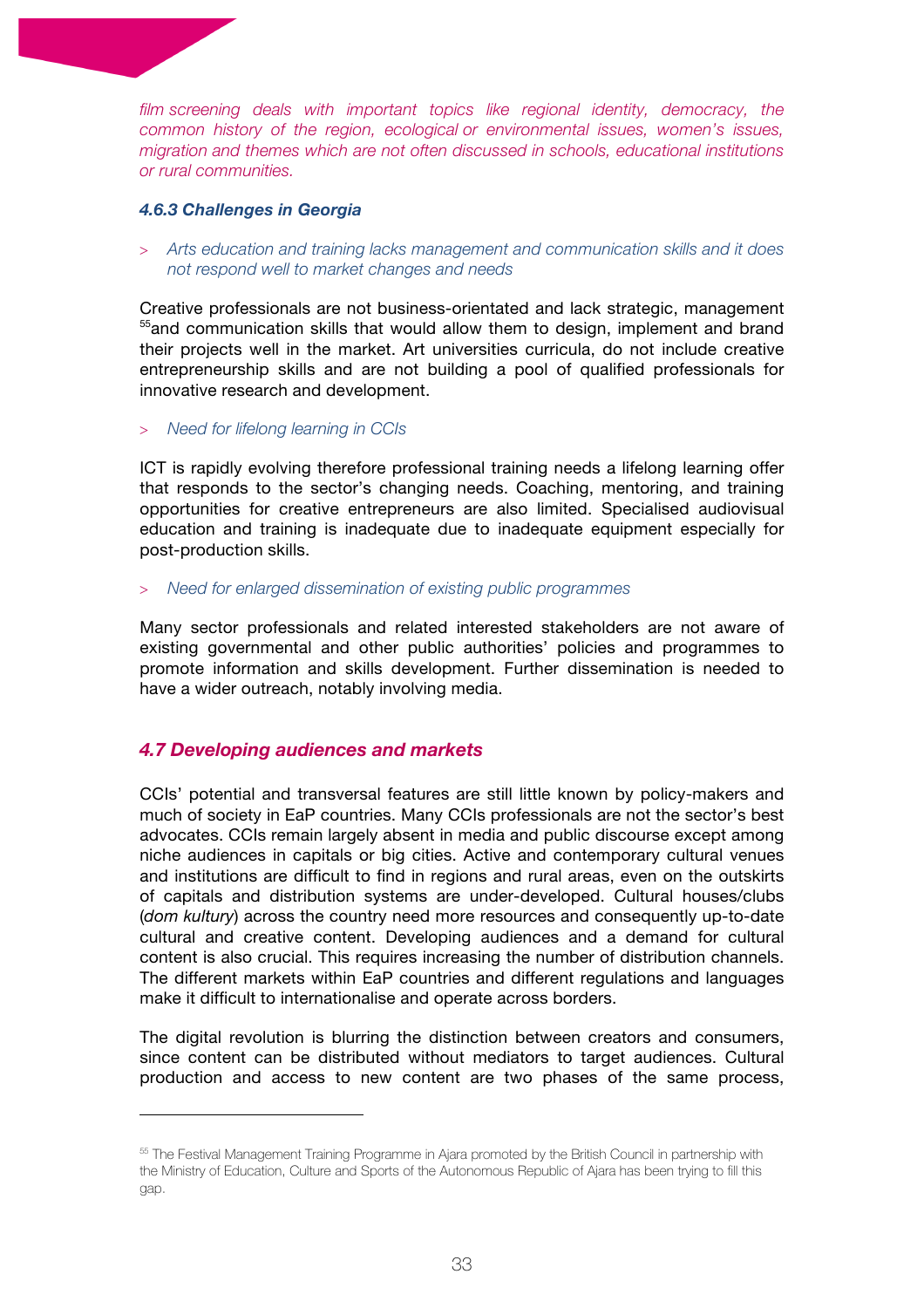*film screening deals with important topics like regional identity, democracy, the common history of the region, ecological or environmental issues, women's issues, migration and themes which are not often discussed in schools, educational institutions or rural communities.*

#### *4.6.3 Challenges in Georgia*

> *Arts education and training lacks management and communication skills and it does not respond well to market changes and needs*

Creative professionals are not business-orientated and lack strategic, management [55]and communication skills that would allow them to design, implement and brand their projects well in the market. Art universities curricula, do not include creative entrepreneurship skills and are not building a pool of qualified professionals for innovative research and development.

> *Need for lifelong learning in CCIs*

ICT is rapidly evolving therefore professional training needs a lifelong learning offer that responds to the sector's changing needs. Coaching, mentoring, and training opportunities for creative entrepreneurs are also limited. Specialised audiovisual education and training is inadequate due to inadequate equipment especially for post-production skills.

> *Need for enlarged dissemination of existing public programmes*

Many sector professionals and related interested stakeholders are not aware of existing governmental and other public authorities' policies and programmes to promote information and skills development. Further dissemination is needed to have a wider outreach, notably involving media.

### *4.7 Developing audiences and markets*

CCIs' potential and transversal features are still little known by policy-makers and much of society in EaP countries. Many CCIs professionals are not the sector's best advocates. CCIs remain largely absent in media and public discourse except among niche audiences in capitals or big cities. Active and contemporary cultural venues and institutions are difficult to find in regions and rural areas, even on the outskirts of capitals and distribution systems are under-developed. Cultural houses/clubs (*dom kultury*) across the country need more resources and consequently up-to-date cultural and creative content. Developing audiences and a demand for cultural content is also crucial. This requires increasing the number of distribution channels. The different markets within EaP countries and different regulations and languages make it difficult to internationalise and operate across borders.

The digital revolution is blurring the distinction between creators and consumers, since content can be distributed without mediators to target audiences. Cultural production and access to new content are two phases of the same process,

---

[55] The Festival Management Training Programme in Ajara promoted by the British Council in partnership with the Ministry of Education, Culture and Sports of the Autonomous Republic of Ajara has been trying to fill this gap.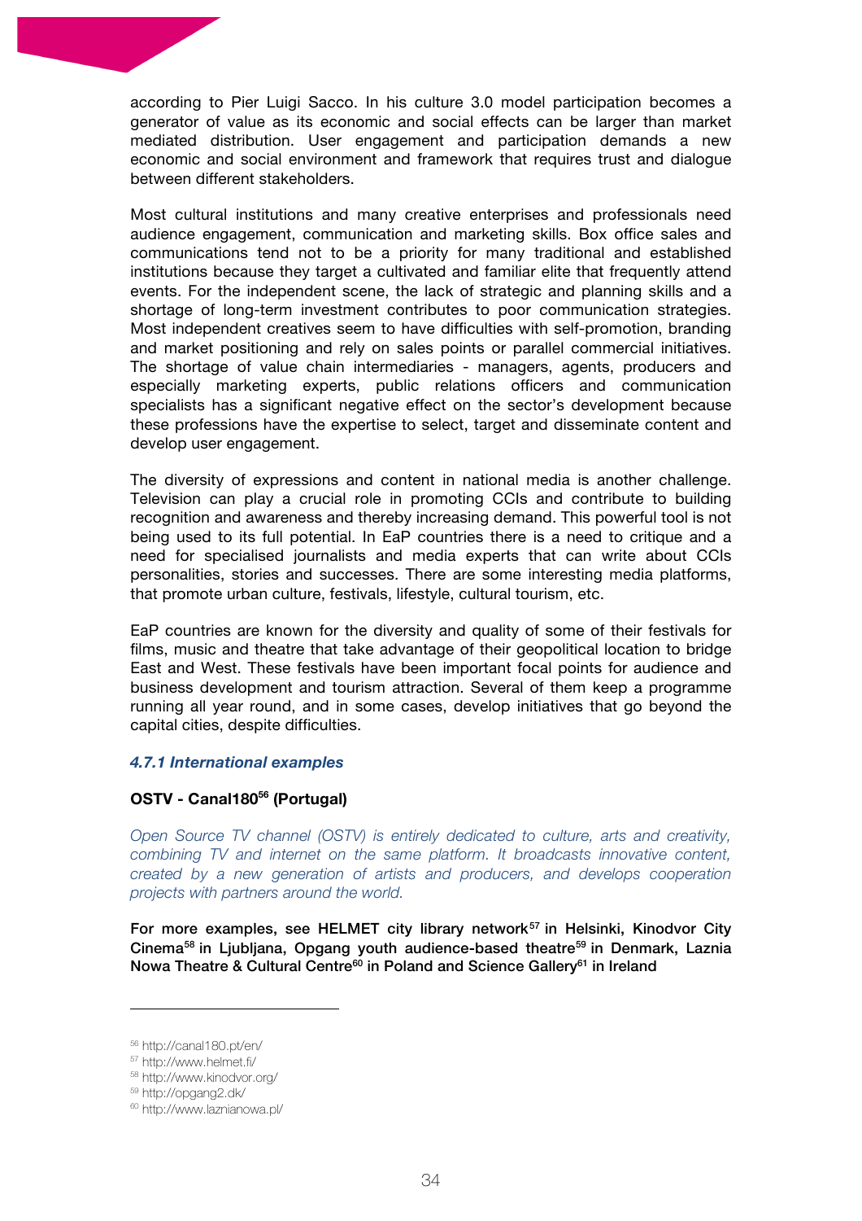according to Pier Luigi Sacco. In his culture 3.0 model participation becomes a generator of value as its economic and social effects can be larger than market mediated distribution. User engagement and participation demands a new economic and social environment and framework that requires trust and dialogue between different stakeholders.

Most cultural institutions and many creative enterprises and professionals need audience engagement, communication and marketing skills. Box office sales and communications tend not to be a priority for many traditional and established institutions because they target a cultivated and familiar elite that frequently attend events. For the independent scene, the lack of strategic and planning skills and a shortage of long-term investment contributes to poor communication strategies. Most independent creatives seem to have difficulties with self-promotion, branding and market positioning and rely on sales points or parallel commercial initiatives. The shortage of value chain intermediaries - managers, agents, producers and especially marketing experts, public relations officers and communication specialists has a significant negative effect on the sector's development because these professions have the expertise to select, target and disseminate content and develop user engagement.

The diversity of expressions and content in national media is another challenge. Television can play a crucial role in promoting CCIs and contribute to building recognition and awareness and thereby increasing demand. This powerful tool is not being used to its full potential. In EaP countries there is a need to critique and a need for specialised journalists and media experts that can write about CCIs personalities, stories and successes. There are some interesting media platforms, that promote urban culture, festivals, lifestyle, cultural tourism, etc.

EaP countries are known for the diversity and quality of some of their festivals for films, music and theatre that take advantage of their geopolitical location to bridge East and West. These festivals have been important focal points for audience and business development and tourism attraction. Several of them keep a programme running all year round, and in some cases, develop initiatives that go beyond the capital cities, despite difficulties.

### *4.7.1 International examples*

**OSTV - Canal180[56] (Portugal)**

*Open Source TV channel (OSTV) is entirely dedicated to culture, arts and creativity, combining TV and internet on the same platform. It broadcasts innovative content, created by a new generation of artists and producers, and develops cooperation projects with partners around the world.*

**For more examples, see HELMET city library network[57] in Helsinki, Kinodvor City Cinema[58] in Ljubljana, Opgang youth audience-based theatre[59] in Denmark, Laznia Nowa Theatre & Cultural Centre[60] in Poland and Science Gallery[61] in Ireland**

---

[56] http://canal180.pt/en/
[57] http://www.helmet.fi/
[58] http://www.kinodvor.org/
[59] http://opgang2.dk/
[60] http://www.laznianowa.pl/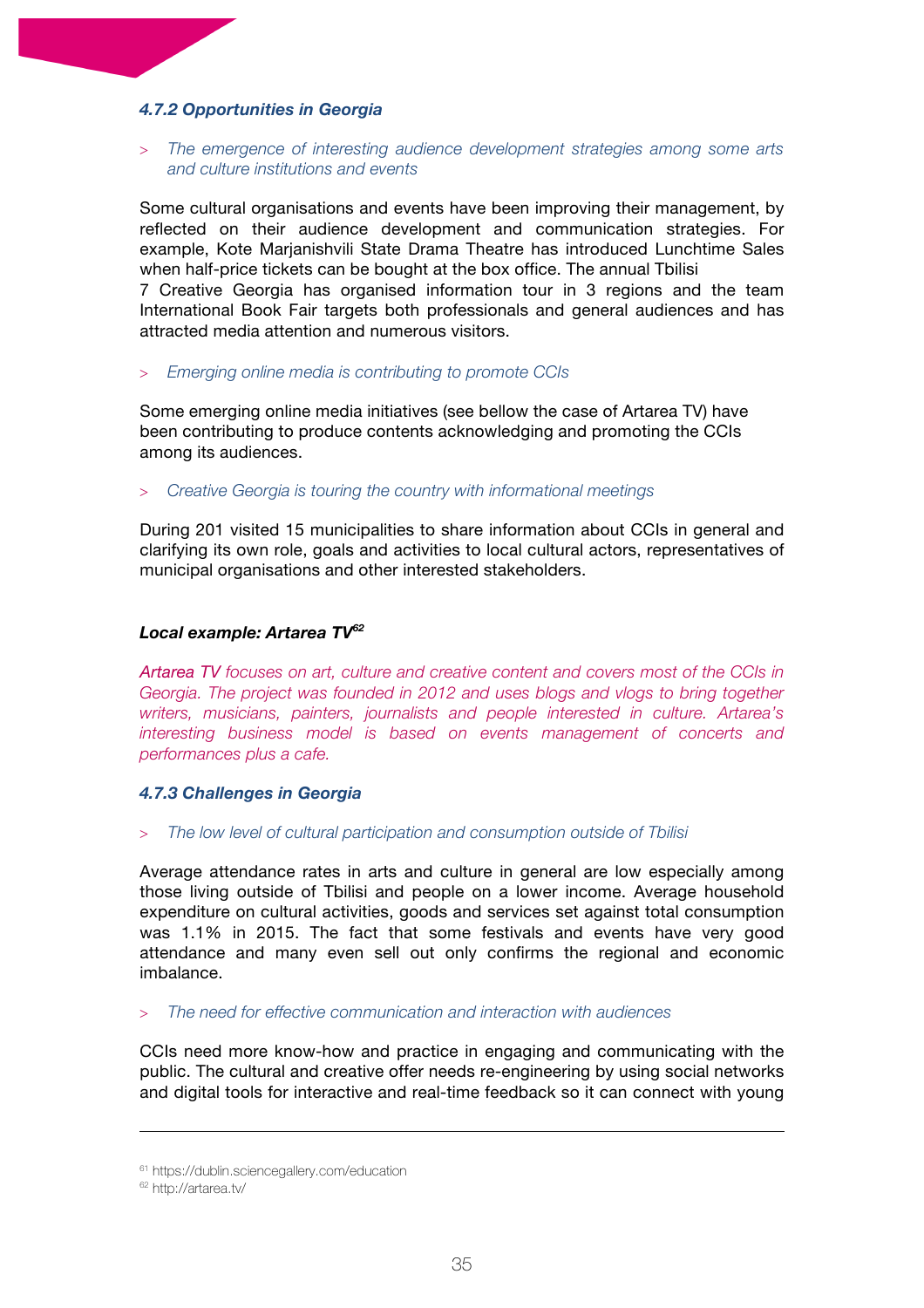#### 4.7.2 Opportunities in Georgia

> *The emergence of interesting audience development strategies among some arts and culture institutions and events*

Some cultural organisations and events have been improving their management, by reflected on their audience development and communication strategies. For example, Kote Marjanishvili State Drama Theatre has introduced Lunchtime Sales when half-price tickets can be bought at the box office. The annual Tbilisi
7 Creative Georgia has organised information tour in 3 regions and the team International Book Fair targets both professionals and general audiences and has attracted media attention and numerous visitors.

> *Emerging online media is contributing to promote CCIs*

Some emerging online media initiatives (see bellow the case of Artarea TV) have been contributing to produce contents acknowledging and promoting the CCIs among its audiences.

> *Creative Georgia is touring the country with informational meetings*

During 201 visited 15 municipalities to share information about CCIs in general and clarifying its own role, goals and activities to local cultural actors, representatives of municipal organisations and other interested stakeholders.

**Local example: Artarea TV[62]**

*Artarea TV focuses on art, culture and creative content and covers most of the CCIs in Georgia. The project was founded in 2012 and uses blogs and vlogs to bring together writers, musicians, painters, journalists and people interested in culture. Artarea's interesting business model is based on events management of concerts and performances plus a cafe.*

#### 4.7.3 Challenges in Georgia

> *The low level of cultural participation and consumption outside of Tbilisi*

Average attendance rates in arts and culture in general are low especially among those living outside of Tbilisi and people on a lower income. Average household expenditure on cultural activities, goods and services set against total consumption was 1.1% in 2015. The fact that some festivals and events have very good attendance and many even sell out only confirms the regional and economic imbalance.

> *The need for effective communication and interaction with audiences*

CCIs need more know-how and practice in engaging and communicating with the public. The cultural and creative offer needs re-engineering by using social networks and digital tools for interactive and real-time feedback so it can connect with young

---

[61] https://dublin.sciencegallery.com/education

[62] http://artarea.tv/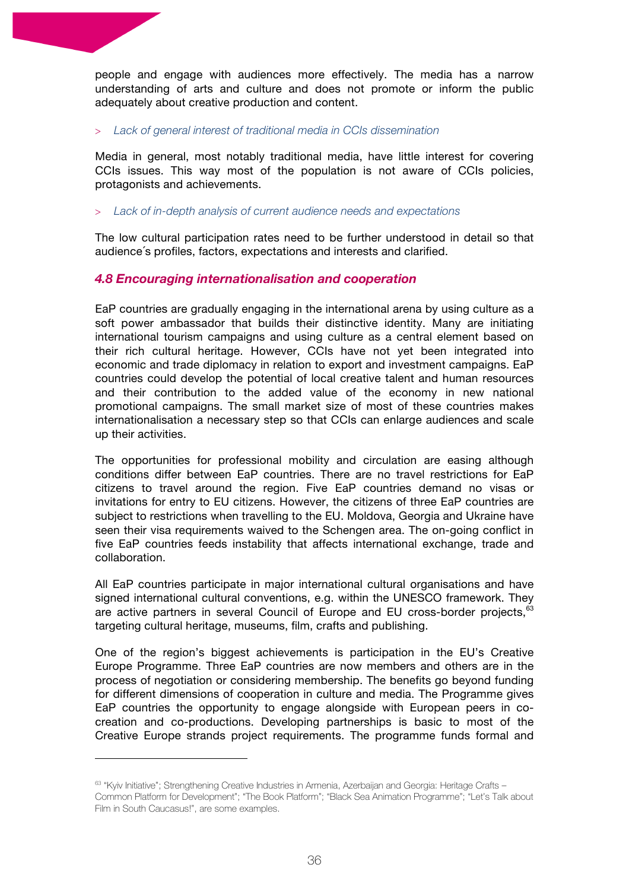people and engage with audiences more effectively. The media has a narrow understanding of arts and culture and does not promote or inform the public adequately about creative production and content.

> *Lack of general interest of traditional media in CCIs dissemination*

Media in general, most notably traditional media, have little interest for covering CCIs issues. This way most of the population is not aware of CCIs policies, protagonists and achievements.

> *Lack of in-depth analysis of current audience needs and expectations*

The low cultural participation rates need to be further understood in detail so that audience´s profiles, factors, expectations and interests and clarified.

### *4.8 Encouraging internationalisation and cooperation*

EaP countries are gradually engaging in the international arena by using culture as a soft power ambassador that builds their distinctive identity. Many are initiating international tourism campaigns and using culture as a central element based on their rich cultural heritage. However, CCIs have not yet been integrated into economic and trade diplomacy in relation to export and investment campaigns. EaP countries could develop the potential of local creative talent and human resources and their contribution to the added value of the economy in new national promotional campaigns. The small market size of most of these countries makes internationalisation a necessary step so that CCIs can enlarge audiences and scale up their activities.

The opportunities for professional mobility and circulation are easing although conditions differ between EaP countries. There are no travel restrictions for EaP citizens to travel around the region. Five EaP countries demand no visas or invitations for entry to EU citizens. However, the citizens of three EaP countries are subject to restrictions when travelling to the EU. Moldova, Georgia and Ukraine have seen their visa requirements waived to the Schengen area. The on-going conflict in five EaP countries feeds instability that affects international exchange, trade and collaboration.

All EaP countries participate in major international cultural organisations and have signed international cultural conventions, e.g. within the UNESCO framework. They are active partners in several Council of Europe and EU cross-border projects,[63] targeting cultural heritage, museums, film, crafts and publishing.

One of the region's biggest achievements is participation in the EU's Creative Europe Programme. Three EaP countries are now members and others are in the process of negotiation or considering membership. The benefits go beyond funding for different dimensions of cooperation in culture and media. The Programme gives EaP countries the opportunity to engage alongside with European peers in co-creation and co-productions. Developing partnerships is basic to most of the Creative Europe strands project requirements. The programme funds formal and

---

[63] "Kyiv Initiative"; Strengthening Creative Industries in Armenia, Azerbaijan and Georgia: Heritage Crafts – Common Platform for Development"; "The Book Platform"; "Black Sea Animation Programme"; "Let's Talk about Film in South Caucasus!", are some examples.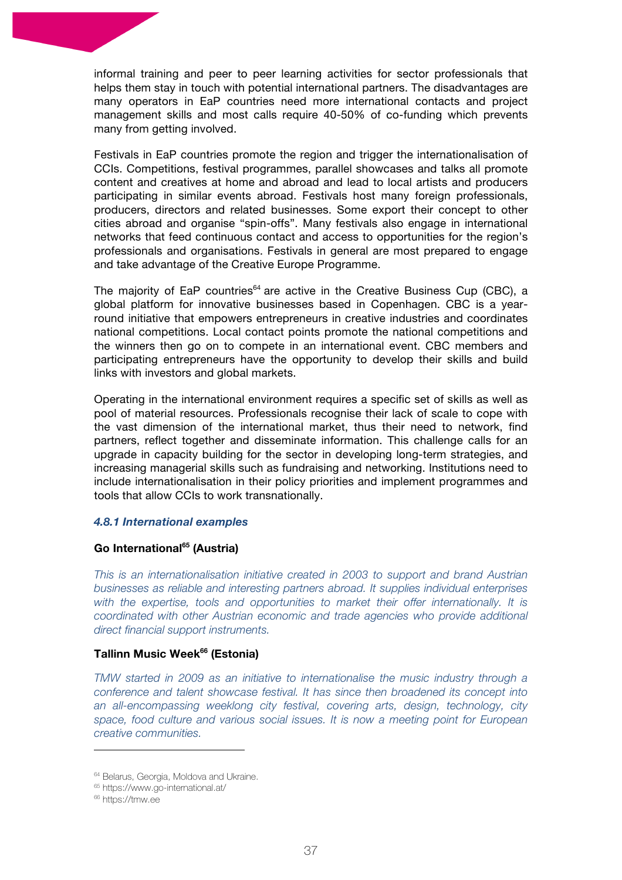informal training and peer to peer learning activities for sector professionals that helps them stay in touch with potential international partners. The disadvantages are many operators in EaP countries need more international contacts and project management skills and most calls require 40-50% of co-funding which prevents many from getting involved.

Festivals in EaP countries promote the region and trigger the internationalisation of CCIs. Competitions, festival programmes, parallel showcases and talks all promote content and creatives at home and abroad and lead to local artists and producers participating in similar events abroad. Festivals host many foreign professionals, producers, directors and related businesses. Some export their concept to other cities abroad and organise "spin-offs". Many festivals also engage in international networks that feed continuous contact and access to opportunities for the region's professionals and organisations. Festivals in general are most prepared to engage and take advantage of the Creative Europe Programme.

The majority of EaP countries[64] are active in the Creative Business Cup (CBC), a global platform for innovative businesses based in Copenhagen. CBC is a year-round initiative that empowers entrepreneurs in creative industries and coordinates national competitions. Local contact points promote the national competitions and the winners then go on to compete in an international event. CBC members and participating entrepreneurs have the opportunity to develop their skills and build links with investors and global markets.

Operating in the international environment requires a specific set of skills as well as pool of material resources. Professionals recognise their lack of scale to cope with the vast dimension of the international market, thus their need to network, find partners, reflect together and disseminate information. This challenge calls for an upgrade in capacity building for the sector in developing long-term strategies, and increasing managerial skills such as fundraising and networking. Institutions need to include internationalisation in their policy priorities and implement programmes and tools that allow CCIs to work transnationally.

#### *4.8.1 International examples*

**Go International[65] (Austria)**

*This is an internationalisation initiative created in 2003 to support and brand Austrian businesses as reliable and interesting partners abroad. It supplies individual enterprises with the expertise, tools and opportunities to market their offer internationally. It is coordinated with other Austrian economic and trade agencies who provide additional direct financial support instruments.*

**Tallinn Music Week[66] (Estonia)**

*TMW started in 2009 as an initiative to internationalise the music industry through a conference and talent showcase festival. It has since then broadened its concept into an all-encompassing weeklong city festival, covering arts, design, technology, city space, food culture and various social issues. It is now a meeting point for European creative communities.*

---

[64] Belarus, Georgia, Moldova and Ukraine.

[65] https://www.go-international.at/

[66] https://tmw.ee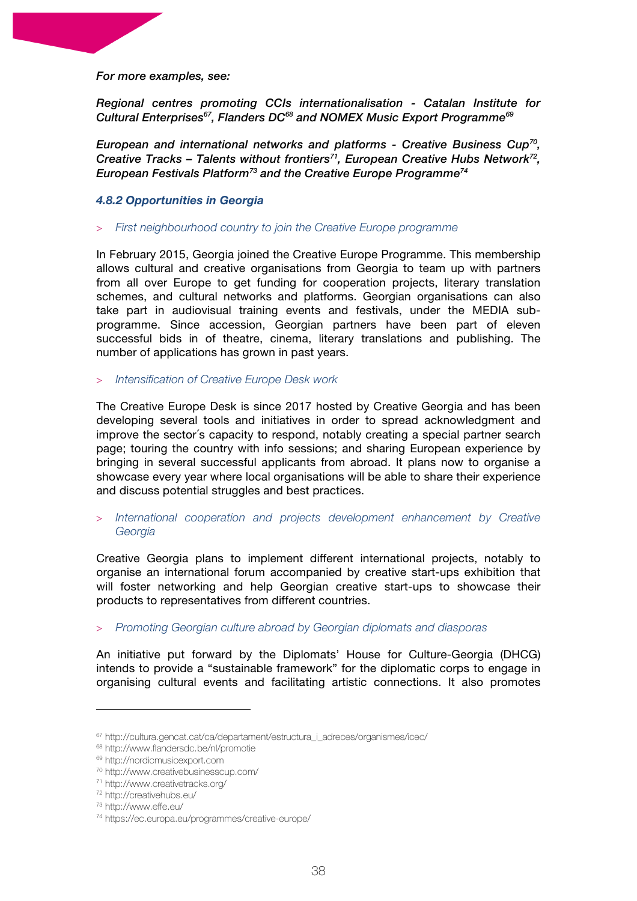*For more examples, see:*

***Regional centres promoting CCIs internationalisation - Catalan Institute for Cultural Enterprises[67], Flanders DC[68] and NOMEX Music Export Programme[69]***

***European and international networks and platforms - Creative Business Cup[70], Creative Tracks – Talents without frontiers[71], European Creative Hubs Network[72], European Festivals Platform[73] and the Creative Europe Programme[74]***

### *4.8.2 Opportunities in Georgia*

> *First neighbourhood country to join the Creative Europe programme*

In February 2015, Georgia joined the Creative Europe Programme. This membership allows cultural and creative organisations from Georgia to team up with partners from all over Europe to get funding for cooperation projects, literary translation schemes, and cultural networks and platforms. Georgian organisations can also take part in audiovisual training events and festivals, under the MEDIA sub-programme. Since accession, Georgian partners have been part of eleven successful bids in of theatre, cinema, literary translations and publishing. The number of applications has grown in past years.

> *Intensification of Creative Europe Desk work*

The Creative Europe Desk is since 2017 hosted by Creative Georgia and has been developing several tools and initiatives in order to spread acknowledgment and improve the sector´s capacity to respond, notably creating a special partner search page; touring the country with info sessions; and sharing European experience by bringing in several successful applicants from abroad. It plans now to organise a showcase every year where local organisations will be able to share their experience and discuss potential struggles and best practices.

> *International cooperation and projects development enhancement by Creative Georgia*

Creative Georgia plans to implement different international projects, notably to organise an international forum accompanied by creative start-ups exhibition that will foster networking and help Georgian creative start-ups to showcase their products to representatives from different countries.

> *Promoting Georgian culture abroad by Georgian diplomats and diasporas*

An initiative put forward by the Diplomats' House for Culture-Georgia (DHCG) intends to provide a "sustainable framework" for the diplomatic corps to engage in organising cultural events and facilitating artistic connections. It also promotes

---

[67] http://cultura.gencat.cat/ca/departament/estructura_i_adreces/organismes/icec/
[68] http://www.flandersdc.be/nl/promotie
[69] http://nordicmusicexport.com
[70] http://www.creativebusinesscup.com/
[71] http://www.creativetracks.org/
[72] http://creativehubs.eu/
[73] http://www.effe.eu/
[74] https://ec.europa.eu/programmes/creative-europe/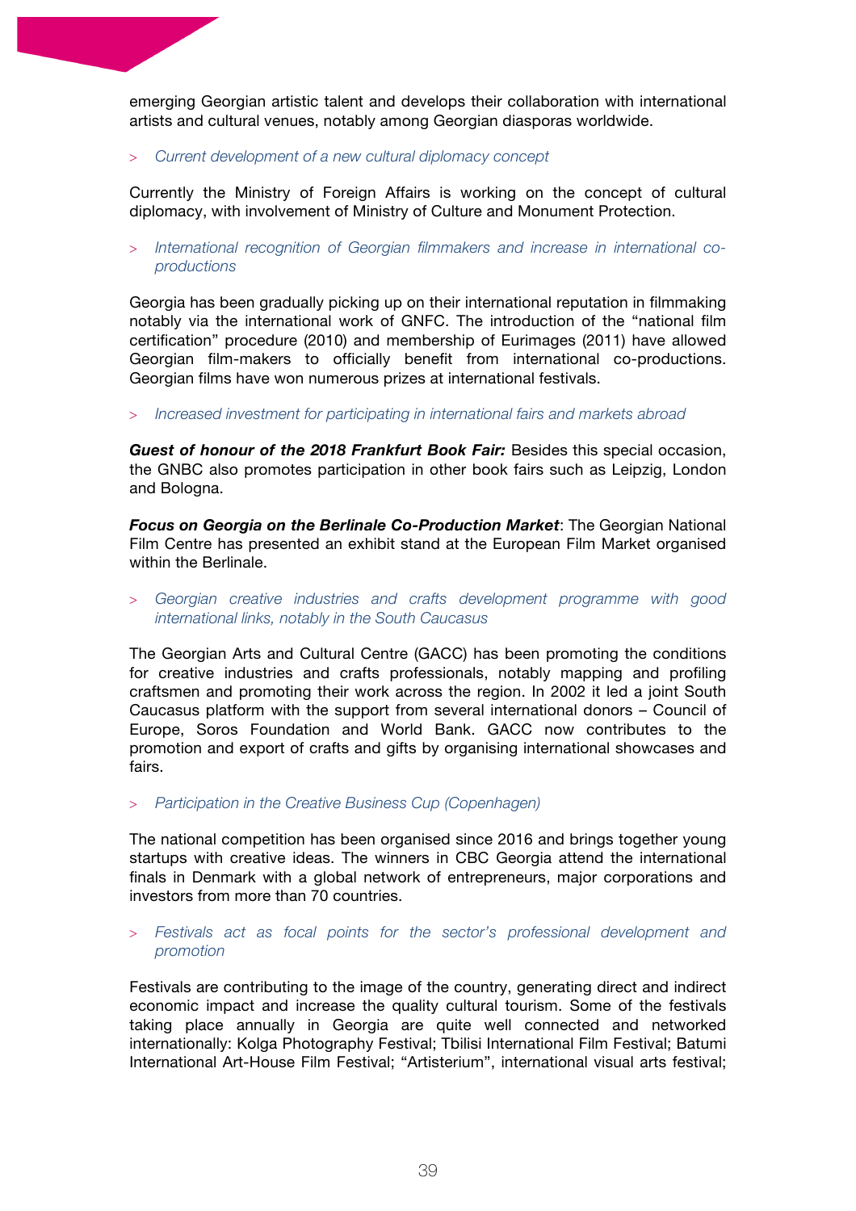emerging Georgian artistic talent and develops their collaboration with international artists and cultural venues, notably among Georgian diasporas worldwide.

> *Current development of a new cultural diplomacy concept*

Currently the Ministry of Foreign Affairs is working on the concept of cultural diplomacy, with involvement of Ministry of Culture and Monument Protection.

> *International recognition of Georgian filmmakers and increase in international co-productions*

Georgia has been gradually picking up on their international reputation in filmmaking notably via the international work of GNFC. The introduction of the "national film certification" procedure (2010) and membership of Eurimages (2011) have allowed Georgian film-makers to officially benefit from international co-productions. Georgian films have won numerous prizes at international festivals.

> *Increased investment for participating in international fairs and markets abroad*

***Guest of honour of the 2018 Frankfurt Book Fair:*** Besides this special occasion, the GNBC also promotes participation in other book fairs such as Leipzig, London and Bologna.

***Focus on Georgia on the Berlinale Co-Production Market***: The Georgian National Film Centre has presented an exhibit stand at the European Film Market organised within the Berlinale.

> *Georgian creative industries and crafts development programme with good international links, notably in the South Caucasus*

The Georgian Arts and Cultural Centre (GACC) has been promoting the conditions for creative industries and crafts professionals, notably mapping and profiling craftsmen and promoting their work across the region. In 2002 it led a joint South Caucasus platform with the support from several international donors – Council of Europe, Soros Foundation and World Bank. GACC now contributes to the promotion and export of crafts and gifts by organising international showcases and fairs.

> *Participation in the Creative Business Cup (Copenhagen)*

The national competition has been organised since 2016 and brings together young startups with creative ideas. The winners in CBC Georgia attend the international finals in Denmark with a global network of entrepreneurs, major corporations and investors from more than 70 countries.

> *Festivals act as focal points for the sector's professional development and promotion*

Festivals are contributing to the image of the country, generating direct and indirect economic impact and increase the quality cultural tourism. Some of the festivals taking place annually in Georgia are quite well connected and networked internationally: Kolga Photography Festival; Tbilisi International Film Festival; Batumi International Art-House Film Festival; "Artisterium", international visual arts festival;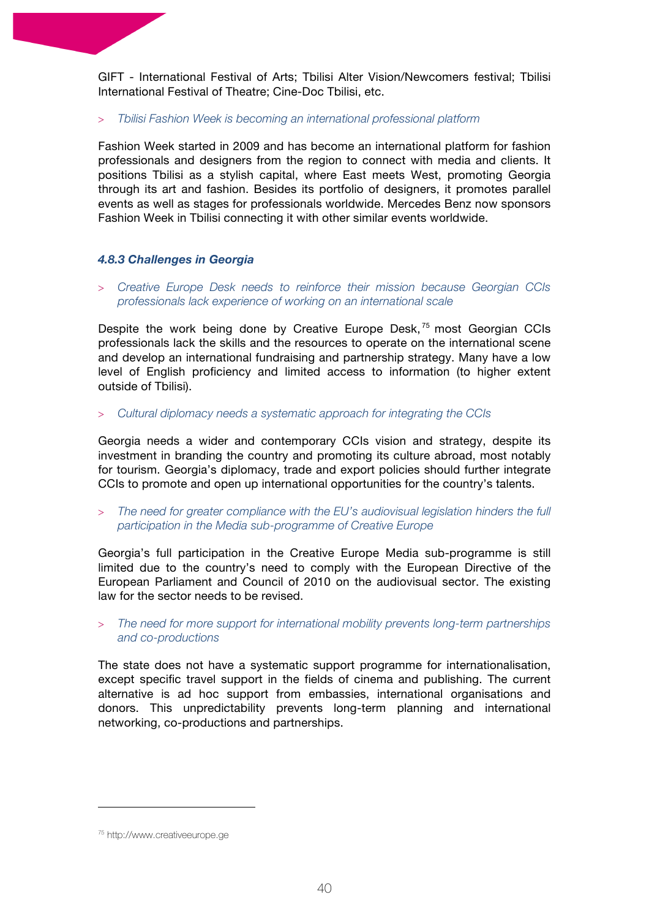GIFT - International Festival of Arts; Tbilisi Alter Vision/Newcomers festival; Tbilisi International Festival of Theatre; Cine-Doc Tbilisi, etc.

> *Tbilisi Fashion Week is becoming an international professional platform*

Fashion Week started in 2009 and has become an international platform for fashion professionals and designers from the region to connect with media and clients. It positions Tbilisi as a stylish capital, where East meets West, promoting Georgia through its art and fashion. Besides its portfolio of designers, it promotes parallel events as well as stages for professionals worldwide. Mercedes Benz now sponsors Fashion Week in Tbilisi connecting it with other similar events worldwide.

#### *4.8.3 Challenges in Georgia*

> *Creative Europe Desk needs to reinforce their mission because Georgian CCIs professionals lack experience of working on an international scale*

Despite the work being done by Creative Europe Desk,[75] most Georgian CCIs professionals lack the skills and the resources to operate on the international scene and develop an international fundraising and partnership strategy. Many have a low level of English proficiency and limited access to information (to higher extent outside of Tbilisi).

> *Cultural diplomacy needs a systematic approach for integrating the CCIs*

Georgia needs a wider and contemporary CCIs vision and strategy, despite its investment in branding the country and promoting its culture abroad, most notably for tourism. Georgia's diplomacy, trade and export policies should further integrate CCIs to promote and open up international opportunities for the country's talents.

> *The need for greater compliance with the EU's audiovisual legislation hinders the full participation in the Media sub-programme of Creative Europe*

Georgia's full participation in the Creative Europe Media sub-programme is still limited due to the country's need to comply with the European Directive of the European Parliament and Council of 2010 on the audiovisual sector. The existing law for the sector needs to be revised.

> *The need for more support for international mobility prevents long-term partnerships and co-productions*

The state does not have a systematic support programme for internationalisation, except specific travel support in the fields of cinema and publishing. The current alternative is ad hoc support from embassies, international organisations and donors. This unpredictability prevents long-term planning and international networking, co-productions and partnerships.

---

[75] http://www.creativeeurope.ge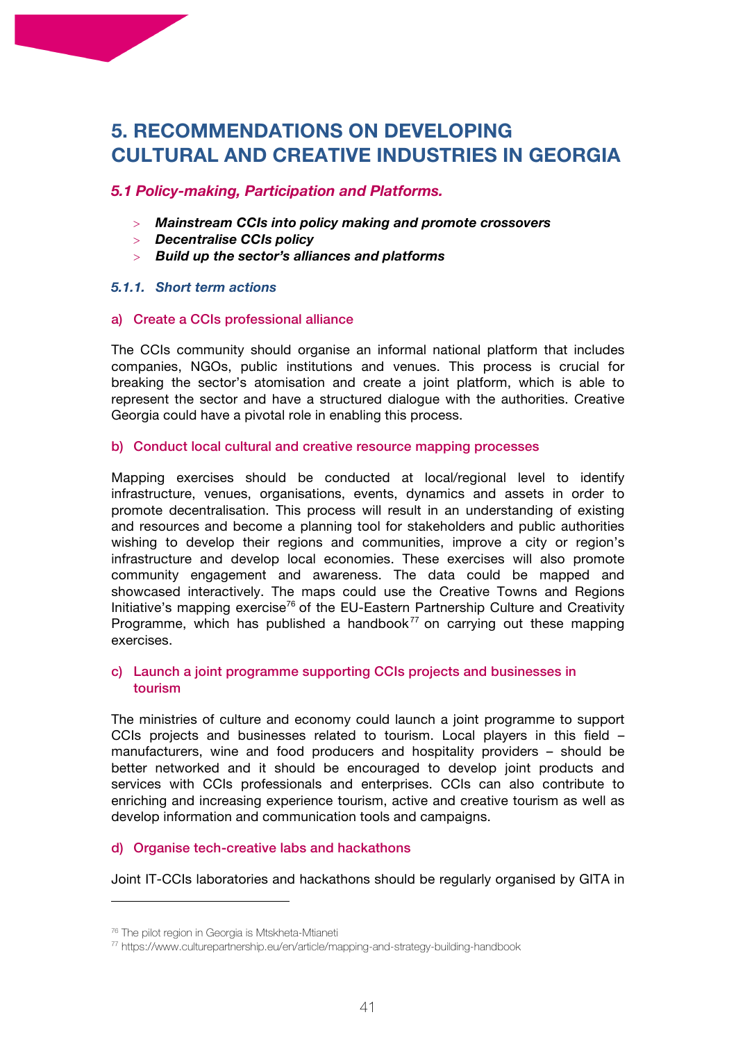# 5. RECOMMENDATIONS ON DEVELOPING CULTURAL AND CREATIVE INDUSTRIES IN GEORGIA

## *5.1 Policy-making, Participation and Platforms.*

- ***Mainstream CCIs into policy making and promote crossovers***
- ***Decentralise CCIs policy***
- ***Build up the sector's alliances and platforms***

### *5.1.1. Short term actions*

#### a) Create a CCIs professional alliance

The CCIs community should organise an informal national platform that includes companies, NGOs, public institutions and venues. This process is crucial for breaking the sector's atomisation and create a joint platform, which is able to represent the sector and have a structured dialogue with the authorities. Creative Georgia could have a pivotal role in enabling this process.

#### b) Conduct local cultural and creative resource mapping processes

Mapping exercises should be conducted at local/regional level to identify infrastructure, venues, organisations, events, dynamics and assets in order to promote decentralisation. This process will result in an understanding of existing and resources and become a planning tool for stakeholders and public authorities wishing to develop their regions and communities, improve a city or region's infrastructure and develop local economies. These exercises will also promote community engagement and awareness. The data could be mapped and showcased interactively. The maps could use the Creative Towns and Regions Initiative's mapping exercise[76] of the EU-Eastern Partnership Culture and Creativity Programme, which has published a handbook[77] on carrying out these mapping exercises.

#### c) Launch a joint programme supporting CCIs projects and businesses in tourism

The ministries of culture and economy could launch a joint programme to support CCIs projects and businesses related to tourism. Local players in this field – manufacturers, wine and food producers and hospitality providers – should be better networked and it should be encouraged to develop joint products and services with CCIs professionals and enterprises. CCIs can also contribute to enriching and increasing experience tourism, active and creative tourism as well as develop information and communication tools and campaigns.

#### d) Organise tech-creative labs and hackathons

Joint IT-CCIs laboratories and hackathons should be regularly organised by GITA in

---

[76] The pilot region in Georgia is Mtskheta-Mtianeti

[77] https://www.culturepartnership.eu/en/article/mapping-and-strategy-building-handbook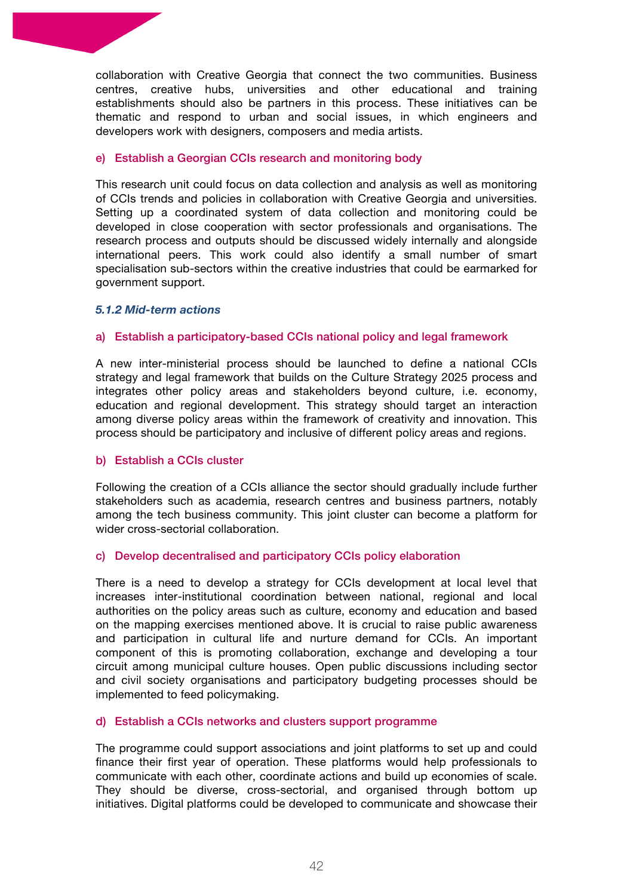collaboration with Creative Georgia that connect the two communities. Business centres, creative hubs, universities and other educational and training establishments should also be partners in this process. These initiatives can be thematic and respond to urban and social issues, in which engineers and developers work with designers, composers and media artists.

#### e) Establish a Georgian CCIs research and monitoring body

This research unit could focus on data collection and analysis as well as monitoring of CCIs trends and policies in collaboration with Creative Georgia and universities. Setting up a coordinated system of data collection and monitoring could be developed in close cooperation with sector professionals and organisations. The research process and outputs should be discussed widely internally and alongside international peers. This work could also identify a small number of smart specialisation sub-sectors within the creative industries that could be earmarked for government support.

### *5.1.2 Mid-term actions*

#### a) Establish a participatory-based CCIs national policy and legal framework

A new inter-ministerial process should be launched to define a national CCIs strategy and legal framework that builds on the Culture Strategy 2025 process and integrates other policy areas and stakeholders beyond culture, i.e. economy, education and regional development. This strategy should target an interaction among diverse policy areas within the framework of creativity and innovation. This process should be participatory and inclusive of different policy areas and regions.

#### b) Establish a CCIs cluster

Following the creation of a CCIs alliance the sector should gradually include further stakeholders such as academia, research centres and business partners, notably among the tech business community. This joint cluster can become a platform for wider cross-sectorial collaboration.

#### c) Develop decentralised and participatory CCIs policy elaboration

There is a need to develop a strategy for CCIs development at local level that increases inter-institutional coordination between national, regional and local authorities on the policy areas such as culture, economy and education and based on the mapping exercises mentioned above. It is crucial to raise public awareness and participation in cultural life and nurture demand for CCIs. An important component of this is promoting collaboration, exchange and developing a tour circuit among municipal culture houses. Open public discussions including sector and civil society organisations and participatory budgeting processes should be implemented to feed policymaking.

#### d) Establish a CCIs networks and clusters support programme

The programme could support associations and joint platforms to set up and could finance their first year of operation. These platforms would help professionals to communicate with each other, coordinate actions and build up economies of scale. They should be diverse, cross-sectorial, and organised through bottom up initiatives. Digital platforms could be developed to communicate and showcase their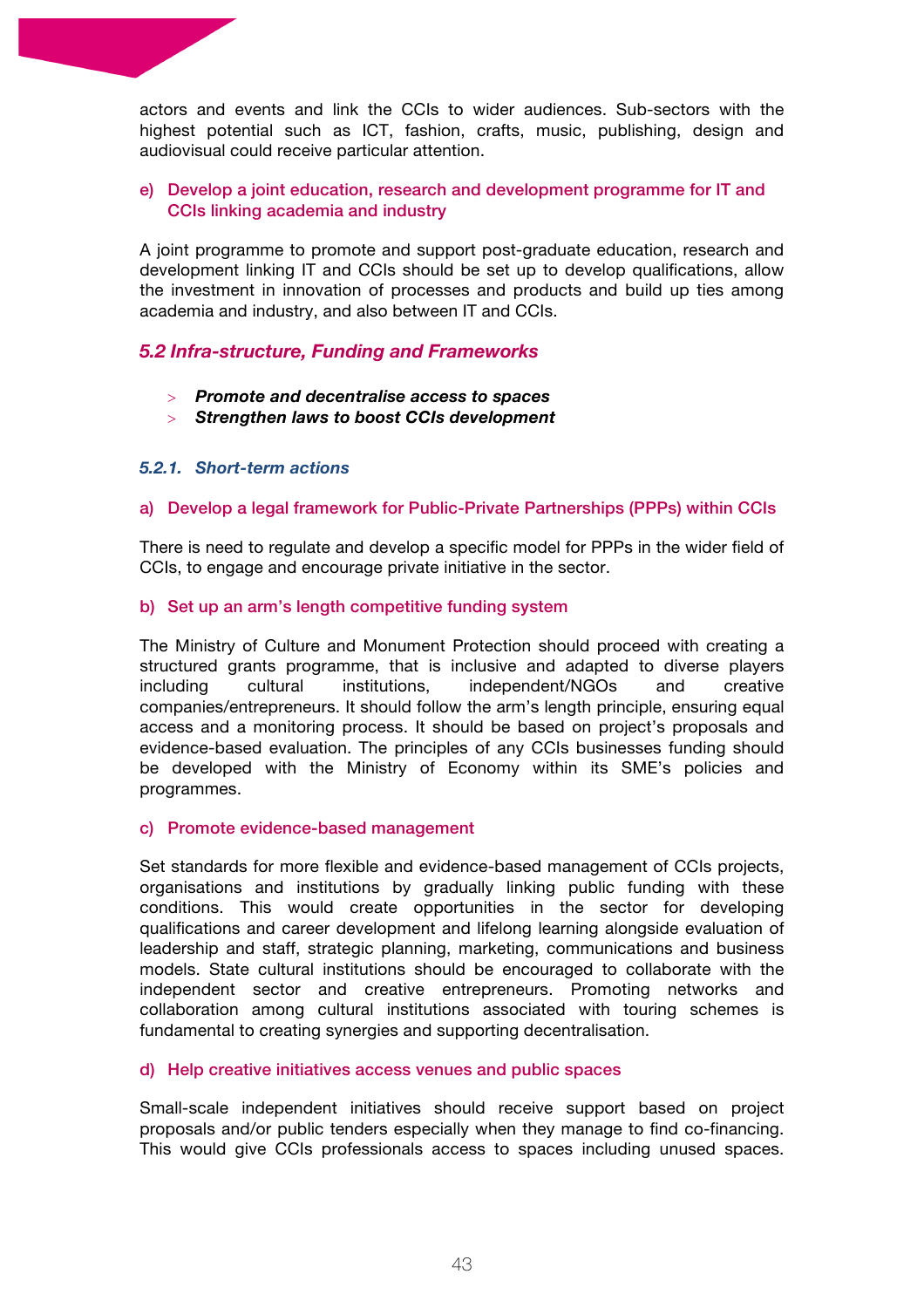actors and events and link the CCIs to wider audiences. Sub-sectors with the highest potential such as ICT, fashion, crafts, music, publishing, design and audiovisual could receive particular attention.

#### e) Develop a joint education, research and development programme for IT and CCIs linking academia and industry

A joint programme to promote and support post-graduate education, research and development linking IT and CCIs should be set up to develop qualifications, allow the investment in innovation of processes and products and build up ties among academia and industry, and also between IT and CCIs.

## *5.2 Infra-structure, Funding and Frameworks*

- ***Promote and decentralise access to spaces***
- ***Strengthen laws to boost CCIs development***

### *5.2.1. Short-term actions*

#### a) Develop a legal framework for Public-Private Partnerships (PPPs) within CCIs

There is need to regulate and develop a specific model for PPPs in the wider field of CCIs, to engage and encourage private initiative in the sector.

#### b) Set up an arm's length competitive funding system

The Ministry of Culture and Monument Protection should proceed with creating a structured grants programme, that is inclusive and adapted to diverse players including cultural institutions, independent/NGOs and creative companies/entrepreneurs. It should follow the arm's length principle, ensuring equal access and a monitoring process. It should be based on project's proposals and evidence-based evaluation. The principles of any CCIs businesses funding should be developed with the Ministry of Economy within its SME's policies and programmes.

#### c) Promote evidence-based management

Set standards for more flexible and evidence-based management of CCIs projects, organisations and institutions by gradually linking public funding with these conditions. This would create opportunities in the sector for developing qualifications and career development and lifelong learning alongside evaluation of leadership and staff, strategic planning, marketing, communications and business models. State cultural institutions should be encouraged to collaborate with the independent sector and creative entrepreneurs. Promoting networks and collaboration among cultural institutions associated with touring schemes is fundamental to creating synergies and supporting decentralisation.

#### d) Help creative initiatives access venues and public spaces

Small-scale independent initiatives should receive support based on project proposals and/or public tenders especially when they manage to find co-financing. This would give CCIs professionals access to spaces including unused spaces.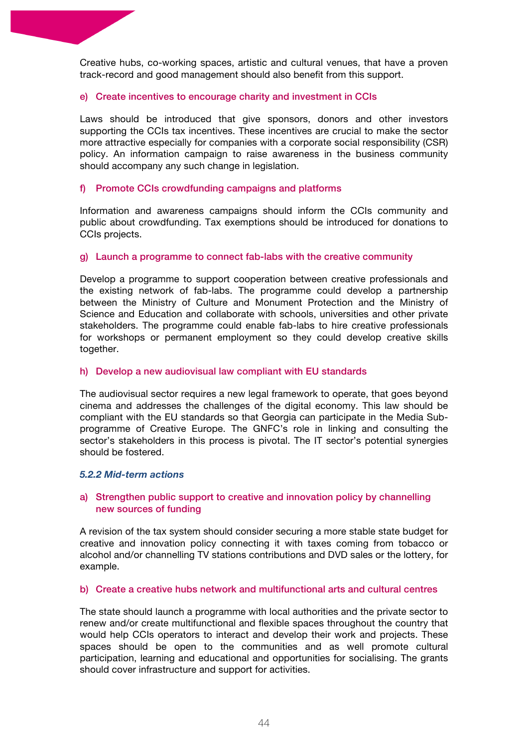Creative hubs, co-working spaces, artistic and cultural venues, that have a proven track-record and good management should also benefit from this support.

#### e) Create incentives to encourage charity and investment in CCIs

Laws should be introduced that give sponsors, donors and other investors supporting the CCIs tax incentives. These incentives are crucial to make the sector more attractive especially for companies with a corporate social responsibility (CSR) policy. An information campaign to raise awareness in the business community should accompany any such change in legislation.

#### f) Promote CCIs crowdfunding campaigns and platforms

Information and awareness campaigns should inform the CCIs community and public about crowdfunding. Tax exemptions should be introduced for donations to CCIs projects.

#### g) Launch a programme to connect fab-labs with the creative community

Develop a programme to support cooperation between creative professionals and the existing network of fab-labs. The programme could develop a partnership between the Ministry of Culture and Monument Protection and the Ministry of Science and Education and collaborate with schools, universities and other private stakeholders. The programme could enable fab-labs to hire creative professionals for workshops or permanent employment so they could develop creative skills together.

#### h) Develop a new audiovisual law compliant with EU standards

The audiovisual sector requires a new legal framework to operate, that goes beyond cinema and addresses the challenges of the digital economy. This law should be compliant with the EU standards so that Georgia can participate in the Media Sub-programme of Creative Europe. The GNFC's role in linking and consulting the sector's stakeholders in this process is pivotal. The IT sector's potential synergies should be fostered.

### *5.2.2 Mid-term actions*

#### a) Strengthen public support to creative and innovation policy by channelling new sources of funding

A revision of the tax system should consider securing a more stable state budget for creative and innovation policy connecting it with taxes coming from tobacco or alcohol and/or channelling TV stations contributions and DVD sales or the lottery, for example.

#### b) Create a creative hubs network and multifunctional arts and cultural centres

The state should launch a programme with local authorities and the private sector to renew and/or create multifunctional and flexible spaces throughout the country that would help CCIs operators to interact and develop their work and projects. These spaces should be open to the communities and as well promote cultural participation, learning and educational and opportunities for socialising. The grants should cover infrastructure and support for activities.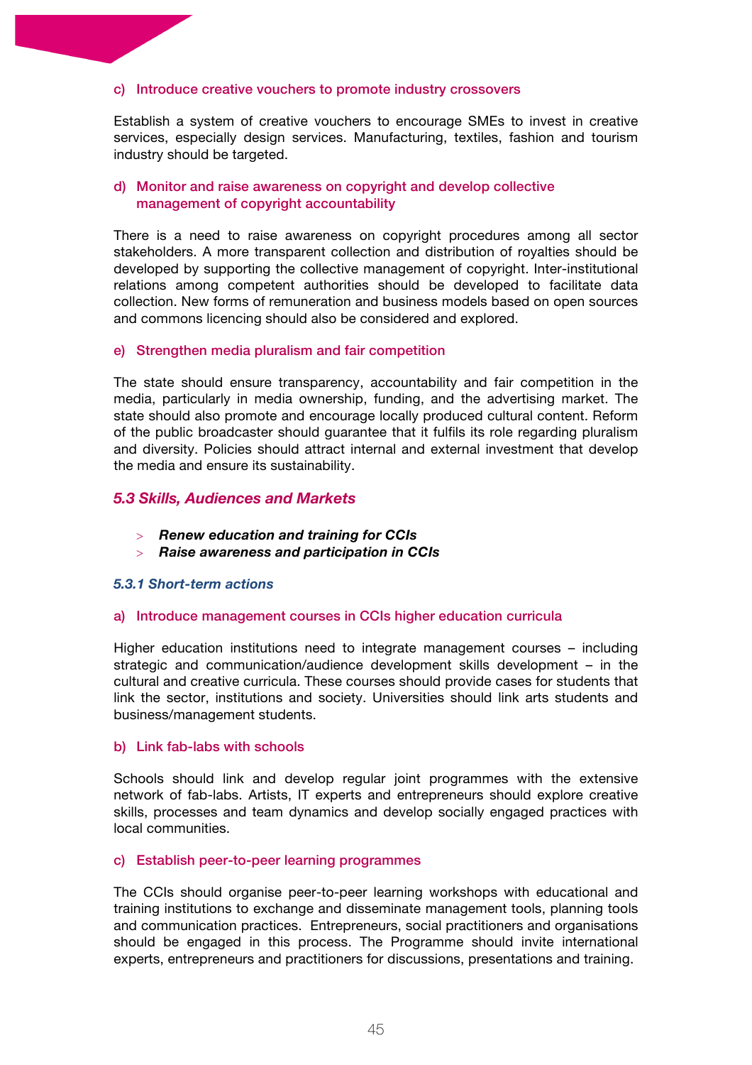#### c) Introduce creative vouchers to promote industry crossovers

Establish a system of creative vouchers to encourage SMEs to invest in creative services, especially design services. Manufacturing, textiles, fashion and tourism industry should be targeted.

#### d) Monitor and raise awareness on copyright and develop collective management of copyright accountability

There is a need to raise awareness on copyright procedures among all sector stakeholders. A more transparent collection and distribution of royalties should be developed by supporting the collective management of copyright. Inter-institutional relations among competent authorities should be developed to facilitate data collection. New forms of remuneration and business models based on open sources and commons licencing should also be considered and explored.

#### e) Strengthen media pluralism and fair competition

The state should ensure transparency, accountability and fair competition in the media, particularly in media ownership, funding, and the advertising market. The state should also promote and encourage locally produced cultural content. Reform of the public broadcaster should guarantee that it fulfils its role regarding pluralism and diversity. Policies should attract internal and external investment that develop the media and ensure its sustainability.

## *5.3 Skills, Audiences and Markets*

- ***Renew education and training for CCIs***
- ***Raise awareness and participation in CCIs***

### *5.3.1 Short-term actions*

#### a) Introduce management courses in CCIs higher education curricula

Higher education institutions need to integrate management courses – including strategic and communication/audience development skills development – in the cultural and creative curricula. These courses should provide cases for students that link the sector, institutions and society. Universities should link arts students and business/management students.

#### b) Link fab-labs with schools

Schools should link and develop regular joint programmes with the extensive network of fab-labs. Artists, IT experts and entrepreneurs should explore creative skills, processes and team dynamics and develop socially engaged practices with local communities.

#### c) Establish peer-to-peer learning programmes

The CCIs should organise peer-to-peer learning workshops with educational and training institutions to exchange and disseminate management tools, planning tools and communication practices. Entrepreneurs, social practitioners and organisations should be engaged in this process. The Programme should invite international experts, entrepreneurs and practitioners for discussions, presentations and training.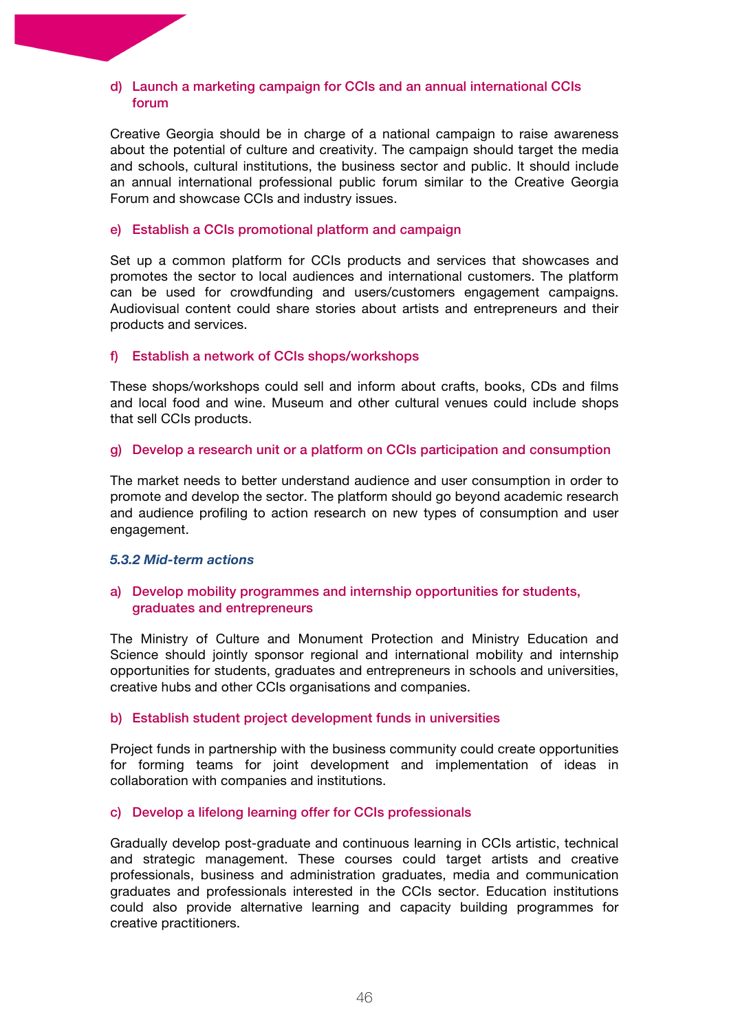#### d) Launch a marketing campaign for CCIs and an annual international CCIs forum

Creative Georgia should be in charge of a national campaign to raise awareness about the potential of culture and creativity. The campaign should target the media and schools, cultural institutions, the business sector and public. It should include an annual international professional public forum similar to the Creative Georgia Forum and showcase CCIs and industry issues.

#### e) Establish a CCIs promotional platform and campaign

Set up a common platform for CCIs products and services that showcases and promotes the sector to local audiences and international customers. The platform can be used for crowdfunding and users/customers engagement campaigns. Audiovisual content could share stories about artists and entrepreneurs and their products and services.

#### f) Establish a network of CCIs shops/workshops

These shops/workshops could sell and inform about crafts, books, CDs and films and local food and wine. Museum and other cultural venues could include shops that sell CCIs products.

#### g) Develop a research unit or a platform on CCIs participation and consumption

The market needs to better understand audience and user consumption in order to promote and develop the sector. The platform should go beyond academic research and audience profiling to action research on new types of consumption and user engagement.

### *5.3.2 Mid-term actions*

#### a) Develop mobility programmes and internship opportunities for students, graduates and entrepreneurs

The Ministry of Culture and Monument Protection and Ministry Education and Science should jointly sponsor regional and international mobility and internship opportunities for students, graduates and entrepreneurs in schools and universities, creative hubs and other CCIs organisations and companies.

#### b) Establish student project development funds in universities

Project funds in partnership with the business community could create opportunities for forming teams for joint development and implementation of ideas in collaboration with companies and institutions.

#### c) Develop a lifelong learning offer for CCIs professionals

Gradually develop post-graduate and continuous learning in CCIs artistic, technical and strategic management. These courses could target artists and creative professionals, business and administration graduates, media and communication graduates and professionals interested in the CCIs sector. Education institutions could also provide alternative learning and capacity building programmes for creative practitioners.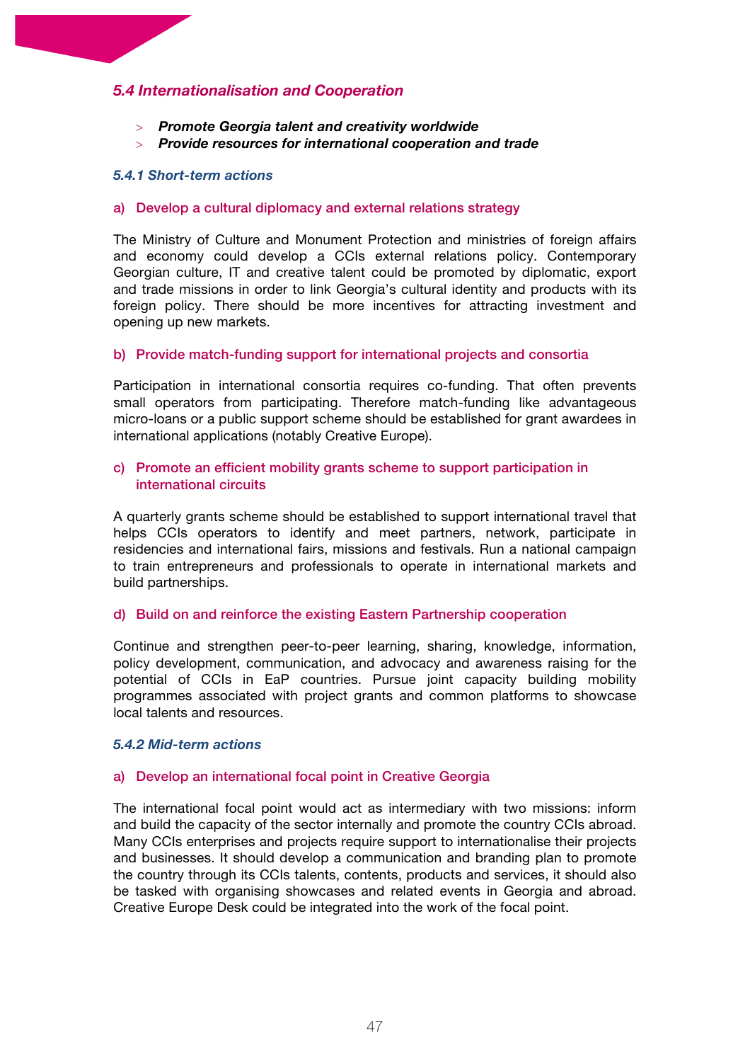## *5.4 Internationalisation and Cooperation*

> ***Promote Georgia talent and creativity worldwide***
> ***Provide resources for international cooperation and trade***

### *5.4.1 Short-term actions*

#### a) Develop a cultural diplomacy and external relations strategy

The Ministry of Culture and Monument Protection and ministries of foreign affairs and economy could develop a CCIs external relations policy. Contemporary Georgian culture, IT and creative talent could be promoted by diplomatic, export and trade missions in order to link Georgia's cultural identity and products with its foreign policy. There should be more incentives for attracting investment and opening up new markets.

#### b) Provide match-funding support for international projects and consortia

Participation in international consortia requires co-funding. That often prevents small operators from participating. Therefore match-funding like advantageous micro-loans or a public support scheme should be established for grant awardees in international applications (notably Creative Europe).

#### c) Promote an efficient mobility grants scheme to support participation in international circuits

A quarterly grants scheme should be established to support international travel that helps CCIs operators to identify and meet partners, network, participate in residencies and international fairs, missions and festivals. Run a national campaign to train entrepreneurs and professionals to operate in international markets and build partnerships.

#### d) Build on and reinforce the existing Eastern Partnership cooperation

Continue and strengthen peer-to-peer learning, sharing, knowledge, information, policy development, communication, and advocacy and awareness raising for the potential of CCIs in EaP countries. Pursue joint capacity building mobility programmes associated with project grants and common platforms to showcase local talents and resources.

### *5.4.2 Mid-term actions*

#### a) Develop an international focal point in Creative Georgia

The international focal point would act as intermediary with two missions: inform and build the capacity of the sector internally and promote the country CCIs abroad. Many CCIs enterprises and projects require support to internationalise their projects and businesses. It should develop a communication and branding plan to promote the country through its CCIs talents, contents, products and services, it should also be tasked with organising showcases and related events in Georgia and abroad. Creative Europe Desk could be integrated into the work of the focal point.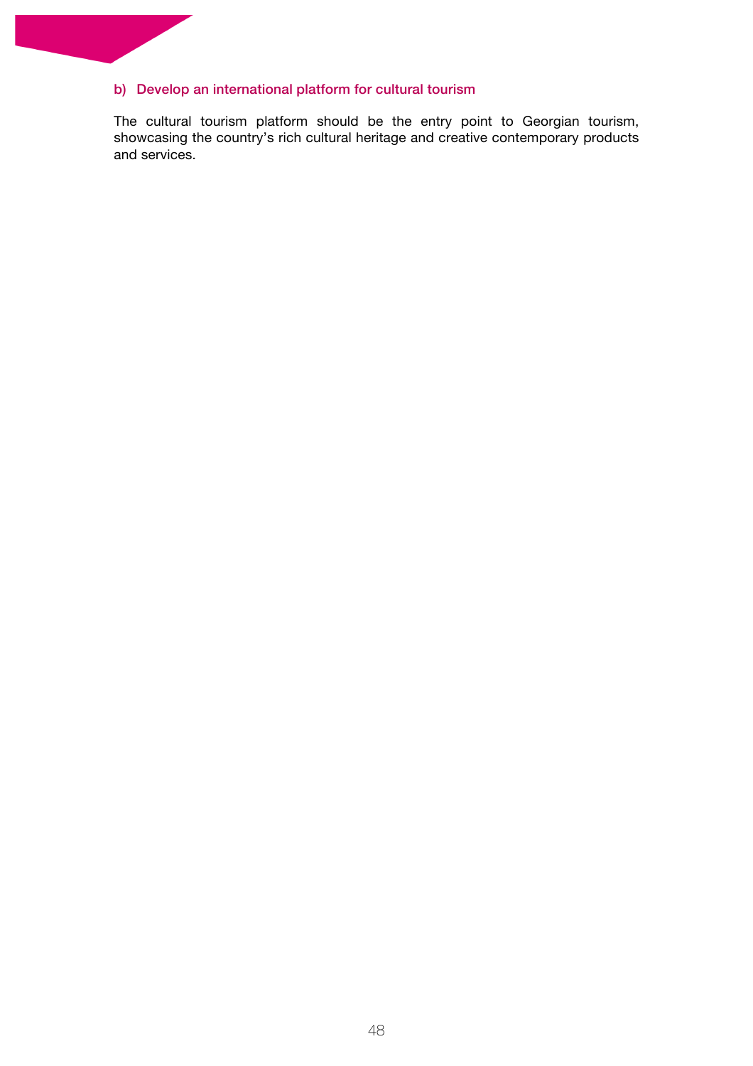### b) Develop an international platform for cultural tourism

The cultural tourism platform should be the entry point to Georgian tourism, showcasing the country's rich cultural heritage and creative contemporary products and services.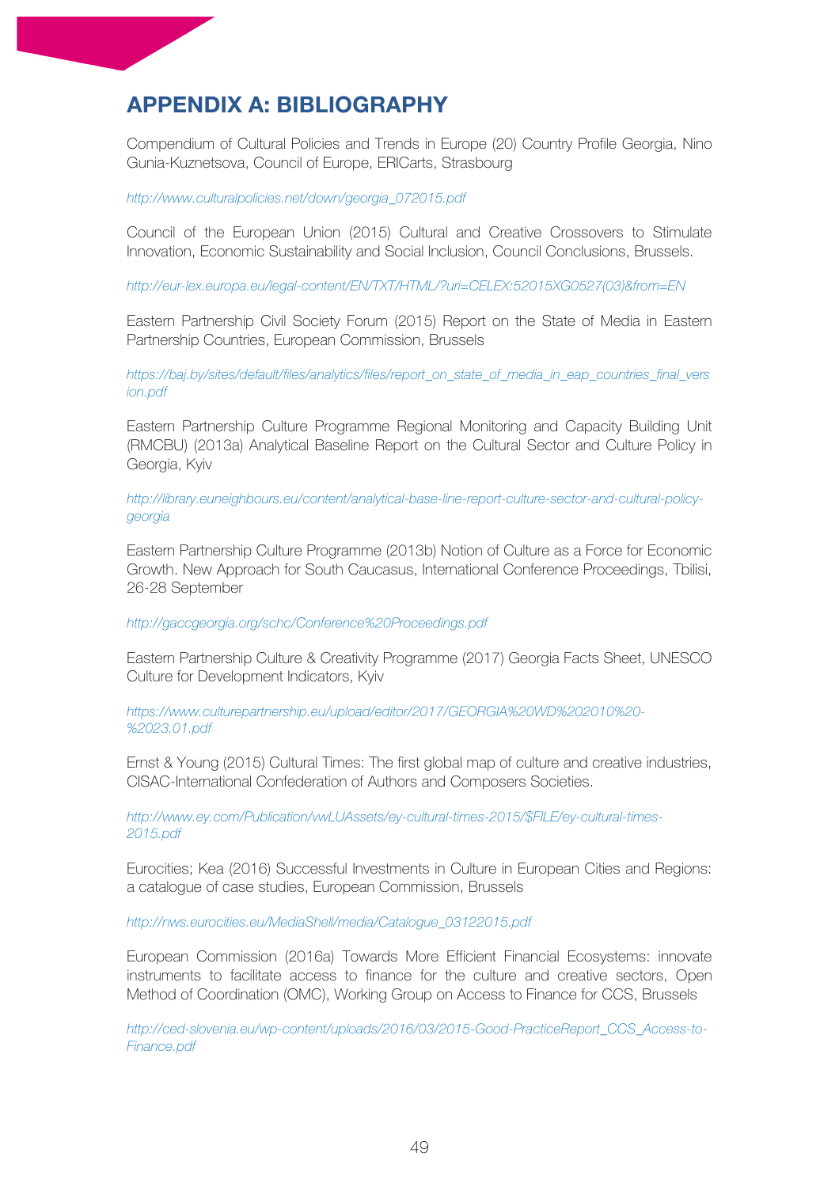# APPENDIX A: BIBLIOGRAPHY

Compendium of Cultural Policies and Trends in Europe (20) Country Profile Georgia, Nino Gunia-Kuznetsova, Council of Europe, ERICarts, Strasbourg

*http://www.culturalpolicies.net/down/georgia_072015.pdf*

Council of the European Union (2015) Cultural and Creative Crossovers to Stimulate Innovation, Economic Sustainability and Social Inclusion, Council Conclusions, Brussels.

*http://eur-lex.europa.eu/legal-content/EN/TXT/HTML/?uri=CELEX:52015XG0527(03)&from=EN*

Eastern Partnership Civil Society Forum (2015) Report on the State of Media in Eastern Partnership Countries, European Commission, Brussels

*https://baj.by/sites/default/files/analytics/files/report_on_state_of_media_in_eap_countries_final_version.pdf*

Eastern Partnership Culture Programme Regional Monitoring and Capacity Building Unit (RMCBU) (2013a) Analytical Baseline Report on the Cultural Sector and Culture Policy in Georgia, Kyiv

*http://library.euneighbours.eu/content/analytical-base-line-report-culture-sector-and-cultural-policy-georgia*

Eastern Partnership Culture Programme (2013b) Notion of Culture as a Force for Economic Growth. New Approach for South Caucasus, International Conference Proceedings, Tbilisi, 26-28 September

*http://gaccgeorgia.org/schc/Conference%20Proceedings.pdf*

Eastern Partnership Culture & Creativity Programme (2017) Georgia Facts Sheet, UNESCO Culture for Development Indicators, Kyiv

*https://www.culturepartnership.eu/upload/editor/2017/GEORGIA%20WD%202010%20-%2023.01.pdf*

Ernst & Young (2015) Cultural Times: The first global map of culture and creative industries, CISAC-International Confederation of Authors and Composers Societies.

*http://www.ey.com/Publication/vwLUAssets/ey-cultural-times-2015/$FILE/ey-cultural-times-2015.pdf*

Eurocities; Kea (2016) Successful Investments in Culture in European Cities and Regions: a catalogue of case studies, European Commission, Brussels

*http://nws.eurocities.eu/MediaShell/media/Catalogue_03122015.pdf*

European Commission (2016a) Towards More Efficient Financial Ecosystems: innovate instruments to facilitate access to finance for the culture and creative sectors, Open Method of Coordination (OMC), Working Group on Access to Finance for CCS, Brussels

*http://ced-slovenia.eu/wp-content/uploads/2016/03/2015-Good-PracticeReport_CCS_Access-to-Finance.pdf*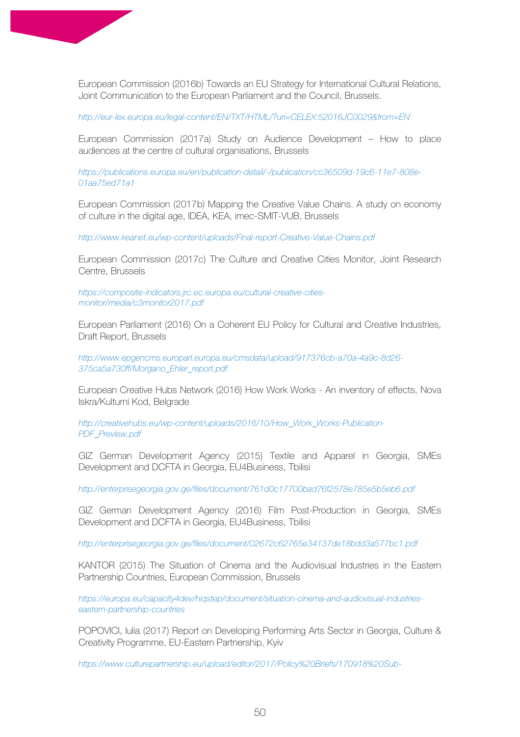European Commission (2016b) Towards an EU Strategy for International Cultural Relations, Joint Communication to the European Parliament and the Council, Brussels.

*http://eur-lex.europa.eu/legal-content/EN/TXT/HTML/?uri=CELEX:52016JC0029&from=EN*

European Commission (2017a) Study on Audience Development – How to place audiences at the centre of cultural organisations, Brussels

*https://publications.europa.eu/en/publication-detail/-/publication/cc36509d-19c6-11e7-808e-01aa75ed71a1*

European Commission (2017b) Mapping the Creative Value Chains. A study on economy of culture in the digital age, IDEA, KEA, imec-SMIT-VUB, Brussels

*http://www.keanet.eu/wp-content/uploads/Final-report-Creative-Value-Chains.pdf*

European Commission (2017c) The Culture and Creative Cities Monitor, Joint Research Centre, Brussels

*https://composite-indicators.jrc.ec.europa.eu/cultural-creative-cities-monitor/media/c3monitor2017.pdf*

European Parliament (2016) On a Coherent EU Policy for Cultural and Creative Industries, Draft Report, Brussels

*http://www.epgencms.europarl.europa.eu/cmsdata/upload/917376cb-a70a-4a9c-8d26-375ca5a730ff/Morgano_Ehler_report.pdf*

European Creative Hubs Network (2016) How Work Works - An inventory of effects, Nova Iskra/Kulturni Kod, Belgrade

*http://creativehubs.eu/wp-content/uploads/2016/10/How_Work_Works-Publication-PDF_Preview.pdf*

GIZ German Development Agency (2015) Textile and Apparel in Georgia, SMEs Development and DCFTA in Georgia, EU4Business, Tbilisi

*http://enterprisegeorgia.gov.ge/files/document/761d0c17700bad76f2578e785e5b5eb6.pdf*

GIZ German Development Agency (2016) Film Post-Production in Georgia, SMEs Development and DCFTA in Georgia, EU4Business, Tbilisi

*http://enterprisegeorgia.gov.ge/files/document/02672c62765e34137de18bdd3a577bc1.pdf*

KANTOR (2015) The Situation of Cinema and the Audiovisual Industries in the Eastern Partnership Countries, European Commission, Brussels

*https://europa.eu/capacity4dev/hiqstep/document/situation-cinema-and-audiovisual-industries-eastern-partnership-countries*

POPOVICI, Iulia (2017) Report on Developing Performing Arts Sector in Georgia, Culture & Creativity Programme, EU-Eastern Partnership, Kyiv

*https://www.culturepartnership.eu/upload/editor/2017/Policy%20Briefs/170918%20Sub-*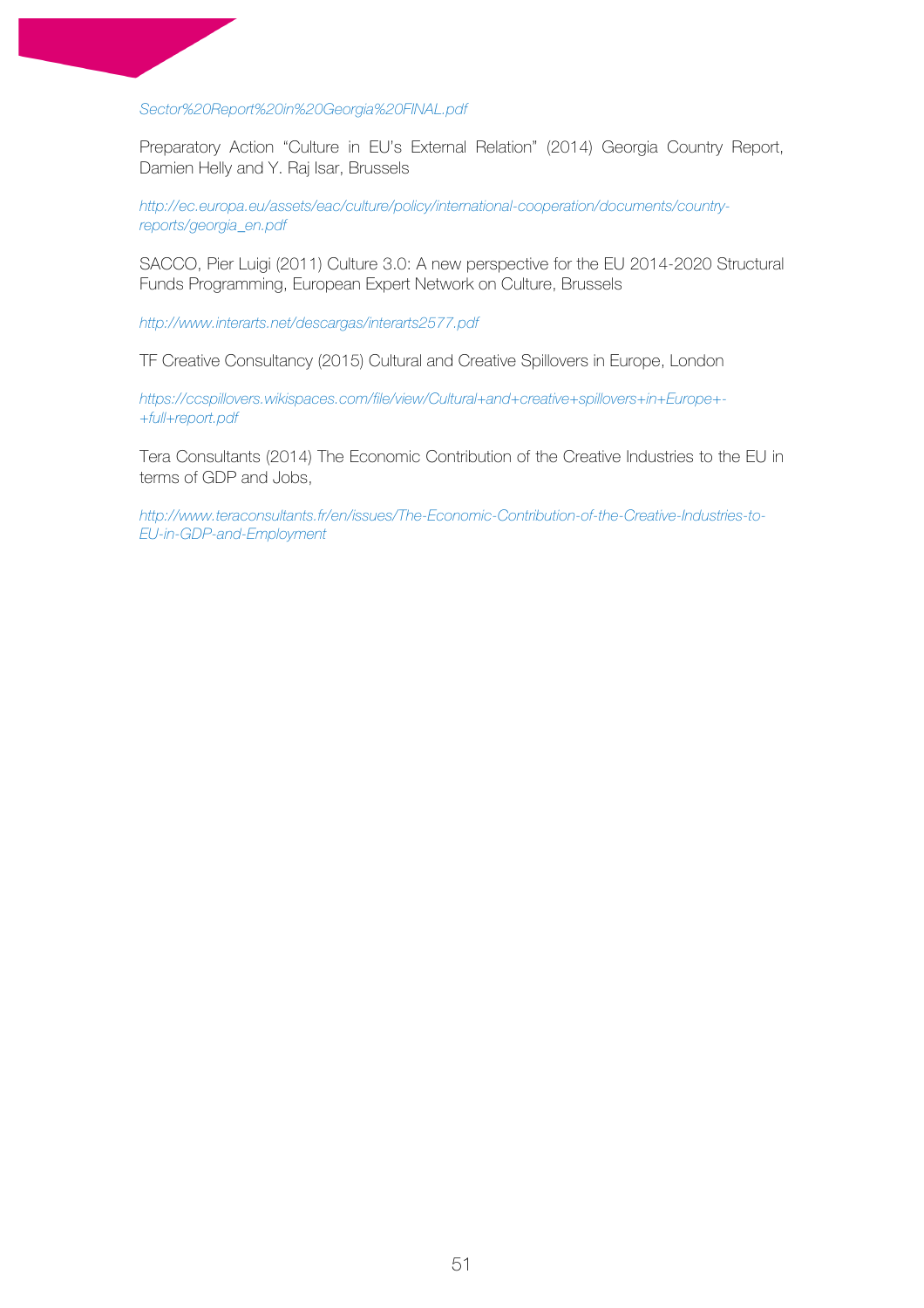*Sector%20Report%20in%20Georgia%20FINAL.pdf*

Preparatory Action "Culture in EU's External Relation" (2014) Georgia Country Report, Damien Helly and Y. Raj Isar, Brussels

*http://ec.europa.eu/assets/eac/culture/policy/international-cooperation/documents/country-reports/georgia_en.pdf*

SACCO, Pier Luigi (2011) Culture 3.0: A new perspective for the EU 2014-2020 Structural Funds Programming, European Expert Network on Culture, Brussels

*http://www.interarts.net/descargas/interarts2577.pdf*

TF Creative Consultancy (2015) Cultural and Creative Spillovers in Europe, London

*https://ccspillovers.wikispaces.com/file/view/Cultural+and+creative+spillovers+in+Europe+-+full+report.pdf*

Tera Consultants (2014) The Economic Contribution of the Creative Industries to the EU in terms of GDP and Jobs,

*http://www.teraconsultants.fr/en/issues/The-Economic-Contribution-of-the-Creative-Industries-to-EU-in-GDP-and-Employment*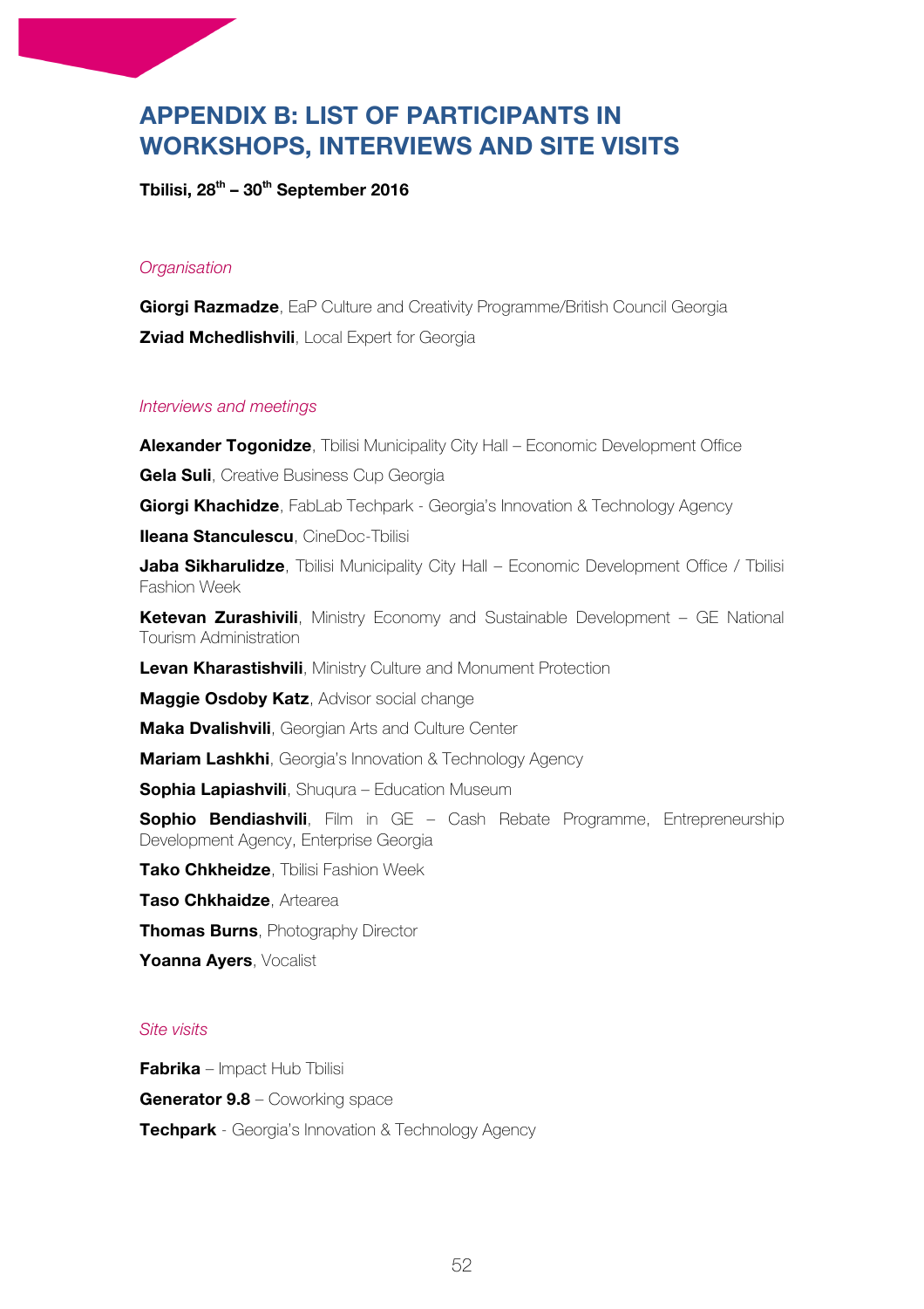# APPENDIX B: LIST OF PARTICIPANTS IN WORKSHOPS, INTERVIEWS AND SITE VISITS

**Tbilisi, 28th – 30th September 2016**

*Organisation*

**Giorgi Razmadze**, EaP Culture and Creativity Programme/British Council Georgia

**Zviad Mchedlishvili**, Local Expert for Georgia

*Interviews and meetings*

**Alexander Togonidze**, Tbilisi Municipality City Hall – Economic Development Office

**Gela Suli**, Creative Business Cup Georgia

**Giorgi Khachidze**, FabLab Techpark - Georgia's Innovation & Technology Agency

**Ileana Stanculescu**, CineDoc-Tbilisi

**Jaba Sikharulidze**, Tbilisi Municipality City Hall – Economic Development Office / Tbilisi Fashion Week

**Ketevan Zurashivili**, Ministry Economy and Sustainable Development – GE National Tourism Administration

**Levan Kharastishvili**, Ministry Culture and Monument Protection

**Maggie Osdoby Katz**, Advisor social change

**Maka Dvalishvili**, Georgian Arts and Culture Center

**Mariam Lashkhi**, Georgia's Innovation & Technology Agency

**Sophia Lapiashvili**, Shuqura – Education Museum

**Sophio Bendiashvili**, Film in GE – Cash Rebate Programme, Entrepreneurship Development Agency, Enterprise Georgia

**Tako Chkheidze**, Tbilisi Fashion Week

**Taso Chkhaidze**, Artearea

**Thomas Burns**, Photography Director

**Yoanna Ayers**, Vocalist

*Site visits*

**Fabrika** – Impact Hub Tbilisi

**Generator 9.8** – Coworking space

**Techpark** - Georgia's Innovation & Technology Agency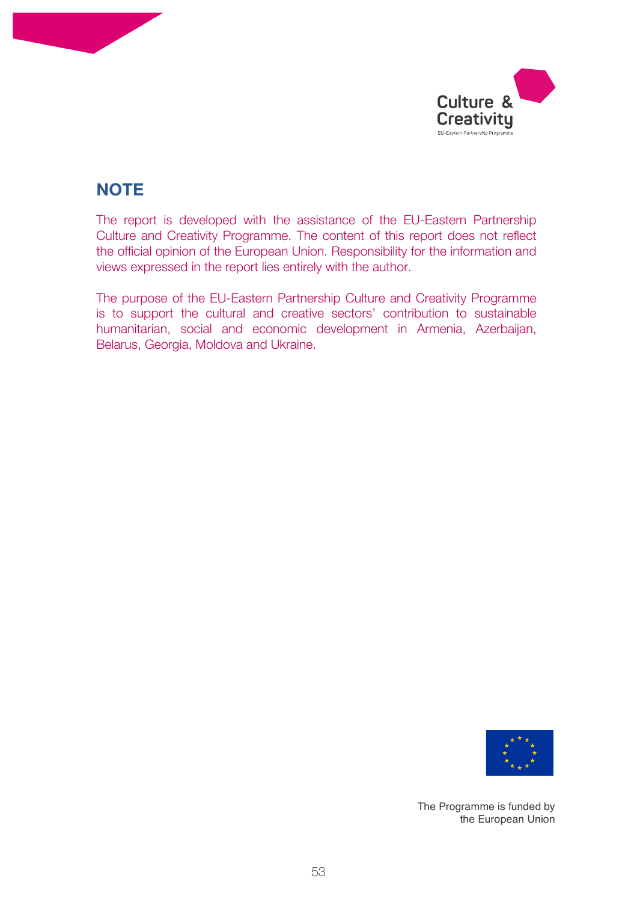Culture & Creativity
EU-Eastern Partnership Programme

## NOTE

The report is developed with the assistance of the EU-Eastern Partnership Culture and Creativity Programme. The content of this report does not reflect the official opinion of the European Union. Responsibility for the information and views expressed in the report lies entirely with the author.

The purpose of the EU-Eastern Partnership Culture and Creativity Programme is to support the cultural and creative sectors' contribution to sustainable humanitarian, social and economic development in Armenia, Azerbaijan, Belarus, Georgia, Moldova and Ukraine.

The Programme is funded by the European Union